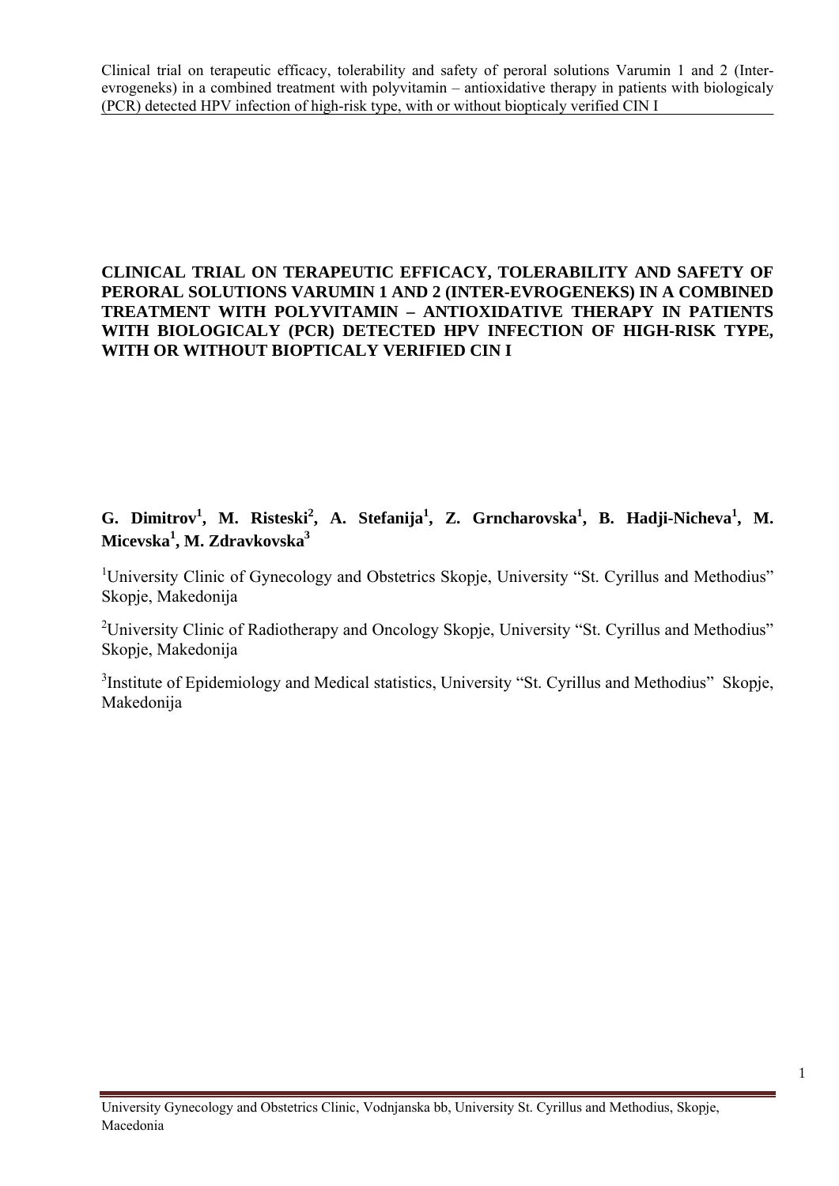# CLINICAL TRIAL ON TERAPEUTIC EFFICACY, TOLERABILITY AND SAFETY OF PERORAL SOLUTIONS VARUMIN 1 AND 2 (INTER-EVROGENEKS) IN A COMBINED TREATMENT WITH POLYVITAMIN – ANTIOXIDATIVE THERAPY IN PATIENTS WITH BIOLOGICALY (PCR) DETECTED HPV INFECTION OF HIGH-RISK TYPE, WITH OR WITHOUT BIOPTICALY VERIFIED CIN I

**G. Dimitrov[1], M. Risteski[2], A. Stefanija[1], Z. Grncharovska[1], B. Hadji-Nicheva[1], M. Micevska[1], M. Zdravkovska[3]**

[1]University Clinic of Gynecology and Obstetrics Skopje, University "St. Cyrillus and Methodius" Skopje, Makedonija

[2]University Clinic of Radiotherapy and Oncology Skopje, University "St. Cyrillus and Methodius" Skopje, Makedonija

[3]Institute of Epidemiology and Medical statistics, University "St. Cyrillus and Methodius" Skopje, Makedonija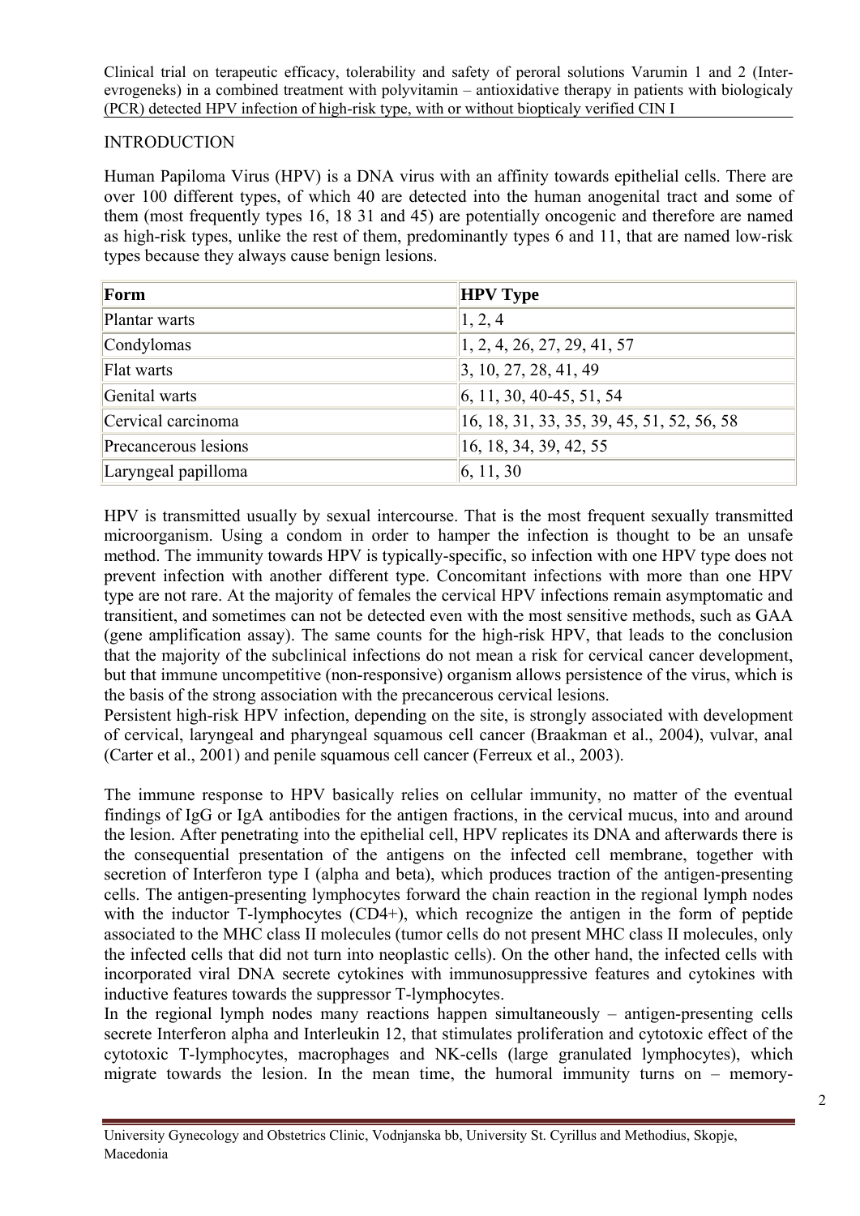## INTRODUCTION

Human Papiloma Virus (HPV) is a DNA virus with an affinity towards epithelial cells. There are over 100 different types, of which 40 are detected into the human anogenital tract and some of them (most frequently types 16, 18 31 and 45) are potentially oncogenic and therefore are named as high-risk types, unlike the rest of them, predominantly types 6 and 11, that are named low-risk types because they always cause benign lesions.

| Form | HPV Type |
|---|---|
| Plantar warts | 1, 2, 4 |
| Condylomas | 1, 2, 4, 26, 27, 29, 41, 57 |
| Flat warts | 3, 10, 27, 28, 41, 49 |
| Genital warts | 6, 11, 30, 40-45, 51, 54 |
| Cervical carcinoma | 16, 18, 31, 33, 35, 39, 45, 51, 52, 56, 58 |
| Precancerous lesions | 16, 18, 34, 39, 42, 55 |
| Laryngeal papilloma | 6, 11, 30 |

HPV is transmitted usually by sexual intercourse. That is the most frequent sexually transmitted microorganism. Using a condom in order to hamper the infection is thought to be an unsafe method. The immunity towards HPV is typically-specific, so infection with one HPV type does not prevent infection with another different type. Concomitant infections with more than one HPV type are not rare. At the majority of females the cervical HPV infections remain asymptomatic and transitient, and sometimes can not be detected even with the most sensitive methods, such as GAA (gene amplification assay). The same counts for the high-risk HPV, that leads to the conclusion that the majority of the subclinical infections do not mean a risk for cervical cancer development, but that immune uncompetitive (non-responsive) organism allows persistence of the virus, which is the basis of the strong association with the precancerous cervical lesions.
Persistent high-risk HPV infection, depending on the site, is strongly associated with development of cervical, laryngeal and pharyngeal squamous cell cancer (Braakman et al., 2004), vulvar, anal (Carter et al., 2001) and penile squamous cell cancer (Ferreux et al., 2003).

The immune response to HPV basically relies on cellular immunity, no matter of the eventual findings of IgG or IgA antibodies for the antigen fractions, in the cervical mucus, into and around the lesion. After penetrating into the epithelial cell, HPV replicates its DNA and afterwards there is the consequential presentation of the antigens on the infected cell membrane, together with secretion of Interferon type I (alpha and beta), which produces traction of the antigen-presenting cells. The antigen-presenting lymphocytes forward the chain reaction in the regional lymph nodes with the inductor T-lymphocytes (CD4+), which recognize the antigen in the form of peptide associated to the MHC class II molecules (tumor cells do not present MHC class II molecules, only the infected cells that did not turn into neoplastic cells). On the other hand, the infected cells with incorporated viral DNA secrete cytokines with immunosuppressive features and cytokines with inductive features towards the suppressor T-lymphocytes.
In the regional lymph nodes many reactions happen simultaneously – antigen-presenting cells secrete Interferon alpha and Interleukin 12, that stimulates proliferation and cytotoxic effect of the cytotoxic T-lymphocytes, macrophages and NK-cells (large granulated lymphocytes), which migrate towards the lesion. In the mean time, the humoral immunity turns on – memory-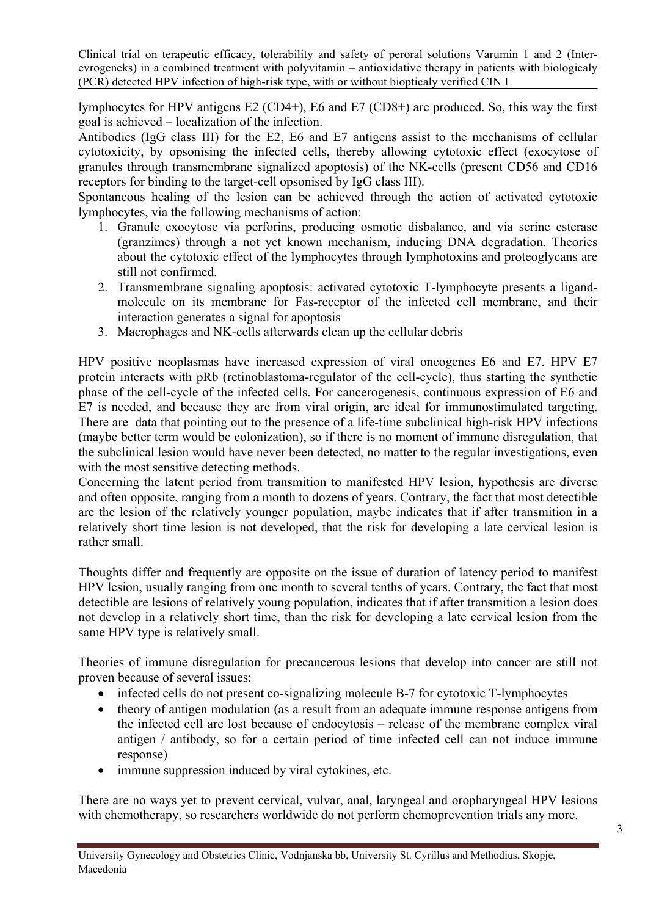lymphocytes for HPV antigens E2 (CD4+), E6 and E7 (CD8+) are produced. So, this way the first goal is achieved – localization of the infection.

Antibodies (IgG class III) for the E2, E6 and E7 antigens assist to the mechanisms of cellular cytotoxicity, by opsonising the infected cells, thereby allowing cytotoxic effect (exocytose of granules through transmembrane signalized apoptosis) of the NK-cells (present CD56 and CD16 receptors for binding to the target-cell opsonised by IgG class III).

Spontaneous healing of the lesion can be achieved through the action of activated cytotoxic lymphocytes, via the following mechanisms of action:

1. Granule exocytose via perforins, producing osmotic disbalance, and via serine esterase (granzimes) through a not yet known mechanism, inducing DNA degradation. Theories about the cytotoxic effect of the lymphocytes through lymphotoxins and proteoglycans are still not confirmed.
2. Transmembrane signaling apoptosis: activated cytotoxic T-lymphocyte presents a ligand-molecule on its membrane for Fas-receptor of the infected cell membrane, and their interaction generates a signal for apoptosis
3. Macrophages and NK-cells afterwards clean up the cellular debris

HPV positive neoplasmas have increased expression of viral oncogenes E6 and E7. HPV E7 protein interacts with pRb (retinoblastoma-regulator of the cell-cycle), thus starting the synthetic phase of the cell-cycle of the infected cells. For cancerogenesis, continuous expression of E6 and E7 is needed, and because they are from viral origin, are ideal for immunostimulated targeting. There are data that pointing out to the presence of a life-time subclinical high-risk HPV infections (maybe better term would be colonization), so if there is no moment of immune disregulation, that the subclinical lesion would have never been detected, no matter to the regular investigations, even with the most sensitive detecting methods.

Concerning the latent period from transmition to manifested HPV lesion, hypothesis are diverse and often opposite, ranging from a month to dozens of years. Contrary, the fact that most detectible are the lesion of the relatively younger population, maybe indicates that if after transmition in a relatively short time lesion is not developed, that the risk for developing a late cervical lesion is rather small.

Thoughts differ and frequently are opposite on the issue of duration of latency period to manifest HPV lesion, usually ranging from one month to several tenths of years. Contrary, the fact that most detectible are lesions of relatively young population, indicates that if after transmition a lesion does not develop in a relatively short time, than the risk for developing a late cervical lesion from the same HPV type is relatively small.

Theories of immune disregulation for precancerous lesions that develop into cancer are still not proven because of several issues:

- infected cells do not present co-signalizing molecule B-7 for cytotoxic T-lymphocytes
- theory of antigen modulation (as a result from an adequate immune response antigens from the infected cell are lost because of endocytosis – release of the membrane complex viral antigen / antibody, so for a certain period of time infected cell can not induce immune response)
- immune suppression induced by viral cytokines, etc.

There are no ways yet to prevent cervical, vulvar, anal, laryngeal and oropharyngeal HPV lesions with chemotherapy, so researchers worldwide do not perform chemoprevention trials any more.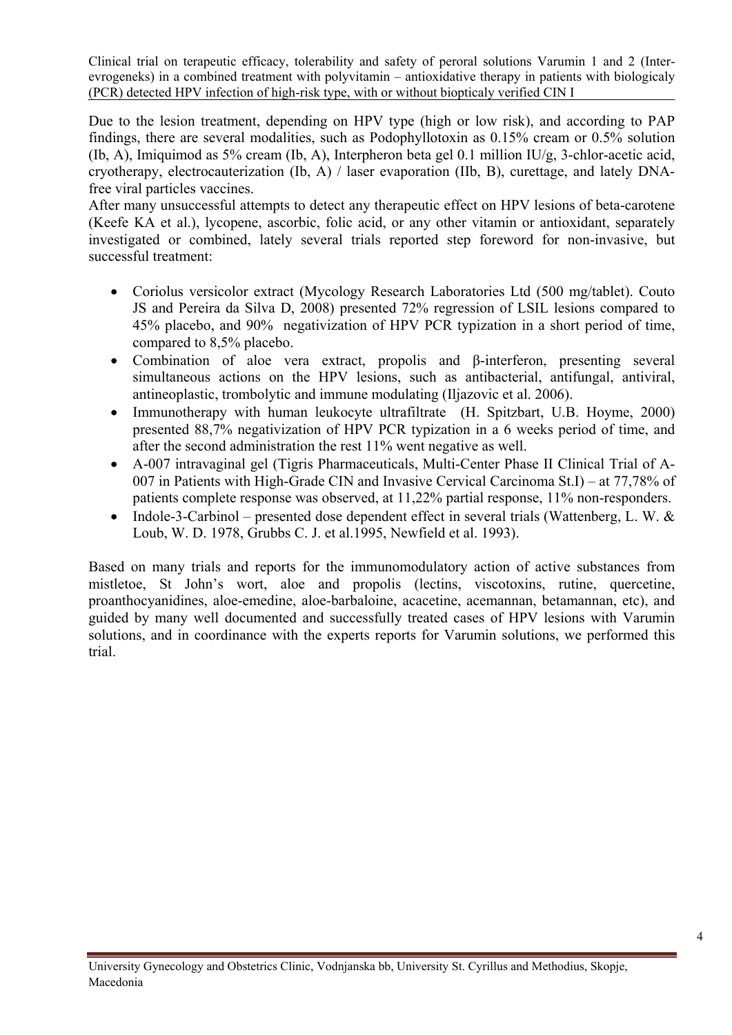Due to the lesion treatment, depending on HPV type (high or low risk), and according to PAP findings, there are several modalities, such as Podophyllotoxin as 0.15% cream or 0.5% solution (Ib, A), Imiquimod as 5% cream (Ib, A), Interpheron beta gel 0.1 million IU/g, 3-chlor-acetic acid, cryotherapy, electrocauterization (Ib, A) / laser evaporation (IIb, B), curettage, and lately DNA-free viral particles vaccines.

After many unsuccessful attempts to detect any therapeutic effect on HPV lesions of beta-carotene (Keefe KA et al.), lycopene, ascorbic, folic acid, or any other vitamin or antioxidant, separately investigated or combined, lately several trials reported step foreword for non-invasive, but successful treatment:

- Coriolus versicolor extract (Mycology Research Laboratories Ltd (500 mg/tablet). Couto JS and Pereira da Silva D, 2008) presented 72% regression of LSIL lesions compared to 45% placebo, and 90% negativization of HPV PCR typization in a short period of time, compared to 8,5% placebo.
- Combination of aloe vera extract, propolis and β-interferon, presenting several simultaneous actions on the HPV lesions, such as antibacterial, antifungal, antiviral, antineoplastic, trombolytic and immune modulating (Iljazovic et al. 2006).
- Immunotherapy with human leukocyte ultrafiltrate (H. Spitzbart, U.B. Hoyme, 2000) presented 88,7% negativization of HPV PCR typization in a 6 weeks period of time, and after the second administration the rest 11% went negative as well.
- A-007 intravaginal gel (Tigris Pharmaceuticals, Multi-Center Phase II Clinical Trial of A-007 in Patients with High-Grade CIN and Invasive Cervical Carcinoma St.I) – at 77,78% of patients complete response was observed, at 11,22% partial response, 11% non-responders.
- Indole-3-Carbinol – presented dose dependent effect in several trials (Wattenberg, L. W. & Loub, W. D. 1978, Grubbs C. J. et al.1995, Newfield et al. 1993).

Based on many trials and reports for the immunomodulatory action of active substances from mistletoe, St John's wort, aloe and propolis (lectins, viscotoxins, rutine, quercetine, proanthocyanidines, aloe-emedine, aloe-barbaloine, acacetine, acemannan, betamannan, etc), and guided by many well documented and successfully treated cases of HPV lesions with Varumin solutions, and in coordinance with the experts reports for Varumin solutions, we performed this trial.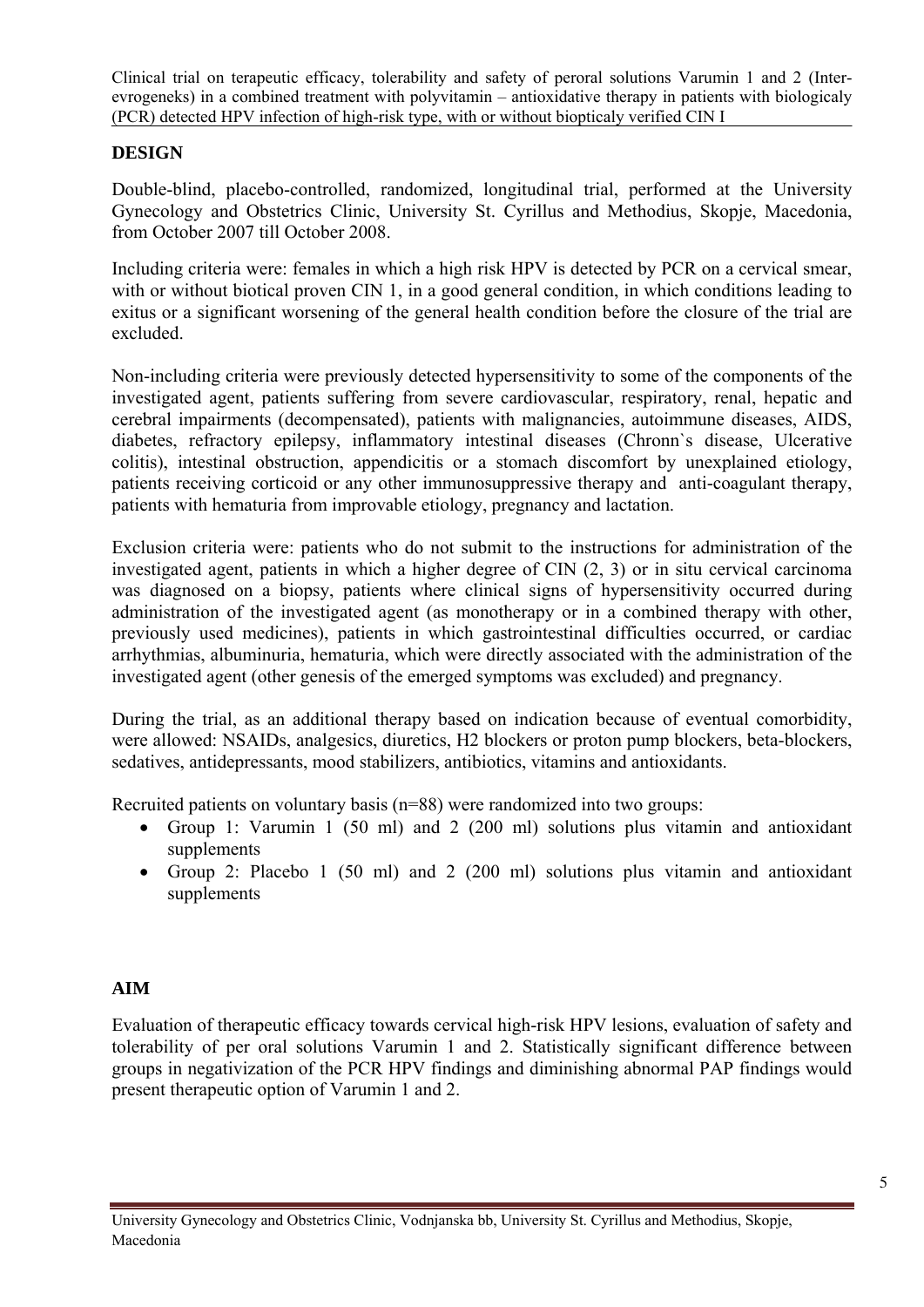## DESIGN

Double-blind, placebo-controlled, randomized, longitudinal trial, performed at the University Gynecology and Obstetrics Clinic, University St. Cyrillus and Methodius, Skopje, Macedonia, from October 2007 till October 2008.

Including criteria were: females in which a high risk HPV is detected by PCR on a cervical smear, with or without biotical proven CIN 1, in a good general condition, in which conditions leading to exitus or a significant worsening of the general health condition before the closure of the trial are excluded.

Non-including criteria were previously detected hypersensitivity to some of the components of the investigated agent, patients suffering from severe cardiovascular, respiratory, renal, hepatic and cerebral impairments (decompensated), patients with malignancies, autoimmune diseases, AIDS, diabetes, refractory epilepsy, inflammatory intestinal diseases (Chronn`s disease, Ulcerative colitis), intestinal obstruction, appendicitis or a stomach discomfort by unexplained etiology, patients receiving corticoid or any other immunosuppressive therapy and anti-coagulant therapy, patients with hematuria from improvable etiology, pregnancy and lactation.

Exclusion criteria were: patients who do not submit to the instructions for administration of the investigated agent, patients in which a higher degree of CIN (2, 3) or in situ cervical carcinoma was diagnosed on a biopsy, patients where clinical signs of hypersensitivity occurred during administration of the investigated agent (as monotherapy or in a combined therapy with other, previously used medicines), patients in which gastrointestinal difficulties occurred, or cardiac arrhythmias, albuminuria, hematuria, which were directly associated with the administration of the investigated agent (other genesis of the emerged symptoms was excluded) and pregnancy.

During the trial, as an additional therapy based on indication because of eventual comorbidity, were allowed: NSAIDs, analgesics, diuretics, H2 blockers or proton pump blockers, beta-blockers, sedatives, antidepressants, mood stabilizers, antibiotics, vitamins and antioxidants.

Recruited patients on voluntary basis (n=88) were randomized into two groups:

- Group 1: Varumin 1 (50 ml) and 2 (200 ml) solutions plus vitamin and antioxidant supplements
- Group 2: Placebo 1 (50 ml) and 2 (200 ml) solutions plus vitamin and antioxidant supplements

## AIM

Evaluation of therapeutic efficacy towards cervical high-risk HPV lesions, evaluation of safety and tolerability of per oral solutions Varumin 1 and 2. Statistically significant difference between groups in negativization of the PCR HPV findings and diminishing abnormal PAP findings would present therapeutic option of Varumin 1 and 2.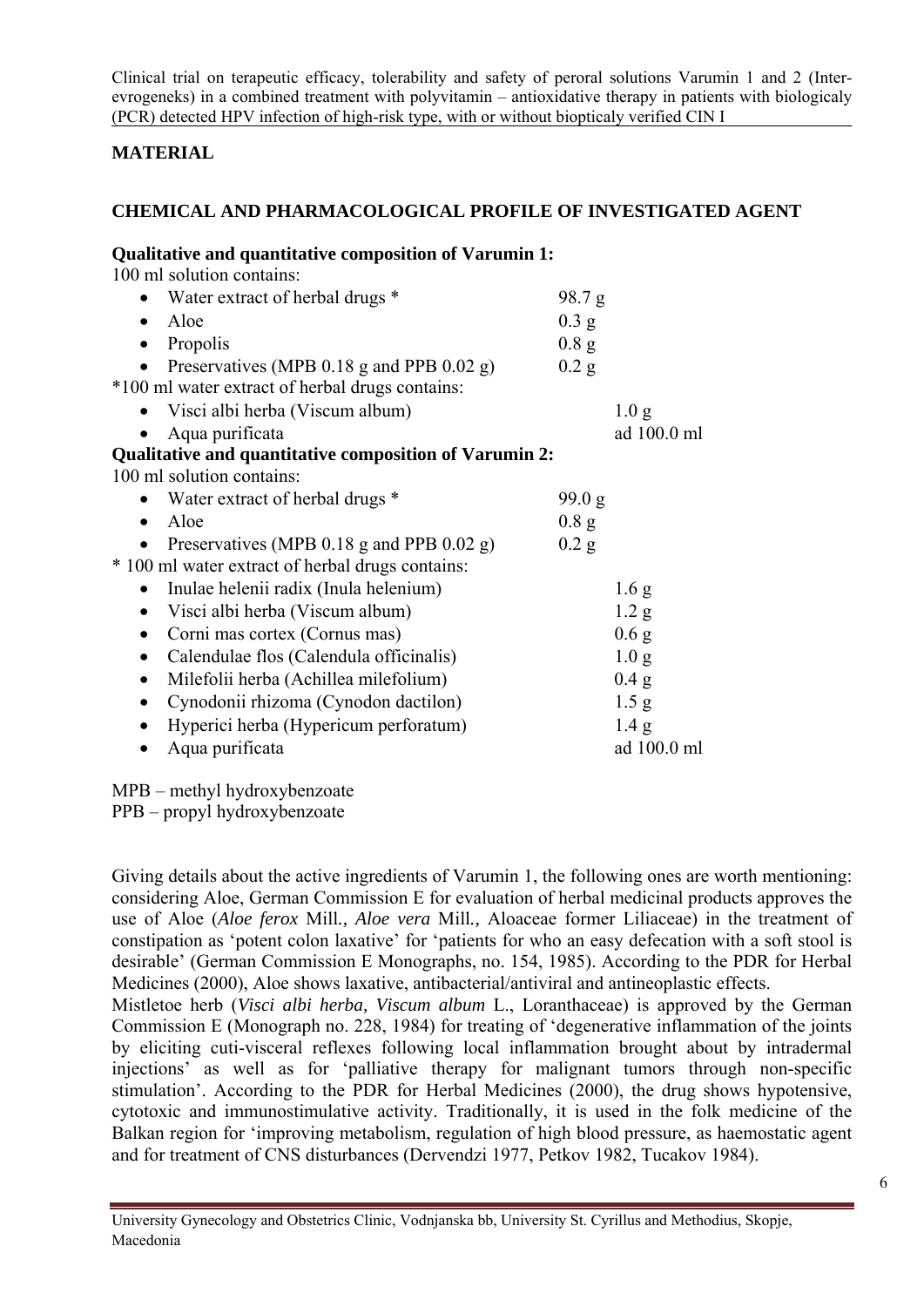## MATERIAL

## CHEMICAL AND PHARMACOLOGICAL PROFILE OF INVESTIGATED AGENT

**Qualitative and quantitative composition of Varumin 1:**

100 ml solution contains:

- Water extract of herbal drugs * 98.7 g
- Aloe 0.3 g
- Propolis 0.8 g
- Preservatives (MPB 0.18 g and PPB 0.02 g) 0.2 g

*100 ml water extract of herbal drugs contains:

- Visci albi herba (Viscum album) 1.0 g
- Aqua purificata ad 100.0 ml

**Qualitative and quantitative composition of Varumin 2:**

100 ml solution contains:

- Water extract of herbal drugs * 99.0 g
- Aloe 0.8 g
- Preservatives (MPB 0.18 g and PPB 0.02 g) 0.2 g

* 100 ml water extract of herbal drugs contains:

- Inulae helenii radix (Inula helenium) 1.6 g
- Visci albi herba (Viscum album) 1.2 g
- Corni mas cortex (Cornus mas) 0.6 g
- Calendulae flos (Calendula officinalis) 1.0 g
- Milefolii herba (Achillea milefolium) 0.4 g
- Cynodonii rhizoma (Cynodon dactilon) 1.5 g
- Hyperici herba (Hypericum perforatum) 1.4 g
- Aqua purificata ad 100.0 ml

MPB – methyl hydroxybenzoate
PPB – propyl hydroxybenzoate

Giving details about the active ingredients of Varumin 1, the following ones are worth mentioning: considering Aloe, German Commission E for evaluation of herbal medicinal products approves the use of Aloe (*Aloe ferox* Mill., *Aloe vera* Mill., Aloaceae former Liliaceae) in the treatment of constipation as 'potent colon laxative' for 'patients for who an easy defecation with a soft stool is desirable' (German Commission E Monographs, no. 154, 1985). According to the PDR for Herbal Medicines (2000), Aloe shows laxative, antibacterial/antiviral and antineoplastic effects.

Mistletoe herb (*Visci albi herba, Viscum album* L., Loranthaceae) is approved by the German Commission E (Monograph no. 228, 1984) for treating of 'degenerative inflammation of the joints by eliciting cuti-visceral reflexes following local inflammation brought about by intradermal injections' as well as for 'palliative therapy for malignant tumors through non-specific stimulation'. According to the PDR for Herbal Medicines (2000), the drug shows hypotensive, cytotoxic and immunostimulative activity. Traditionally, it is used in the folk medicine of the Balkan region for 'improving metabolism, regulation of high blood pressure, as haemostatic agent and for treatment of CNS disturbances (Dervendzi 1977, Petkov 1982, Tucakov 1984).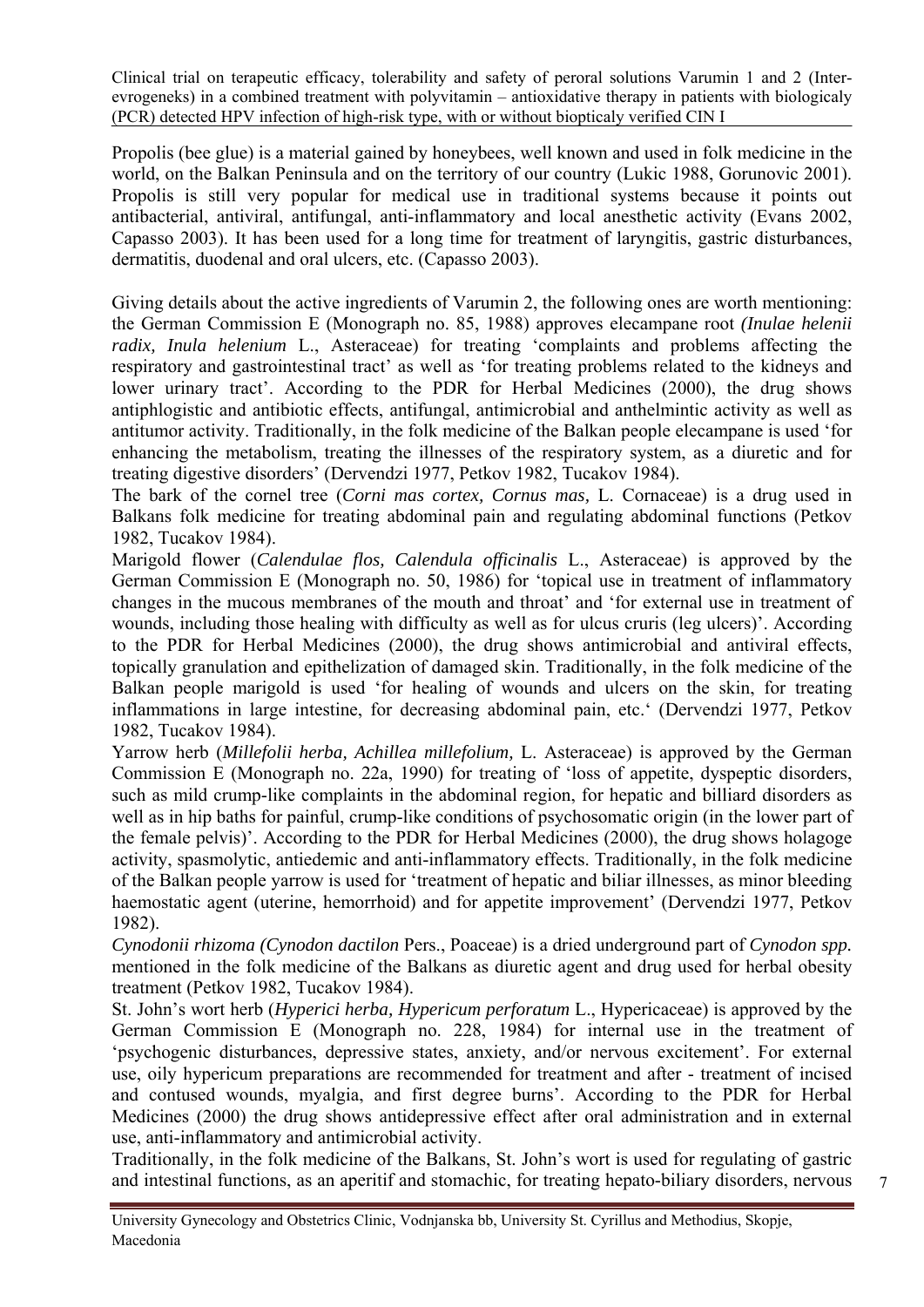Propolis (bee glue) is a material gained by honeybees, well known and used in folk medicine in the world, on the Balkan Peninsula and on the territory of our country (Lukic 1988, Gorunovic 2001). Propolis is still very popular for medical use in traditional systems because it points out antibacterial, antiviral, antifungal, anti-inflammatory and local anesthetic activity (Evans 2002, Capasso 2003). It has been used for a long time for treatment of laryngitis, gastric disturbances, dermatitis, duodenal and oral ulcers, etc. (Capasso 2003).

Giving details about the active ingredients of Varumin 2, the following ones are worth mentioning: the German Commission E (Monograph no. 85, 1988) approves elecampane root *(Inulae helenii radix, Inula helenium* L., Asteraceae) for treating 'complaints and problems affecting the respiratory and gastrointestinal tract' as well as 'for treating problems related to the kidneys and lower urinary tract'. According to the PDR for Herbal Medicines (2000), the drug shows antiphlogistic and antibiotic effects, antifungal, antimicrobial and anthelmintic activity as well as antitumor activity. Traditionally, in the folk medicine of the Balkan people elecampane is used 'for enhancing the metabolism, treating the illnesses of the respiratory system, as a diuretic and for treating digestive disorders' (Dervendzi 1977, Petkov 1982, Tucakov 1984).

The bark of the cornel tree (*Corni mas cortex, Cornus mas,* L. Cornaceae) is a drug used in Balkans folk medicine for treating abdominal pain and regulating abdominal functions (Petkov 1982, Tucakov 1984).

Marigold flower (*Calendulae flos, Calendula officinalis* L., Asteraceae) is approved by the German Commission E (Monograph no. 50, 1986) for 'topical use in treatment of inflammatory changes in the mucous membranes of the mouth and throat' and 'for external use in treatment of wounds, including those healing with difficulty as well as for ulcus cruris (leg ulcers)'. According to the PDR for Herbal Medicines (2000), the drug shows antimicrobial and antiviral effects, topically granulation and epithelization of damaged skin. Traditionally, in the folk medicine of the Balkan people marigold is used 'for healing of wounds and ulcers on the skin, for treating inflammations in large intestine, for decreasing abdominal pain, etc.' (Dervendzi 1977, Petkov 1982, Tucakov 1984).

Yarrow herb (*Millefolii herba, Achillea millefolium,* L. Asteraceae) is approved by the German Commission E (Monograph no. 22a, 1990) for treating of 'loss of appetite, dyspeptic disorders, such as mild crump-like complaints in the abdominal region, for hepatic and billiard disorders as well as in hip baths for painful, crump-like conditions of psychosomatic origin (in the lower part of the female pelvis)'. According to the PDR for Herbal Medicines (2000), the drug shows holagoge activity, spasmolytic, antiedemic and anti-inflammatory effects. Traditionally, in the folk medicine of the Balkan people yarrow is used for 'treatment of hepatic and biliar illnesses, as minor bleeding haemostatic agent (uterine, hemorrhoid) and for appetite improvement' (Dervendzi 1977, Petkov 1982).

*Cynodonii rhizoma (Cynodon dactilon* Pers., Poaceae) is a dried underground part of *Cynodon spp.* mentioned in the folk medicine of the Balkans as diuretic agent and drug used for herbal obesity treatment (Petkov 1982, Tucakov 1984).

St. John's wort herb (*Hyperici herba, Hypericum perforatum* L., Hypericaceae) is approved by the German Commission E (Monograph no. 228, 1984) for internal use in the treatment of 'psychogenic disturbances, depressive states, anxiety, and/or nervous excitement'. For external use, oily hypericum preparations are recommended for treatment and after - treatment of incised and contused wounds, myalgia, and first degree burns'. According to the PDR for Herbal Medicines (2000) the drug shows antidepressive effect after oral administration and in external use, anti-inflammatory and antimicrobial activity.

Traditionally, in the folk medicine of the Balkans, St. John's wort is used for regulating of gastric and intestinal functions, as an aperitif and stomachic, for treating hepato-biliary disorders, nervous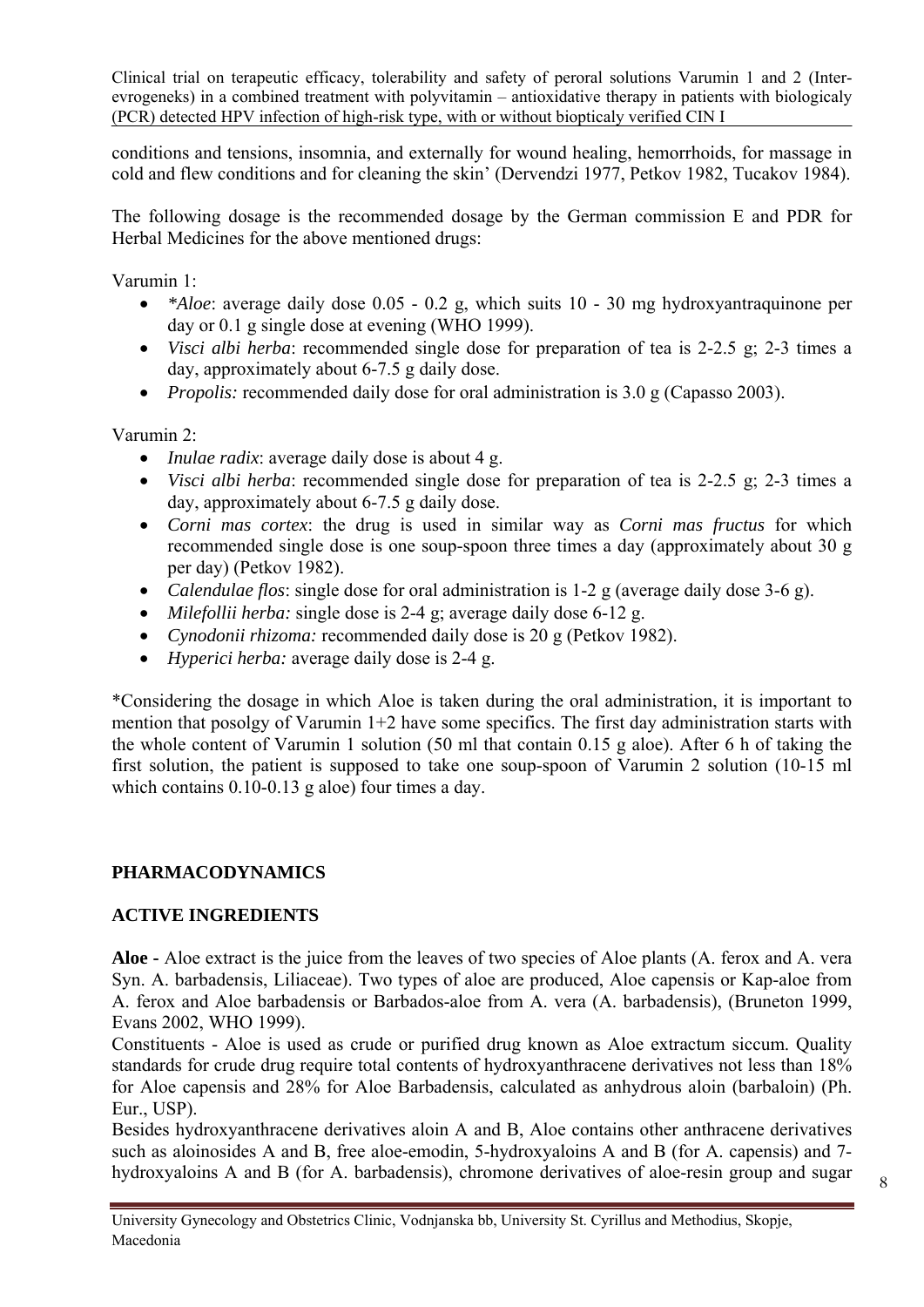conditions and tensions, insomnia, and externally for wound healing, hemorrhoids, for massage in cold and flew conditions and for cleaning the skin' (Dervendzi 1977, Petkov 1982, Tucakov 1984).

The following dosage is the recommended dosage by the German commission E and PDR for Herbal Medicines for the above mentioned drugs:

Varumin 1:

- *\*Aloe*: average daily dose 0.05 - 0.2 g, which suits 10 - 30 mg hydroxyantraquinone per day or 0.1 g single dose at evening (WHO 1999).
- *Visci albi herba*: recommended single dose for preparation of tea is 2-2.5 g; 2-3 times a day, approximately about 6-7.5 g daily dose.
- *Propolis:* recommended daily dose for oral administration is 3.0 g (Capasso 2003).

Varumin 2:

- *Inulae radix*: average daily dose is about 4 g.
- *Visci albi herba*: recommended single dose for preparation of tea is 2-2.5 g; 2-3 times a day, approximately about 6-7.5 g daily dose.
- *Corni mas cortex*: the drug is used in similar way as *Corni mas fructus* for which recommended single dose is one soup-spoon three times a day (approximately about 30 g per day) (Petkov 1982).
- *Calendulae flos*: single dose for oral administration is 1-2 g (average daily dose 3-6 g).
- *Milefollii herba:* single dose is 2-4 g; average daily dose 6-12 g.
- *Cynodonii rhizoma:* recommended daily dose is 20 g (Petkov 1982).
- *Hyperici herba:* average daily dose is 2-4 g.

*Considering the dosage in which Aloe is taken during the oral administration, it is important to mention that posolgy of Varumin 1+2 have some specifics. The first day administration starts with the whole content of Varumin 1 solution (50 ml that contain 0.15 g aloe). After 6 h of taking the first solution, the patient is supposed to take one soup-spoon of Varumin 2 solution (10-15 ml which contains 0.10-0.13 g aloe) four times a day.

## PHARMACODYNAMICS

## ACTIVE INGREDIENTS

**Aloe -** Aloe extract is the juice from the leaves of two species of Aloe plants (A. ferox and A. vera Syn. A. barbadensis, Liliaceae). Two types of aloe are produced, Aloe capensis or Kap-aloe from A. ferox and Aloe barbadensis or Barbados-aloe from A. vera (A. barbadensis), (Bruneton 1999, Evans 2002, WHO 1999).

Constituents - Aloe is used as crude or purified drug known as Aloe extractum siccum. Quality standards for crude drug require total contents of hydroxyanthracene derivatives not less than 18% for Aloe capensis and 28% for Aloe Barbadensis, calculated as anhydrous aloin (barbaloin) (Ph. Eur., USP).

Besides hydroxyanthracene derivatives aloin A and B, Aloe contains other anthracene derivatives such as aloinosides A and B, free aloe-emodin, 5-hydroxyaloins A and B (for A. capensis) and 7-hydroxyaloins A and B (for A. barbadensis), chromone derivatives of aloe-resin group and sugar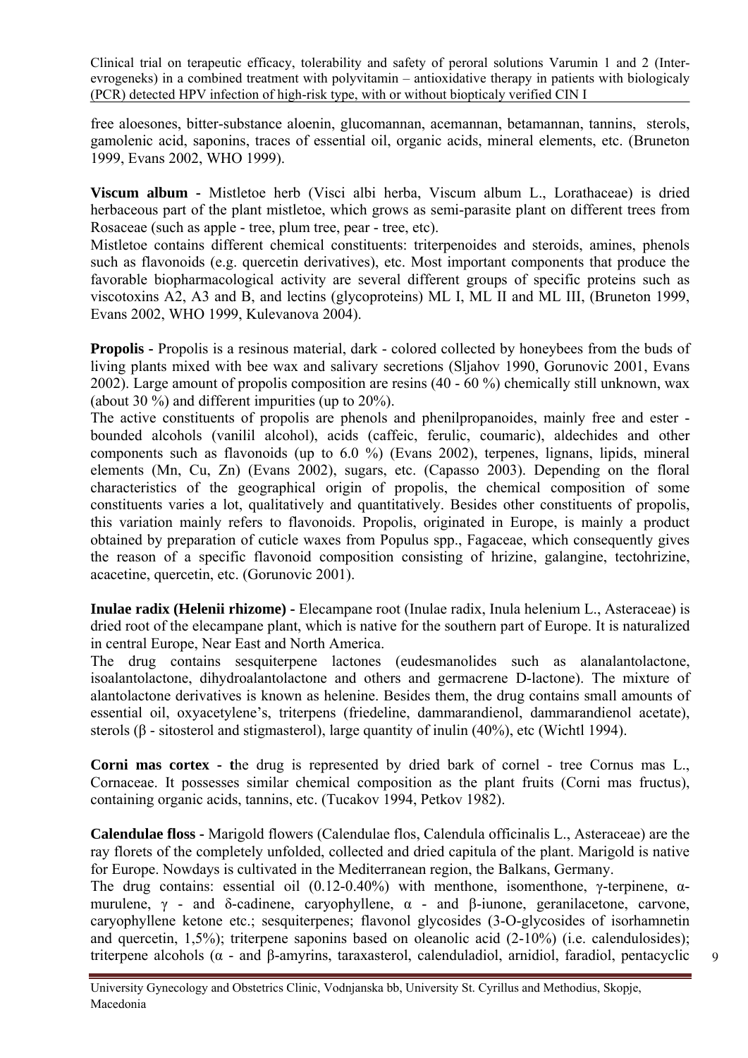free aloesones, bitter-substance aloenin, glucomannan, acemannan, betamannan, tannins, sterols, gamolenic acid, saponins, traces of essential oil, organic acids, mineral elements, etc. (Bruneton 1999, Evans 2002, WHO 1999).

**Viscum album** - Mistletoe herb (Visci albi herba, Viscum album L., Lorathaceae) is dried herbaceous part of the plant mistletoe, which grows as semi-parasite plant on different trees from Rosaceae (such as apple - tree, plum tree, pear - tree, etc).

Mistletoe contains different chemical constituents: triterpenoides and steroids, amines, phenols such as flavonoids (e.g. quercetin derivatives), etc. Most important components that produce the favorable biopharmacological activity are several different groups of specific proteins such as viscotoxins A2, A3 and B, and lectins (glycoproteins) ML I, ML II and ML III, (Bruneton 1999, Evans 2002, WHO 1999, Kulevanova 2004).

**Propolis** - Propolis is a resinous material, dark - colored collected by honeybees from the buds of living plants mixed with bee wax and salivary secretions (Sljahov 1990, Gorunovic 2001, Evans 2002). Large amount of propolis composition are resins (40 - 60 %) chemically still unknown, wax (about 30 %) and different impurities (up to 20%).

The active constituents of propolis are phenols and phenilpropanoides, mainly free and ester - bounded alcohols (vanilil alcohol), acids (caffeic, ferulic, coumaric), aldechides and other components such as flavonoids (up to 6.0 %) (Evans 2002), terpenes, lignans, lipids, mineral elements (Mn, Cu, Zn) (Evans 2002), sugars, etc. (Capasso 2003). Depending on the floral characteristics of the geographical origin of propolis, the chemical composition of some constituents varies a lot, qualitatively and quantitatively. Besides other constituents of propolis, this variation mainly refers to flavonoids. Propolis, originated in Europe, is mainly a product obtained by preparation of cuticle waxes from Populus spp., Fagaceae, which consequently gives the reason of a specific flavonoid composition consisting of hrizine, galangine, tectohrizine, acacetine, quercetin, etc. (Gorunovic 2001).

**Inulae radix (Helenii rhizome)** - Elecampane root (Inulae radix, Inula helenium L., Asteraceae) is dried root of the elecampane plant, which is native for the southern part of Europe. It is naturalized in central Europe, Near East and North America.

The drug contains sesquiterpene lactones (eudesmanolides such as alanalantolactone, isoalantolactone, dihydroalantolactone and others and germacrene D-lactone). The mixture of alantolactone derivatives is known as helenine. Besides them, the drug contains small amounts of essential oil, oxyacetylene's, triterpens (friedeline, dammarandienol, dammarandienol acetate), sterols (β - sitosterol and stigmasterol), large quantity of inulin (40%), etc (Wichtl 1994).

**Corni mas cortex** - **t**he drug is represented by dried bark of cornel - tree Cornus mas L., Cornaceae. It possesses similar chemical composition as the plant fruits (Corni mas fructus), containing organic acids, tannins, etc. (Tucakov 1994, Petkov 1982).

**Calendulae floss** - Marigold flowers (Calendulae flos, Calendula officinalis L., Asteraceae) are the ray florets of the completely unfolded, collected and dried capitula of the plant. Marigold is native for Europe. Nowdays is cultivated in the Mediterranean region, the Balkans, Germany.

The drug contains: essential oil (0.12-0.40%) with menthone, isomenthone, γ-terpinene, α-murulene, γ - and δ-cadinene, caryophyllene, α - and β-iunone, geranilacetone, carvone, caryophyllene ketone etc.; sesquiterpenes; flavonol glycosides (3-O-glycosides of isorhamnetin and quercetin, 1,5%); triterpene saponins based on oleanolic acid (2-10%) (i.e. calendulosides); triterpene alcohols (α - and β-amyrins, taraxasterol, calenduladiol, arnidiol, faradiol, pentacyclic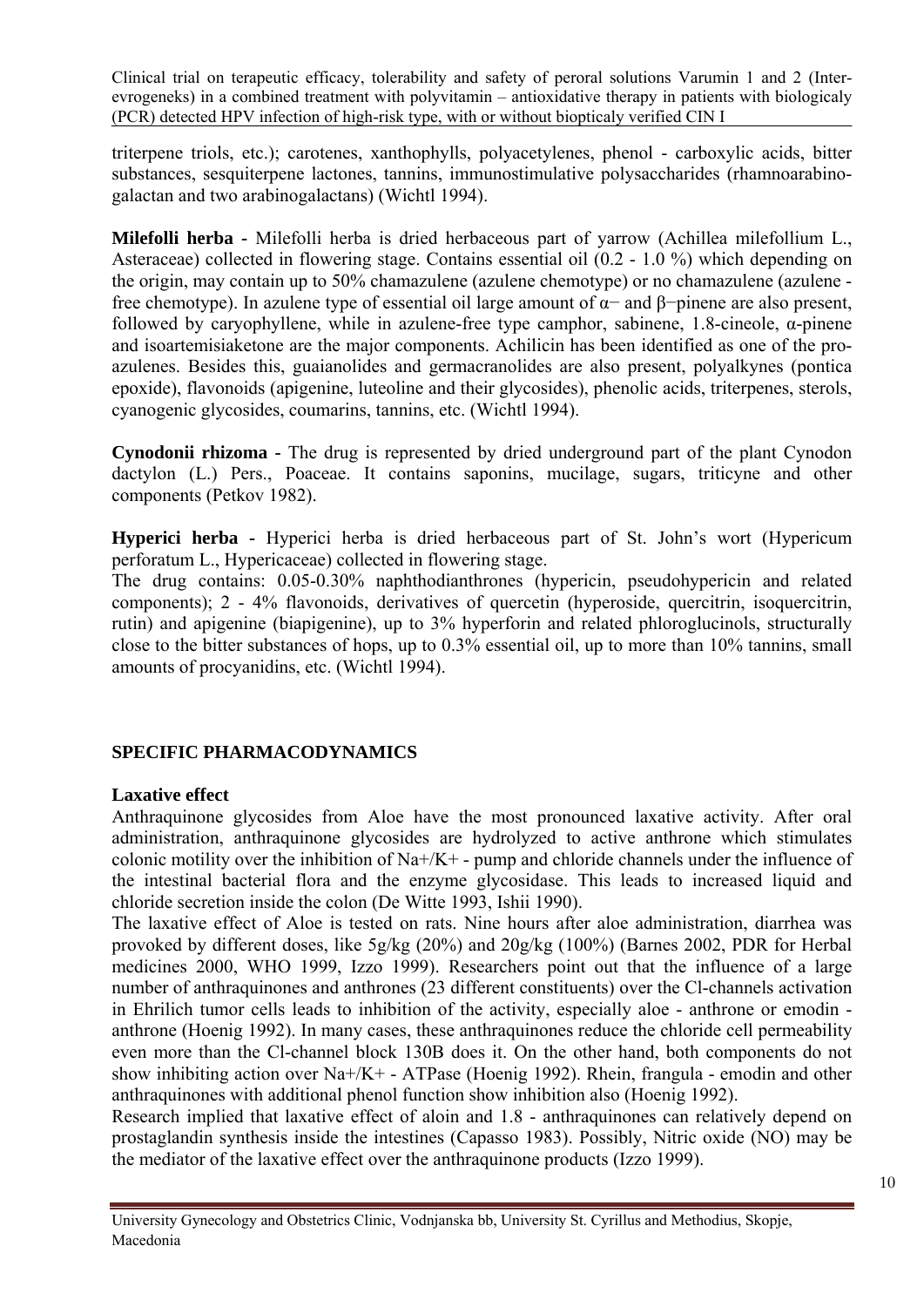triterpene triols, etc.); carotenes, xanthophylls, polyacetylenes, phenol - carboxylic acids, bitter substances, sesquiterpene lactones, tannins, immunostimulative polysaccharides (rhamnoarabinogalactan and two arabinogalactans) (Wichtl 1994).

**Milefolli herba** - Milefolli herba is dried herbaceous part of yarrow (Achillea milefollium L., Asteraceae) collected in flowering stage. Contains essential oil (0.2 - 1.0 %) which depending on the origin, may contain up to 50% chamazulene (azulene chemotype) or no chamazulene (azulene - free chemotype). In azulene type of essential oil large amount of α− and β−pinene are also present, followed by caryophyllene, while in azulene-free type camphor, sabinene, 1.8-cineole, α-pinene and isoartemisiaketone are the major components. Achilicin has been identified as one of the pro-azulenes. Besides this, guaianolides and germacranolides are also present, polyalkynes (pontica epoxide), flavonoids (apigenine, luteoline and their glycosides), phenolic acids, triterpenes, sterols, cyanogenic glycosides, coumarins, tannins, etc. (Wichtl 1994).

**Cynodonii rhizoma** - The drug is represented by dried underground part of the plant Cynodon dactylon (L.) Pers., Poaceae. It contains saponins, mucilage, sugars, triticyne and other components (Petkov 1982).

**Hyperici herba** - Hyperici herba is dried herbaceous part of St. John's wort (Hypericum perforatum L., Hypericaceae) collected in flowering stage.
The drug contains: 0.05-0.30% naphthodianthrones (hypericin, pseudohypericin and related components); 2 - 4% flavonoids, derivatives of quercetin (hyperoside, quercitrin, isoquercitrin, rutin) and apigenine (biapigenine), up to 3% hyperforin and related phloroglucinols, structurally close to the bitter substances of hops, up to 0.3% essential oil, up to more than 10% tannins, small amounts of procyanidins, etc. (Wichtl 1994).

## SPECIFIC PHARMACODYNAMICS

### Laxative effect

Anthraquinone glycosides from Aloe have the most pronounced laxative activity. After oral administration, anthraquinone glycosides are hydrolyzed to active anthrone which stimulates colonic motility over the inhibition of Na+/K+ - pump and chloride channels under the influence of the intestinal bacterial flora and the enzyme glycosidase. This leads to increased liquid and chloride secretion inside the colon (De Witte 1993, Ishii 1990).
The laxative effect of Aloe is tested on rats. Nine hours after aloe administration, diarrhea was provoked by different doses, like 5g/kg (20%) and 20g/kg (100%) (Barnes 2002, PDR for Herbal medicines 2000, WHO 1999, Izzo 1999). Researchers point out that the influence of a large number of anthraquinones and anthrones (23 different constituents) over the Cl-channels activation in Ehrilich tumor cells leads to inhibition of the activity, especially aloe - anthrone or emodin - anthrone (Hoenig 1992). In many cases, these anthraquinones reduce the chloride cell permeability even more than the Cl-channel block 130B does it. On the other hand, both components do not show inhibiting action over Na+/K+ - ATPase (Hoenig 1992). Rhein, frangula - emodin and other anthraquinones with additional phenol function show inhibition also (Hoenig 1992).
Research implied that laxative effect of aloin and 1.8 - anthraquinones can relatively depend on prostaglandin synthesis inside the intestines (Capasso 1983). Possibly, Nitric oxide (NO) may be the mediator of the laxative effect over the anthraquinone products (Izzo 1999).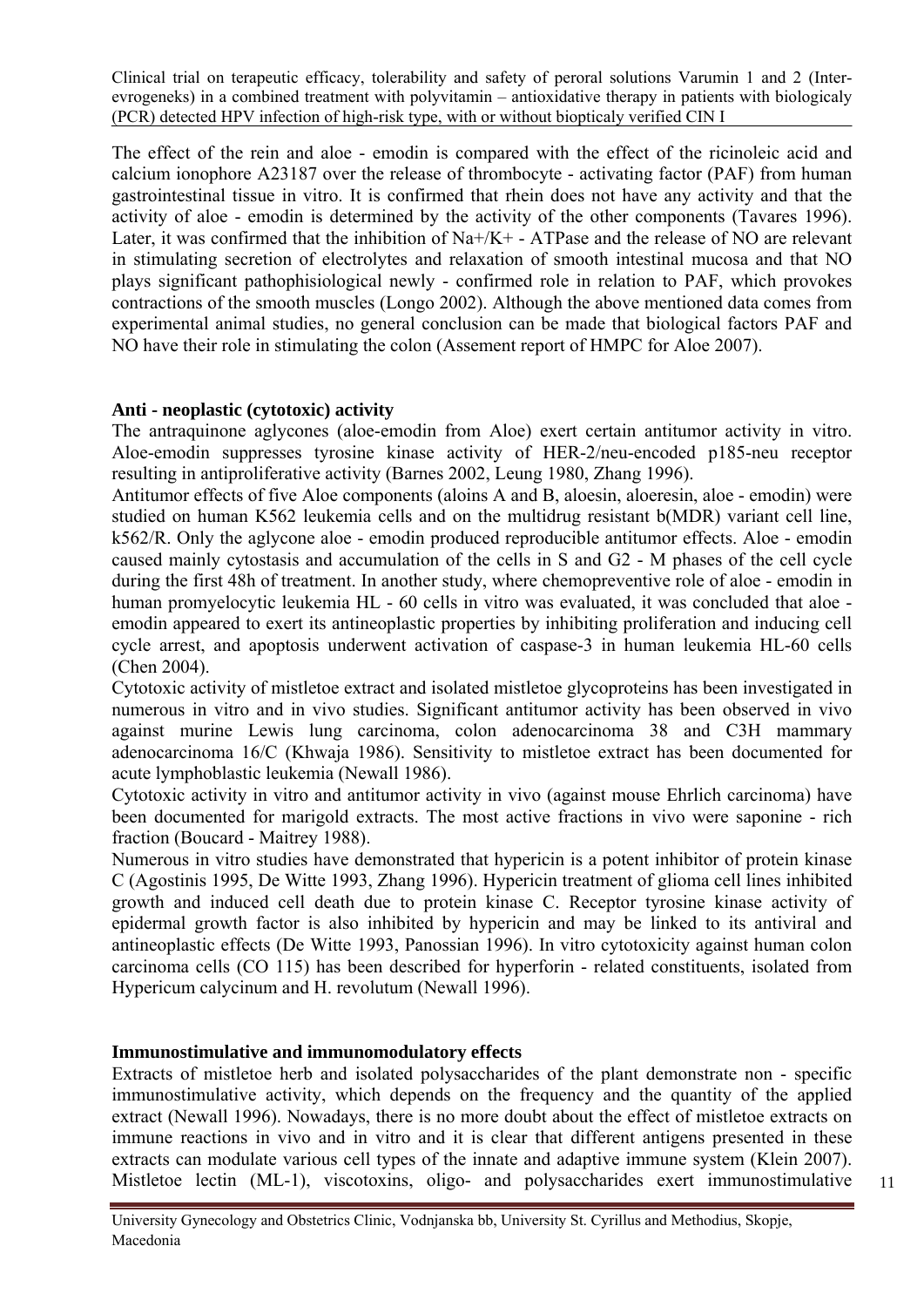The effect of the rein and aloe - emodin is compared with the effect of the ricinoleic acid and calcium ionophore A23187 over the release of thrombocyte - activating factor (PAF) from human gastrointestinal tissue in vitro. It is confirmed that rhein does not have any activity and that the activity of aloe - emodin is determined by the activity of the other components (Tavares 1996). Later, it was confirmed that the inhibition of $Na^+/K^+$ - ATPase and the release of NO are relevant in stimulating secretion of electrolytes and relaxation of smooth intestinal mucosa and that NO plays significant pathophisiological newly - confirmed role in relation to PAF, which provokes contractions of the smooth muscles (Longo 2002). Although the above mentioned data comes from experimental animal studies, no general conclusion can be made that biological factors PAF and NO have their role in stimulating the colon (Assement report of HMPC for Aloe 2007).

**Anti - neoplastic (cytotoxic) activity**

The antraquinone aglycones (aloe-emodin from Aloe) exert certain antitumor activity in vitro. Aloe-emodin suppresses tyrosine kinase activity of HER-2/neu-encoded p185-neu receptor resulting in antiproliferative activity (Barnes 2002, Leung 1980, Zhang 1996).

Antitumor effects of five Aloe components (aloins A and B, aloesin, aloeresin, aloe - emodin) were studied on human K562 leukemia cells and on the multidrug resistant b(MDR) variant cell line, k562/R. Only the aglycone aloe - emodin produced reproducible antitumor effects. Aloe - emodin caused mainly cytostasis and accumulation of the cells in S and G2 - M phases of the cell cycle during the first 48h of treatment. In another study, where chemopreventive role of aloe - emodin in human promyelocytic leukemia HL - 60 cells in vitro was evaluated, it was concluded that aloe - emodin appeared to exert its antineoplastic properties by inhibiting proliferation and inducing cell cycle arrest, and apoptosis underwent activation of caspase-3 in human leukemia HL-60 cells (Chen 2004).

Cytotoxic activity of mistletoe extract and isolated mistletoe glycoproteins has been investigated in numerous in vitro and in vivo studies. Significant antitumor activity has been observed in vivo against murine Lewis lung carcinoma, colon adenocarcinoma 38 and C3H mammary adenocarcinoma 16/C (Khwaja 1986). Sensitivity to mistletoe extract has been documented for acute lymphoblastic leukemia (Newall 1986).

Cytotoxic activity in vitro and antitumor activity in vivo (against mouse Ehrlich carcinoma) have been documented for marigold extracts. The most active fractions in vivo were saponine - rich fraction (Boucard - Maitrey 1988).

Numerous in vitro studies have demonstrated that hypericin is a potent inhibitor of protein kinase C (Agostinis 1995, De Witte 1993, Zhang 1996). Hypericin treatment of glioma cell lines inhibited growth and induced cell death due to protein kinase C. Receptor tyrosine kinase activity of epidermal growth factor is also inhibited by hypericin and may be linked to its antiviral and antineoplastic effects (De Witte 1993, Panossian 1996). In vitro cytotoxicity against human colon carcinoma cells (CO 115) has been described for hyperforin - related constituents, isolated from Hypericum calycinum and H. revolutum (Newall 1996).

**Immunostimulative and immunomodulatory effects**

Extracts of mistletoe herb and isolated polysaccharides of the plant demonstrate non - specific immunostimulative activity, which depends on the frequency and the quantity of the applied extract (Newall 1996). Nowadays, there is no more doubt about the effect of mistletoe extracts on immune reactions in vivo and in vitro and it is clear that different antigens presented in these extracts can modulate various cell types of the innate and adaptive immune system (Klein 2007). Mistletoe lectin (ML-1), viscotoxins, oligo- and polysaccharides exert immunostimulative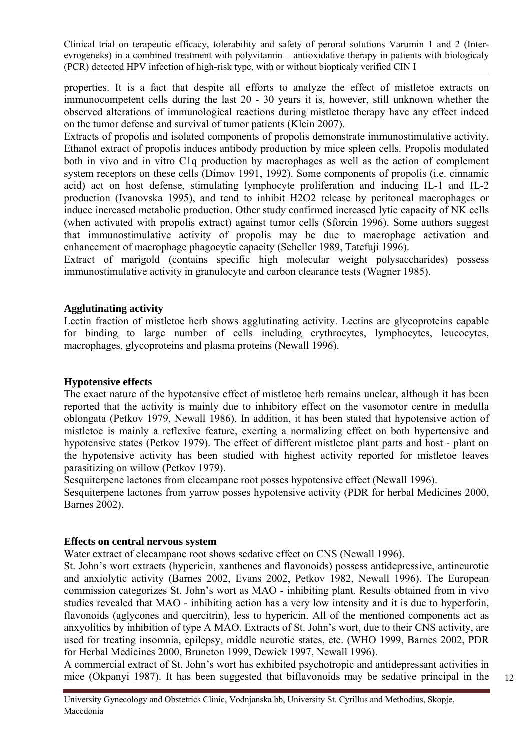properties. It is a fact that despite all efforts to analyze the effect of mistletoe extracts on immunocompetent cells during the last 20 - 30 years it is, however, still unknown whether the observed alterations of immunological reactions during mistletoe therapy have any effect indeed on the tumor defense and survival of tumor patients (Klein 2007).

Extracts of propolis and isolated components of propolis demonstrate immunostimulative activity. Ethanol extract of propolis induces antibody production by mice spleen cells. Propolis modulated both in vivo and in vitro C1q production by macrophages as well as the action of complement system receptors on these cells (Dimov 1991, 1992). Some components of propolis (i.e. cinnamic acid) act on host defense, stimulating lymphocyte proliferation and inducing IL-1 and IL-2 production (Ivanovska 1995), and tend to inhibit $H_2O_2$ release by peritoneal macrophages or induce increased metabolic production. Other study confirmed increased lytic capacity of NK cells (when activated with propolis extract) against tumor cells (Sforcin 1996). Some authors suggest that immunostimulative activity of propolis may be due to macrophage activation and enhancement of macrophage phagocytic capacity (Scheller 1989, Tatefuji 1996).

Extract of marigold (contains specific high molecular weight polysaccharides) possess immunostimulative activity in granulocyte and carbon clearance tests (Wagner 1985).

**Agglutinating activity**

Lectin fraction of mistletoe herb shows agglutinating activity. Lectins are glycoproteins capable for binding to large number of cells including erythrocytes, lymphocytes, leucocytes, macrophages, glycoproteins and plasma proteins (Newall 1996).

**Hypotensive effects**

The exact nature of the hypotensive effect of mistletoe herb remains unclear, although it has been reported that the activity is mainly due to inhibitory effect on the vasomotor centre in medulla oblongata (Petkov 1979, Newall 1986). In addition, it has been stated that hypotensive action of mistletoe is mainly a reflexive feature, exerting a normalizing effect on both hypertensive and hypotensive states (Petkov 1979). The effect of different mistletoe plant parts and host - plant on the hypotensive activity has been studied with highest activity reported for mistletoe leaves parasitizing on willow (Petkov 1979).

Sesquiterpene lactones from elecampane root posses hypotensive effect (Newall 1996).

Sesquiterpene lactones from yarrow posses hypotensive activity (PDR for herbal Medicines 2000, Barnes 2002).

**Effects on central nervous system**

Water extract of elecampane root shows sedative effect on CNS (Newall 1996).

St. John's wort extracts (hypericin, xanthenes and flavonoids) possess antidepressive, antineurotic and anxiolytic activity (Barnes 2002, Evans 2002, Petkov 1982, Newall 1996). The European commission categorizes St. John's wort as MAO - inhibiting plant. Results obtained from in vivo studies revealed that MAO - inhibiting action has a very low intensity and it is due to hyperforin, flavonoids (aglycones and quercitrin), less to hypericin. All of the mentioned components act as anxyolitics by inhibition of type A MAO. Extracts of St. John's wort, due to their CNS activity, are used for treating insomnia, epilepsy, middle neurotic states, etc. (WHO 1999, Barnes 2002, PDR for Herbal Medicines 2000, Bruneton 1999, Dewick 1997, Newall 1996).

A commercial extract of St. John's wort has exhibited psychotropic and antidepressant activities in mice (Okpanyi 1987). It has been suggested that biflavonoids may be sedative principal in the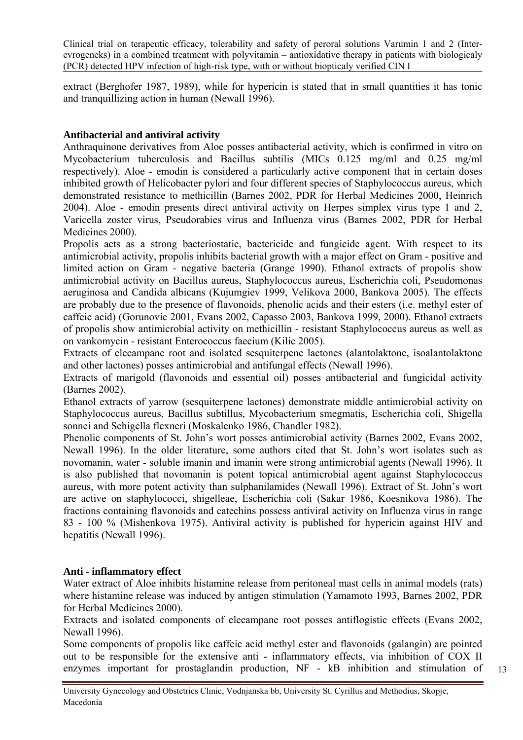extract (Berghofer 1987, 1989), while for hypericin is stated that in small quantities it has tonic and tranquillizing action in human (Newall 1996).

## Antibacterial and antiviral activity

Anthraquinone derivatives from Aloe posses antibacterial activity, which is confirmed in vitro on Mycobacterium tuberculosis and Bacillus subtilis (MICs 0.125 mg/ml and 0.25 mg/ml respectively). Aloe - emodin is considered a particularly active component that in certain doses inhibited growth of Helicobacter pylori and four different species of Staphylococcus aureus, which demonstrated resistance to methicillin (Barnes 2002, PDR for Herbal Medicines 2000, Heinrich 2004). Aloe - emodin presents direct antiviral activity on Herpes simplex virus type 1 and 2, Varicella zoster virus, Pseudorabies virus and Influenza virus (Barnes 2002, PDR for Herbal Medicines 2000).

Propolis acts as a strong bacteriostatic, bactericide and fungicide agent. With respect to its antimicrobial activity, propolis inhibits bacterial growth with a major effect on Gram - positive and limited action on Gram - negative bacteria (Grange 1990). Ethanol extracts of propolis show antimicrobial activity on Bacillus aureus, Staphylococcus aureus, Escherichia coli, Pseudomonas aeruginosa and Candida albicans (Kujumgiev 1999, Velikova 2000, Bankova 2005). The effects are probably due to the presence of flavonoids, phenolic acids and their esters (i.e. methyl ester of caffeic acid) (Gorunovic 2001, Evans 2002, Capasso 2003, Bankova 1999, 2000). Ethanol extracts of propolis show antimicrobial activity on methicillin - resistant Staphylococcus aureus as well as on vankomycin - resistant Enterococcus faecium (Kilic 2005).

Extracts of elecampane root and isolated sesquiterpene lactones (alantolaktone, isoalantolaktone and other lactones) posses antimicrobial and antifungal effects (Newall 1996).

Extracts of marigold (flavonoids and essential oil) posses antibacterial and fungicidal activity (Barnes 2002).

Ethanol extracts of yarrow (sesquiterpene lactones) demonstrate middle antimicrobial activity on Staphylococcus aureus, Bacillus subtillus, Mycobacterium smegmatis, Escherichia coli, Shigella sonnei and Schigella flexneri (Moskalenko 1986, Chandler 1982).

Phenolic components of St. John's wort posses antimicrobial activity (Barnes 2002, Evans 2002, Newall 1996). In the older literature, some authors cited that St. John's wort isolates such as novomanin, water - soluble imanin and imanin were strong antimicrobial agents (Newall 1996). It is also published that novomanin is potent topical antimicrobial agent against Staphylococcus aureus, with more potent activity than sulphanilamides (Newall 1996). Extract of St. John's wort are active on staphylococci, shigelleae, Escherichia coli (Sakar 1986, Koesnikova 1986). The fractions containing flavonoids and catechins possess antiviral activity on Influenza virus in range 83 - 100 % (Mishenkova 1975). Antiviral activity is published for hypericin against HIV and hepatitis (Newall 1996).

## Anti - inflammatory effect

Water extract of Aloe inhibits histamine release from peritoneal mast cells in animal models (rats) where histamine release was induced by antigen stimulation (Yamamoto 1993, Barnes 2002, PDR for Herbal Medicines 2000).

Extracts and isolated components of elecampane root posses antiflogistic effects (Evans 2002, Newall 1996).

Some components of propolis like caffeic acid methyl ester and flavonoids (galangin) are pointed out to be responsible for the extensive anti - inflammatory effects, via inhibition of COX II enzymes important for prostaglandin production, NF - kB inhibition and stimulation of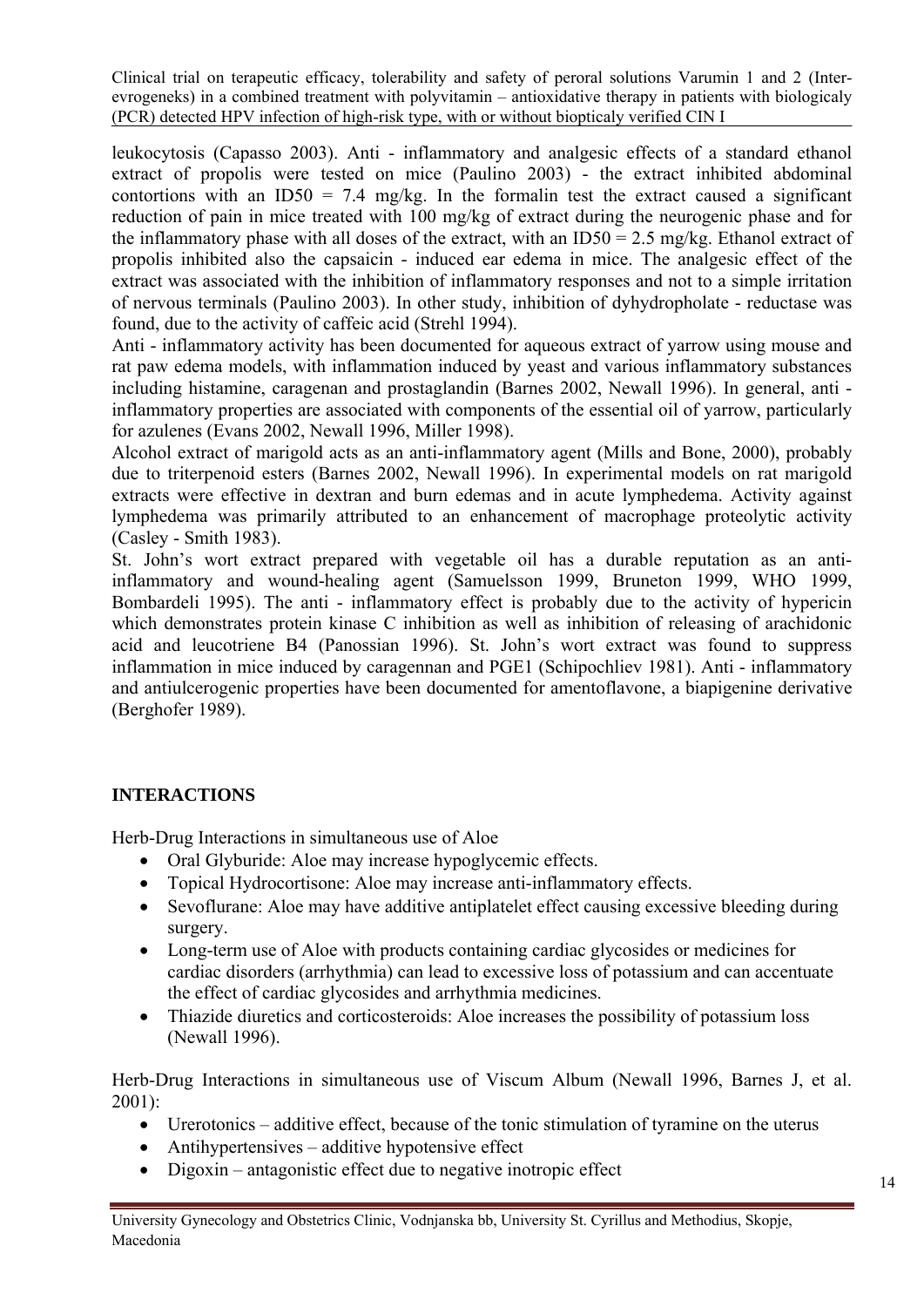leukocytosis (Capasso 2003). Anti - inflammatory and analgesic effects of a standard ethanol extract of propolis were tested on mice (Paulino 2003) - the extract inhibited abdominal contortions with an ID50 = 7.4 mg/kg. In the formalin test the extract caused a significant reduction of pain in mice treated with 100 mg/kg of extract during the neurogenic phase and for the inflammatory phase with all doses of the extract, with an ID50 = 2.5 mg/kg. Ethanol extract of propolis inhibited also the capsaicin - induced ear edema in mice. The analgesic effect of the extract was associated with the inhibition of inflammatory responses and not to a simple irritation of nervous terminals (Paulino 2003). In other study, inhibition of dyhydropholate - reductase was found, due to the activity of caffeic acid (Strehl 1994).

Anti - inflammatory activity has been documented for aqueous extract of yarrow using mouse and rat paw edema models, with inflammation induced by yeast and various inflammatory substances including histamine, caragenan and prostaglandin (Barnes 2002, Newall 1996). In general, anti - inflammatory properties are associated with components of the essential oil of yarrow, particularly for azulenes (Evans 2002, Newall 1996, Miller 1998).

Alcohol extract of marigold acts as an anti-inflammatory agent (Mills and Bone, 2000), probably due to triterpenoid esters (Barnes 2002, Newall 1996). In experimental models on rat marigold extracts were effective in dextran and burn edemas and in acute lymphedema. Activity against lymphedema was primarily attributed to an enhancement of macrophage proteolytic activity (Casley - Smith 1983).

St. John's wort extract prepared with vegetable oil has a durable reputation as an anti-inflammatory and wound-healing agent (Samuelsson 1999, Bruneton 1999, WHO 1999, Bombardeli 1995). The anti - inflammatory effect is probably due to the activity of hypericin which demonstrates protein kinase C inhibition as well as inhibition of releasing of arachidonic acid and leucotriene B4 (Panossian 1996). St. John's wort extract was found to suppress inflammation in mice induced by caragennan and PGE1 (Schipochliev 1981). Anti - inflammatory and antiulcerogenic properties have been documented for amentoflavone, a biapigenine derivative (Berghofer 1989).

## INTERACTIONS

Herb-Drug Interactions in simultaneous use of Aloe

- Oral Glyburide: Aloe may increase hypoglycemic effects.
- Topical Hydrocortisone: Aloe may increase anti-inflammatory effects.
- Sevoflurane: Aloe may have additive antiplatelet effect causing excessive bleeding during surgery.
- Long-term use of Aloe with products containing cardiac glycosides or medicines for cardiac disorders (arrhythmia) can lead to excessive loss of potassium and can accentuate the effect of cardiac glycosides and arrhythmia medicines.
- Thiazide diuretics and corticosteroids: Aloe increases the possibility of potassium loss (Newall 1996).

Herb-Drug Interactions in simultaneous use of Viscum Album (Newall 1996, Barnes J, et al. 2001):

- Urerotonics – additive effect, because of the tonic stimulation of tyramine on the uterus
- Antihypertensives – additive hypotensive effect
- Digoxin – antagonistic effect due to negative inotropic effect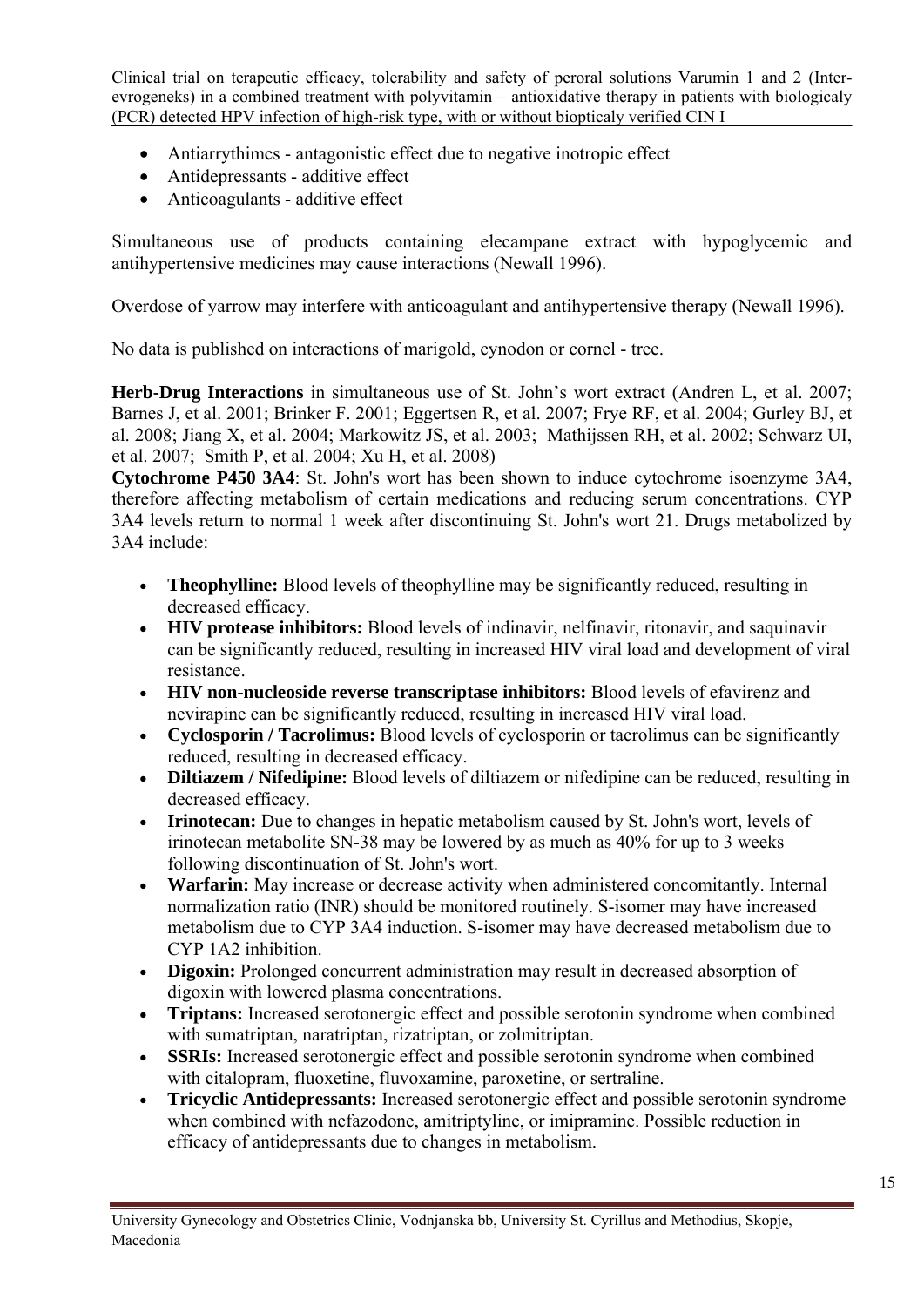- Antiarrythimcs - antagonistic effect due to negative inotropic effect
- Antidepressants - additive effect
- Anticoagulants - additive effect

Simultaneous use of products containing elecampane extract with hypoglycemic and antihypertensive medicines may cause interactions (Newall 1996).

Overdose of yarrow may interfere with anticoagulant and antihypertensive therapy (Newall 1996).

No data is published on interactions of marigold, cynodon or cornel - tree.

**Herb-Drug Interactions** in simultaneous use of St. John's wort extract (Andren L, et al. 2007; Barnes J, et al. 2001; Brinker F. 2001; Eggertsen R, et al. 2007; Frye RF, et al. 2004; Gurley BJ, et al. 2008; Jiang X, et al. 2004; Markowitz JS, et al. 2003; Mathijssen RH, et al. 2002; Schwarz UI, et al. 2007; Smith P, et al. 2004; Xu H, et al. 2008)

**Cytochrome P450 3A4**: St. John's wort has been shown to induce cytochrome isoenzyme 3A4, therefore affecting metabolism of certain medications and reducing serum concentrations. CYP 3A4 levels return to normal 1 week after discontinuing St. John's wort 21. Drugs metabolized by 3A4 include:

- **Theophylline:** Blood levels of theophylline may be significantly reduced, resulting in decreased efficacy.
- **HIV protease inhibitors:** Blood levels of indinavir, nelfinavir, ritonavir, and saquinavir can be significantly reduced, resulting in increased HIV viral load and development of viral resistance.
- **HIV non-nucleoside reverse transcriptase inhibitors:** Blood levels of efavirenz and nevirapine can be significantly reduced, resulting in increased HIV viral load.
- **Cyclosporin / Tacrolimus:** Blood levels of cyclosporin or tacrolimus can be significantly reduced, resulting in decreased efficacy.
- **Diltiazem / Nifedipine:** Blood levels of diltiazem or nifedipine can be reduced, resulting in decreased efficacy.
- **Irinotecan:** Due to changes in hepatic metabolism caused by St. John's wort, levels of irinotecan metabolite SN-38 may be lowered by as much as 40% for up to 3 weeks following discontinuation of St. John's wort.
- **Warfarin:** May increase or decrease activity when administered concomitantly. Internal normalization ratio (INR) should be monitored routinely. S-isomer may have increased metabolism due to CYP 3A4 induction. S-isomer may have decreased metabolism due to CYP 1A2 inhibition.
- **Digoxin:** Prolonged concurrent administration may result in decreased absorption of digoxin with lowered plasma concentrations.
- **Triptans:** Increased serotonergic effect and possible serotonin syndrome when combined with sumatriptan, naratriptan, rizatriptan, or zolmitriptan.
- **SSRIs:** Increased serotonergic effect and possible serotonin syndrome when combined with citalopram, fluoxetine, fluvoxamine, paroxetine, or sertraline.
- **Tricyclic Antidepressants:** Increased serotonergic effect and possible serotonin syndrome when combined with nefazodone, amitriptyline, or imipramine. Possible reduction in efficacy of antidepressants due to changes in metabolism.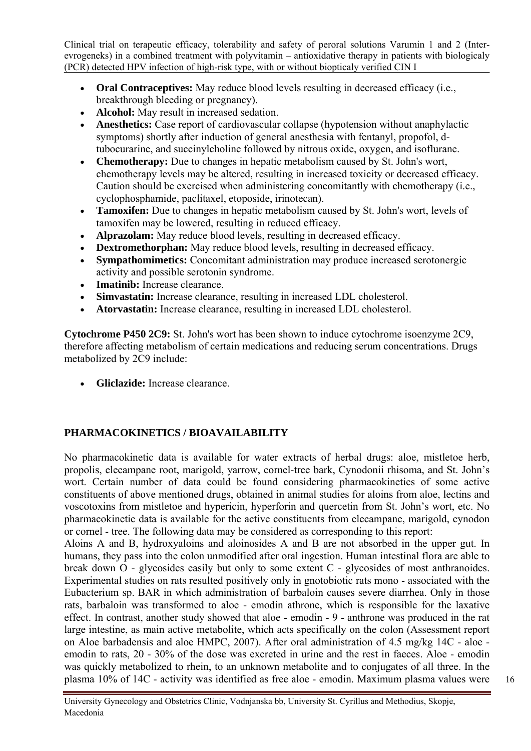- **Oral Contraceptives:** May reduce blood levels resulting in decreased efficacy (i.e., breakthrough bleeding or pregnancy).
- **Alcohol:** May result in increased sedation.
- **Anesthetics:** Case report of cardiovascular collapse (hypotension without anaphylactic symptoms) shortly after induction of general anesthesia with fentanyl, propofol, d-tubocurarine, and succinylcholine followed by nitrous oxide, oxygen, and isoflurane.
- **Chemotherapy:** Due to changes in hepatic metabolism caused by St. John's wort, chemotherapy levels may be altered, resulting in increased toxicity or decreased efficacy. Caution should be exercised when administering concomitantly with chemotherapy (i.e., cyclophosphamide, paclitaxel, etoposide, irinotecan).
- **Tamoxifen:** Due to changes in hepatic metabolism caused by St. John's wort, levels of tamoxifen may be lowered, resulting in reduced efficacy.
- **Alprazolam:** May reduce blood levels, resulting in decreased efficacy.
- **Dextromethorphan:** May reduce blood levels, resulting in decreased efficacy.
- **Sympathomimetics:** Concomitant administration may produce increased serotonergic activity and possible serotonin syndrome.
- **Imatinib:** Increase clearance.
- **Simvastatin:** Increase clearance, resulting in increased LDL cholesterol.
- **Atorvastatin:** Increase clearance, resulting in increased LDL cholesterol.

**Cytochrome P450 2C9:** St. John's wort has been shown to induce cytochrome isoenzyme 2C9, therefore affecting metabolism of certain medications and reducing serum concentrations. Drugs metabolized by 2C9 include:

- **Gliclazide:** Increase clearance.

## PHARMACOKINETICS / BIOAVAILABILITY

No pharmacokinetic data is available for water extracts of herbal drugs: aloe, mistletoe herb, propolis, elecampane root, marigold, yarrow, cornel-tree bark, Cynodonii rhisoma, and St. John's wort. Certain number of data could be found considering pharmacokinetics of some active constituents of above mentioned drugs, obtained in animal studies for aloins from aloe, lectins and voscotoxins from mistletoe and hypericin, hyperforin and quercetin from St. John's wort, etc. No pharmacokinetic data is available for the active constituents from elecampane, marigold, cynodon or cornel - tree. The following data may be considered as corresponding to this report:

Aloins A and B, hydroxyaloins and aloinosides A and B are not absorbed in the upper gut. In humans, they pass into the colon unmodified after oral ingestion. Human intestinal flora are able to break down O - glycosides easily but only to some extent C - glycosides of most anthranoides. Experimental studies on rats resulted positively only in gnotobiotic rats mono - associated with the Eubacterium sp. BAR in which administration of barbaloin causes severe diarrhea. Only in those rats, barbaloin was transformed to aloe - emodin athrone, which is responsible for the laxative effect. In contrast, another study showed that aloe - emodin - 9 - anthrone was produced in the rat large intestine, as main active metabolite, which acts specifically on the colon (Assessment report on Aloe barbadensis and aloe HMPC, 2007). After oral administration of 4.5 mg/kg 14C - aloe - emodin to rats, 20 - 30% of the dose was excreted in urine and the rest in faeces. Aloe - emodin was quickly metabolized to rhein, to an unknown metabolite and to conjugates of all three. In the plasma 10% of 14C - activity was identified as free aloe - emodin. Maximum plasma values were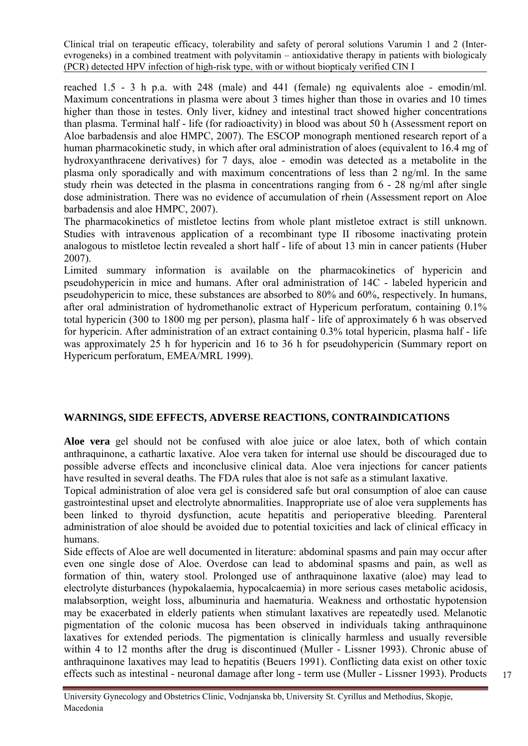reached 1.5 - 3 h p.a. with 248 (male) and 441 (female) ng equivalents aloe - emodin/ml. Maximum concentrations in plasma were about 3 times higher than those in ovaries and 10 times higher than those in testes. Only liver, kidney and intestinal tract showed higher concentrations than plasma. Terminal half - life (for radioactivity) in blood was about 50 h (Assessment report on Aloe barbadensis and aloe HMPC, 2007). The ESCOP monograph mentioned research report of a human pharmacokinetic study, in which after oral administration of aloes (equivalent to 16.4 mg of hydroxyanthracene derivatives) for 7 days, aloe - emodin was detected as a metabolite in the plasma only sporadically and with maximum concentrations of less than 2 ng/ml. In the same study rhein was detected in the plasma in concentrations ranging from 6 - 28 ng/ml after single dose administration. There was no evidence of accumulation of rhein (Assessment report on Aloe barbadensis and aloe HMPC, 2007).

The pharmacokinetics of mistletoe lectins from whole plant mistletoe extract is still unknown. Studies with intravenous application of a recombinant type II ribosome inactivating protein analogous to mistletoe lectin revealed a short half - life of about 13 min in cancer patients (Huber 2007).

Limited summary information is available on the pharmacokinetics of hypericin and pseudohypericin in mice and humans. After oral administration of 14C - labeled hypericin and pseudohypericin to mice, these substances are absorbed to 80% and 60%, respectively. In humans, after oral administration of hydromethanolic extract of Hypericum perforatum, containing 0.1% total hypericin (300 to 1800 mg per person), plasma half - life of approximately 6 h was observed for hypericin. After administration of an extract containing 0.3% total hypericin, plasma half - life was approximately 25 h for hypericin and 16 to 36 h for pseudohypericin (Summary report on Hypericum perforatum, EMEA/MRL 1999).

## WARNINGS, SIDE EFFECTS, ADVERSE REACTIONS, CONTRAINDICATIONS

**Aloe vera** gel should not be confused with aloe juice or aloe latex, both of which contain anthraquinone, a cathartic laxative. Aloe vera taken for internal use should be discouraged due to possible adverse effects and inconclusive clinical data. Aloe vera injections for cancer patients have resulted in several deaths. The FDA rules that aloe is not safe as a stimulant laxative.

Topical administration of aloe vera gel is considered safe but oral consumption of aloe can cause gastrointestinal upset and electrolyte abnormalities. Inappropriate use of aloe vera supplements has been linked to thyroid dysfunction, acute hepatitis and perioperative bleeding. Parenteral administration of aloe should be avoided due to potential toxicities and lack of clinical efficacy in humans.

Side effects of Aloe are well documented in literature: abdominal spasms and pain may occur after even one single dose of Aloe. Overdose can lead to abdominal spasms and pain, as well as formation of thin, watery stool. Prolonged use of anthraquinone laxative (aloe) may lead to electrolyte disturbances (hypokalaemia, hypocalcaemia) in more serious cases metabolic acidosis, malabsorption, weight loss, albuminuria and haematuria. Weakness and orthostatic hypotension may be exacerbated in elderly patients when stimulant laxatives are repeatedly used. Melanotic pigmentation of the colonic mucosa has been observed in individuals taking anthraquinone laxatives for extended periods. The pigmentation is clinically harmless and usually reversible within 4 to 12 months after the drug is discontinued (Muller - Lissner 1993). Chronic abuse of anthraquinone laxatives may lead to hepatitis (Beuers 1991). Conflicting data exist on other toxic effects such as intestinal - neuronal damage after long - term use (Muller - Lissner 1993). Products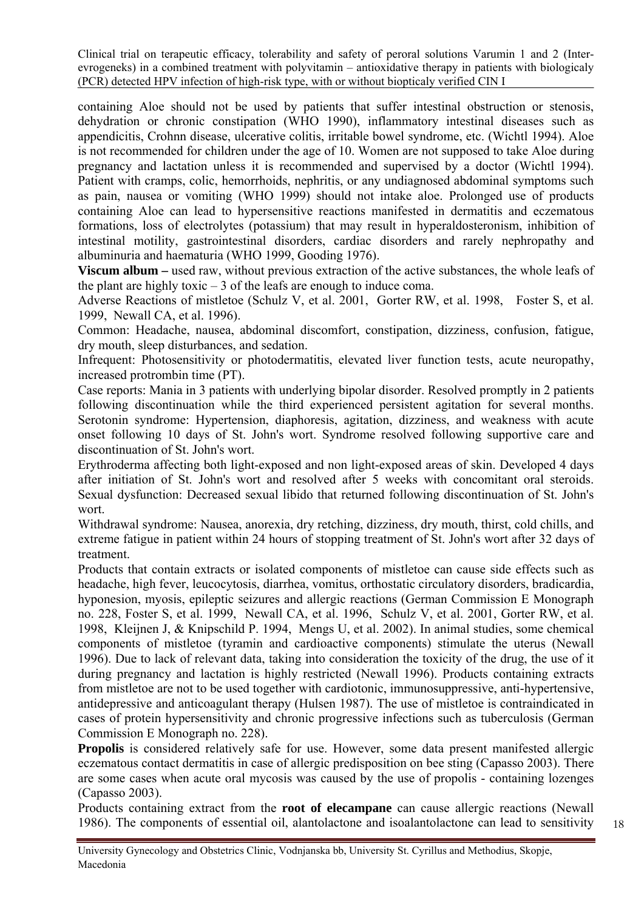containing Aloe should not be used by patients that suffer intestinal obstruction or stenosis, dehydration or chronic constipation (WHO 1990), inflammatory intestinal diseases such as appendicitis, Crohnn disease, ulcerative colitis, irritable bowel syndrome, etc. (Wichtl 1994). Aloe is not recommended for children under the age of 10. Women are not supposed to take Aloe during pregnancy and lactation unless it is recommended and supervised by a doctor (Wichtl 1994). Patient with cramps, colic, hemorrhoids, nephritis, or any undiagnosed abdominal symptoms such as pain, nausea or vomiting (WHO 1999) should not intake aloe. Prolonged use of products containing Aloe can lead to hypersensitive reactions manifested in dermatitis and eczematous formations, loss of electrolytes (potassium) that may result in hyperaldosteronism, inhibition of intestinal motility, gastrointestinal disorders, cardiac disorders and rarely nephropathy and albuminuria and haematuria (WHO 1999, Gooding 1976).

**Viscum album –** used raw, without previous extraction of the active substances, the whole leafs of the plant are highly toxic – 3 of the leafs are enough to induce coma.

Adverse Reactions of mistletoe (Schulz V, et al. 2001, Gorter RW, et al. 1998, Foster S, et al. 1999, Newall CA, et al. 1996).

Common: Headache, nausea, abdominal discomfort, constipation, dizziness, confusion, fatigue, dry mouth, sleep disturbances, and sedation.

Infrequent: Photosensitivity or photodermatitis, elevated liver function tests, acute neuropathy, increased protrombin time (PT).

Case reports: Mania in 3 patients with underlying bipolar disorder. Resolved promptly in 2 patients following discontinuation while the third experienced persistent agitation for several months. Serotonin syndrome: Hypertension, diaphoresis, agitation, dizziness, and weakness with acute onset following 10 days of St. John's wort. Syndrome resolved following supportive care and discontinuation of St. John's wort.

Erythroderma affecting both light-exposed and non light-exposed areas of skin. Developed 4 days after initiation of St. John's wort and resolved after 5 weeks with concomitant oral steroids. Sexual dysfunction: Decreased sexual libido that returned following discontinuation of St. John's wort.

Withdrawal syndrome: Nausea, anorexia, dry retching, dizziness, dry mouth, thirst, cold chills, and extreme fatigue in patient within 24 hours of stopping treatment of St. John's wort after 32 days of treatment.

Products that contain extracts or isolated components of mistletoe can cause side effects such as headache, high fever, leucocytosis, diarrhea, vomitus, orthostatic circulatory disorders, bradicardia, hyponesion, myosis, epileptic seizures and allergic reactions (German Commission E Monograph no. 228, Foster S, et al. 1999, Newall CA, et al. 1996, Schulz V, et al. 2001, Gorter RW, et al. 1998, Kleijnen J, & Knipschild P. 1994, Mengs U, et al. 2002). In animal studies, some chemical components of mistletoe (tyramin and cardioactive components) stimulate the uterus (Newall 1996). Due to lack of relevant data, taking into consideration the toxicity of the drug, the use of it during pregnancy and lactation is highly restricted (Newall 1996). Products containing extracts from mistletoe are not to be used together with cardiotonic, immunosuppressive, anti-hypertensive, antidepressive and anticoagulant therapy (Hulsen 1987). The use of mistletoe is contraindicated in cases of protein hypersensitivity and chronic progressive infections such as tuberculosis (German Commission E Monograph no. 228).

**Propolis** is considered relatively safe for use. However, some data present manifested allergic eczematous contact dermatitis in case of allergic predisposition on bee sting (Capasso 2003). There are some cases when acute oral mycosis was caused by the use of propolis - containing lozenges (Capasso 2003).

Products containing extract from the **root of elecampane** can cause allergic reactions (Newall 1986). The components of essential oil, alantolactone and isoalantolactone can lead to sensitivity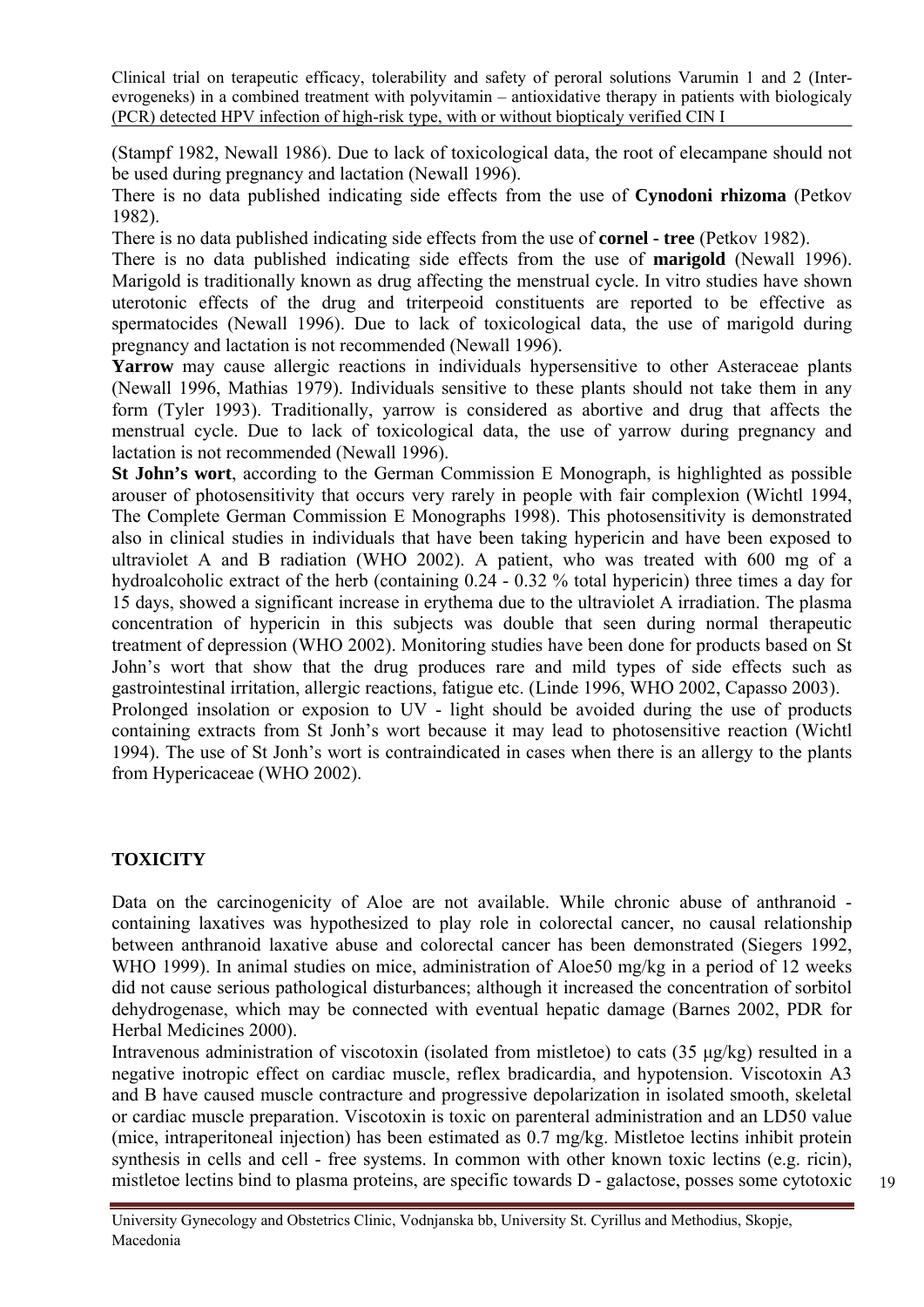(Stampf 1982, Newall 1986). Due to lack of toxicological data, the root of elecampane should not be used during pregnancy and lactation (Newall 1996).

There is no data published indicating side effects from the use of **Cynodoni rhizoma** (Petkov 1982).

There is no data published indicating side effects from the use of **cornel - tree** (Petkov 1982).

There is no data published indicating side effects from the use of **marigold** (Newall 1996). Marigold is traditionally known as drug affecting the menstrual cycle. In vitro studies have shown uterotonic effects of the drug and triterpeoid constituents are reported to be effective as spermatocides (Newall 1996). Due to lack of toxicological data, the use of marigold during pregnancy and lactation is not recommended (Newall 1996).

**Yarrow** may cause allergic reactions in individuals hypersensitive to other Asteraceae plants (Newall 1996, Mathias 1979). Individuals sensitive to these plants should not take them in any form (Tyler 1993). Traditionally, yarrow is considered as abortive and drug that affects the menstrual cycle. Due to lack of toxicological data, the use of yarrow during pregnancy and lactation is not recommended (Newall 1996).

**St John's wort**, according to the German Commission E Monograph, is highlighted as possible arouser of photosensitivity that occurs very rarely in people with fair complexion (Wichtl 1994, The Complete German Commission E Monographs 1998). This photosensitivity is demonstrated also in clinical studies in individuals that have been taking hypericin and have been exposed to ultraviolet A and B radiation (WHO 2002). A patient, who was treated with 600 mg of a hydroalcoholic extract of the herb (containing 0.24 - 0.32 % total hypericin) three times a day for 15 days, showed a significant increase in erythema due to the ultraviolet A irradiation. The plasma concentration of hypericin in this subjects was double that seen during normal therapeutic treatment of depression (WHO 2002). Monitoring studies have been done for products based on St John's wort that show that the drug produces rare and mild types of side effects such as gastrointestinal irritation, allergic reactions, fatigue etc. (Linde 1996, WHO 2002, Capasso 2003).

Prolonged insolation or exposion to UV - light should be avoided during the use of products containing extracts from St Jonh's wort because it may lead to photosensitive reaction (Wichtl 1994). The use of St Jonh's wort is contraindicated in cases when there is an allergy to the plants from Hypericaceae (WHO 2002).

## TOXICITY

Data on the carcinogenicity of Aloe are not available. While chronic abuse of anthranoid - containing laxatives was hypothesized to play role in colorectal cancer, no causal relationship between anthranoid laxative abuse and colorectal cancer has been demonstrated (Siegers 1992, WHO 1999). In animal studies on mice, administration of Aloe50 mg/kg in a period of 12 weeks did not cause serious pathological disturbances; although it increased the concentration of sorbitol dehydrogenase, which may be connected with eventual hepatic damage (Barnes 2002, PDR for Herbal Medicines 2000).

Intravenous administration of viscotoxin (isolated from mistletoe) to cats (35 μg/kg) resulted in a negative inotropic effect on cardiac muscle, reflex bradicardia, and hypotension. Viscotoxin A3 and B have caused muscle contracture and progressive depolarization in isolated smooth, skeletal or cardiac muscle preparation. Viscotoxin is toxic on parenteral administration and an LD50 value (mice, intraperitoneal injection) has been estimated as 0.7 mg/kg. Mistletoe lectins inhibit protein synthesis in cells and cell - free systems. In common with other known toxic lectins (e.g. ricin), mistletoe lectins bind to plasma proteins, are specific towards D - galactose, posses some cytotoxic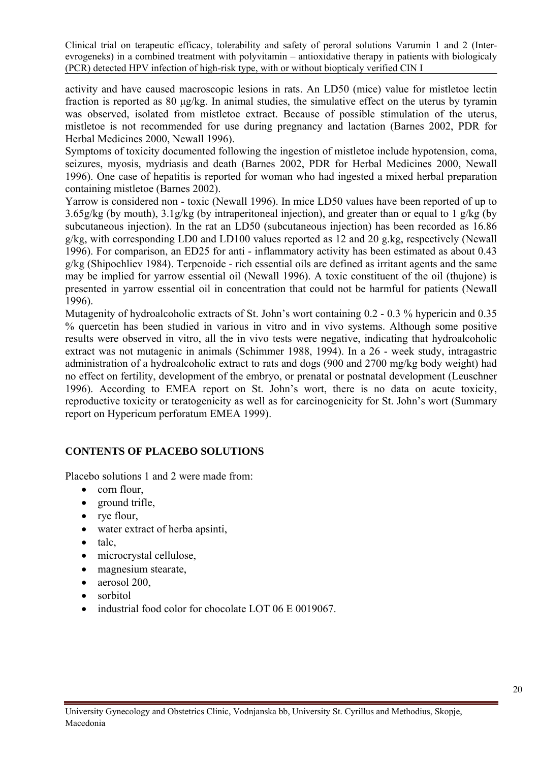activity and have caused macroscopic lesions in rats. An LD50 (mice) value for mistletoe lectin fraction is reported as 80 µg/kg. In animal studies, the simulative effect on the uterus by tyramin was observed, isolated from mistletoe extract. Because of possible stimulation of the uterus, mistletoe is not recommended for use during pregnancy and lactation (Barnes 2002, PDR for Herbal Medicines 2000, Newall 1996).

Symptoms of toxicity documented following the ingestion of mistletoe include hypotension, coma, seizures, myosis, mydriasis and death (Barnes 2002, PDR for Herbal Medicines 2000, Newall 1996). One case of hepatitis is reported for woman who had ingested a mixed herbal preparation containing mistletoe (Barnes 2002).

Yarrow is considered non - toxic (Newall 1996). In mice LD50 values have been reported of up to 3.65g/kg (by mouth), 3.1g/kg (by intraperitoneal injection), and greater than or equal to 1 g/kg (by subcutaneous injection). In the rat an LD50 (subcutaneous injection) has been recorded as 16.86 g/kg, with corresponding LD0 and LD100 values reported as 12 and 20 g.kg, respectively (Newall 1996). For comparison, an ED25 for anti - inflammatory activity has been estimated as about 0.43 g/kg (Shipochliev 1984). Terpenoide - rich essential oils are defined as irritant agents and the same may be implied for yarrow essential oil (Newall 1996). A toxic constituent of the oil (thujone) is presented in yarrow essential oil in concentration that could not be harmful for patients (Newall 1996).

Mutagenity of hydroalcoholic extracts of St. John's wort containing 0.2 - 0.3 % hypericin and 0.35 % quercetin has been studied in various in vitro and in vivo systems. Although some positive results were observed in vitro, all the in vivo tests were negative, indicating that hydroalcoholic extract was not mutagenic in animals (Schimmer 1988, 1994). In a 26 - week study, intragastric administration of a hydroalcoholic extract to rats and dogs (900 and 2700 mg/kg body weight) had no effect on fertility, development of the embryo, or prenatal or postnatal development (Leuschner 1996). According to EMEA report on St. John's wort, there is no data on acute toxicity, reproductive toxicity or teratogenicity as well as for carcinogenicity for St. John's wort (Summary report on Hypericum perforatum EMEA 1999).

## CONTENTS OF PLACEBO SOLUTIONS

Placebo solutions 1 and 2 were made from:

- corn flour,
- ground trifle,
- rye flour,
- water extract of herba apsinti,
- talc,
- microcrystal cellulose,
- magnesium stearate,
- aerosol 200,
- sorbitol
- industrial food color for chocolate LOT 06 E 0019067.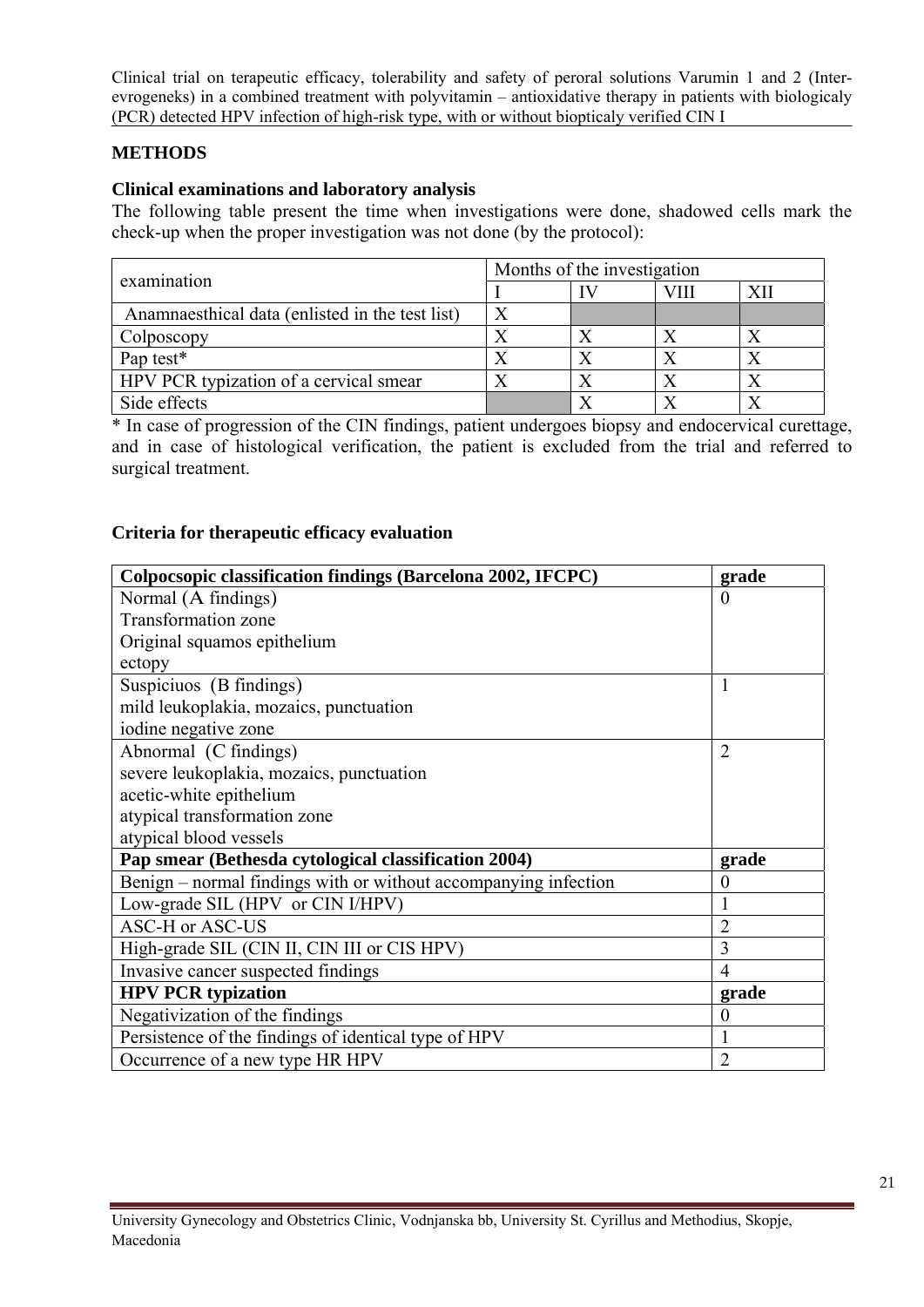## METHODS

### Clinical examinations and laboratory analysis

The following table present the time when investigations were done, shadowed cells mark the check-up when the proper investigation was not done (by the protocol):

| examination | Months of the investigation | | | |
|---|---|---|---|---|
| | I | IV | VIII | XII |
| Anamnaesthical data (enlisted in the test list) | X | | | |
| Colposcopy | X | X | X | X |
| Pap test* | X | X | X | X |
| HPV PCR typization of a cervical smear | X | X | X | X |
| Side effects | | X | X | X |

\* In case of progression of the CIN findings, patient undergoes biopsy and endocervical curettage, and in case of histological verification, the patient is excluded from the trial and referred to surgical treatment.

### Criteria for therapeutic efficacy evaluation

| **Colpocsopic classification findings (Barcelona 2002, IFCPC)** | **grade** |
|---|---|
| Normal (A findings)<br>Transformation zone<br>Original squamos epithelium<br>ectopy | 0 |
| Suspiciuos (B findings)<br>mild leukoplakia, mozaics, punctuation<br>iodine negative zone | 1 |
| Abnormal (C findings)<br>severe leukoplakia, mozaics, punctuation<br>acetic-white epithelium<br>atypical transformation zone<br>atypical blood vessels | 2 |
| **Pap smear (Bethesda cytological classification 2004)** | **grade** |
| Benign – normal findings with or without accompanying infection | 0 |
| Low-grade SIL (HPV or CIN I/HPV) | 1 |
| ASC-H or ASC-US | 2 |
| High-grade SIL (CIN II, CIN III or CIS HPV) | 3 |
| Invasive cancer suspected findings | 4 |
| **HPV PCR typization** | **grade** |
| Negativization of the findings | 0 |
| Persistence of the findings of identical type of HPV | 1 |
| Occurrence of a new type HR HPV | 2 |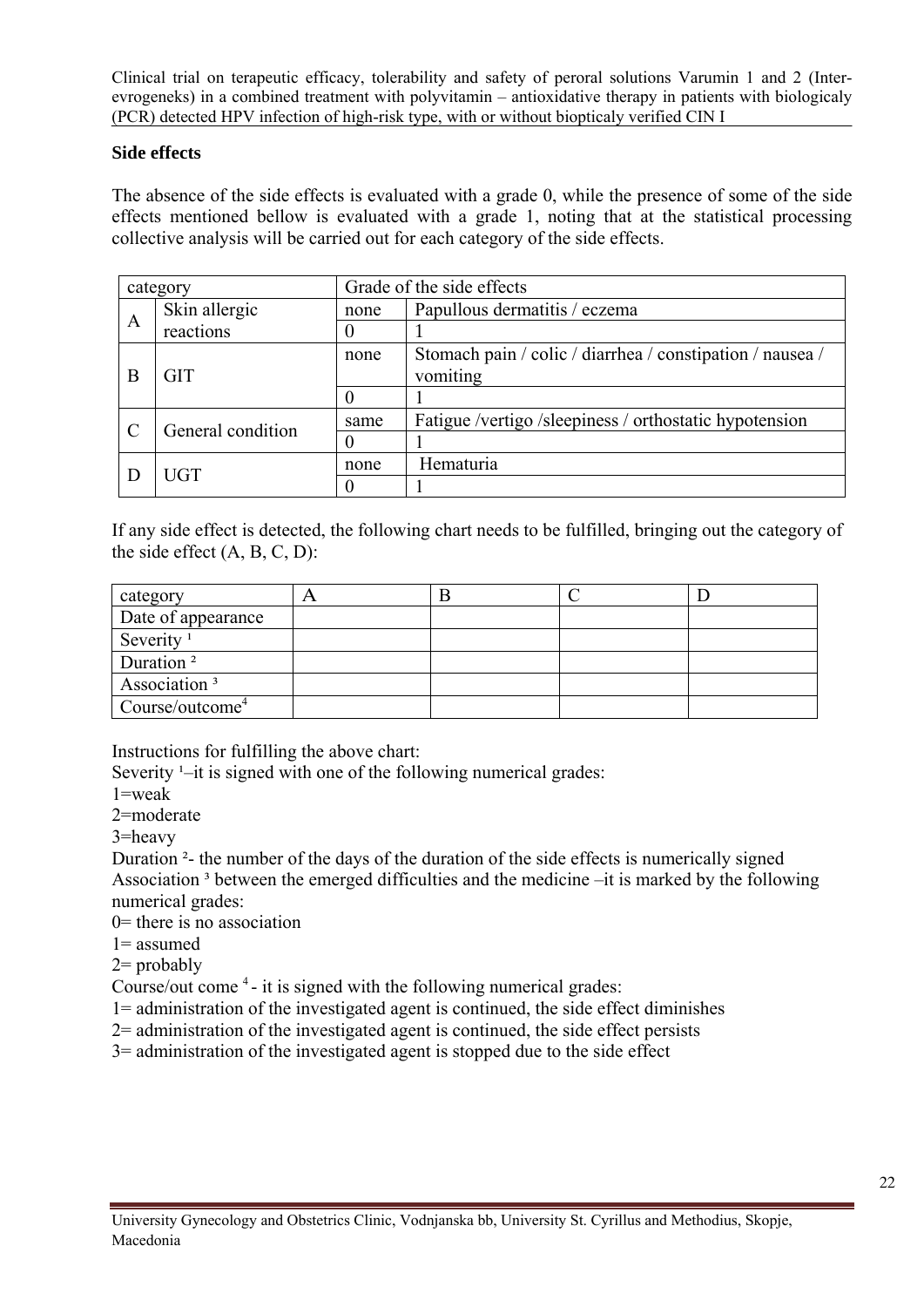## Side effects

The absence of the side effects is evaluated with a grade 0, while the presence of some of the side effects mentioned bellow is evaluated with a grade 1, noting that at the statistical processing collective analysis will be carried out for each category of the side effects.

| category | | Grade of the side effects | |
|---|---|---|---|
| A | Skin allergic reactions | none | Papullous dermatitis / eczema |
| | | 0 | 1 |
| B | GIT | none | Stomach pain / colic / diarrhea / constipation / nausea / vomiting |
| | | 0 | 1 |
| C | General condition | same | Fatigue /vertigo /sleepiness / orthostatic hypotension |
| | | 0 | 1 |
| D | UGT | none | Hematuria |
| | | 0 | 1 |

If any side effect is detected, the following chart needs to be fulfilled, bringing out the category of the side effect (A, B, C, D):

| category | A | B | C | D |
|---|---|---|---|---|
| Date of appearance | | | | |
| Severity [1] | | | | |
| Duration [2] | | | | |
| Association [3] | | | | |
| Course/outcome[4] | | | | |

Instructions for fulfilling the above chart:

Severity [1]–it is signed with one of the following numerical grades:

1=weak

2=moderate

3=heavy

Duration [2]- the number of the days of the duration of the side effects is numerically signed

Association [3] between the emerged difficulties and the medicine –it is marked by the following numerical grades:

0= there is no association

1= assumed

2= probably

Course/out come [4] - it is signed with the following numerical grades:

1= administration of the investigated agent is continued, the side effect diminishes

2= administration of the investigated agent is continued, the side effect persists

3= administration of the investigated agent is stopped due to the side effect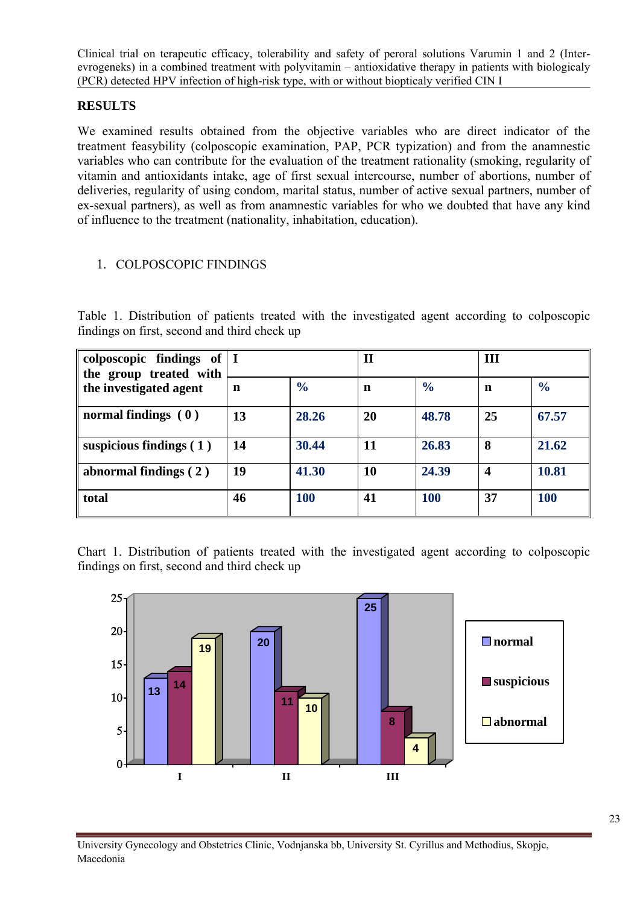## RESULTS

We examined results obtained from the objective variables who are direct indicator of the treatment feasybility (colposcopic examination, PAP, PCR typization) and from the anamnestic variables who can contribute for the evaluation of the treatment rationality (smoking, regularity of vitamin and antioxidants intake, age of first sexual intercourse, number of abortions, number of deliveries, regularity of using condom, marital status, number of active sexual partners, number of ex-sexual partners), as well as from anamnestic variables for who we doubted that have any kind of influence to the treatment (nationality, inhabitation, education).

1. COLPOSCOPIC FINDINGS

Table 1. Distribution of patients treated with the investigated agent according to colposcopic findings on first, second and third check up

| colposcopic findings of the group treated with the investigated agent | I | | II | | III | |
|---|---|---|---|---|---|---|
| | **n** | **%** | **n** | **%** | **n** | **%** |
| **normal findings ( 0 )** | **13** | **28.26** | **20** | **48.78** | **25** | **67.57** |
| **suspicious findings ( 1 )** | **14** | **30.44** | **11** | **26.83** | **8** | **21.62** |
| **abnormal findings ( 2 )** | **19** | **41.30** | **10** | **24.39** | **4** | **10.81** |
| **total** | **46** | **100** | **41** | **100** | **37** | **100** |

Chart 1. Distribution of patients treated with the investigated agent according to colposcopic findings on first, second and third check up

| | normal | suspicious | abnormal |
|---|---|---|---|
| I | 13 | 14 | 19 |
| II | 20 | 11 | 10 |
| III | 25 | 8 | 4 |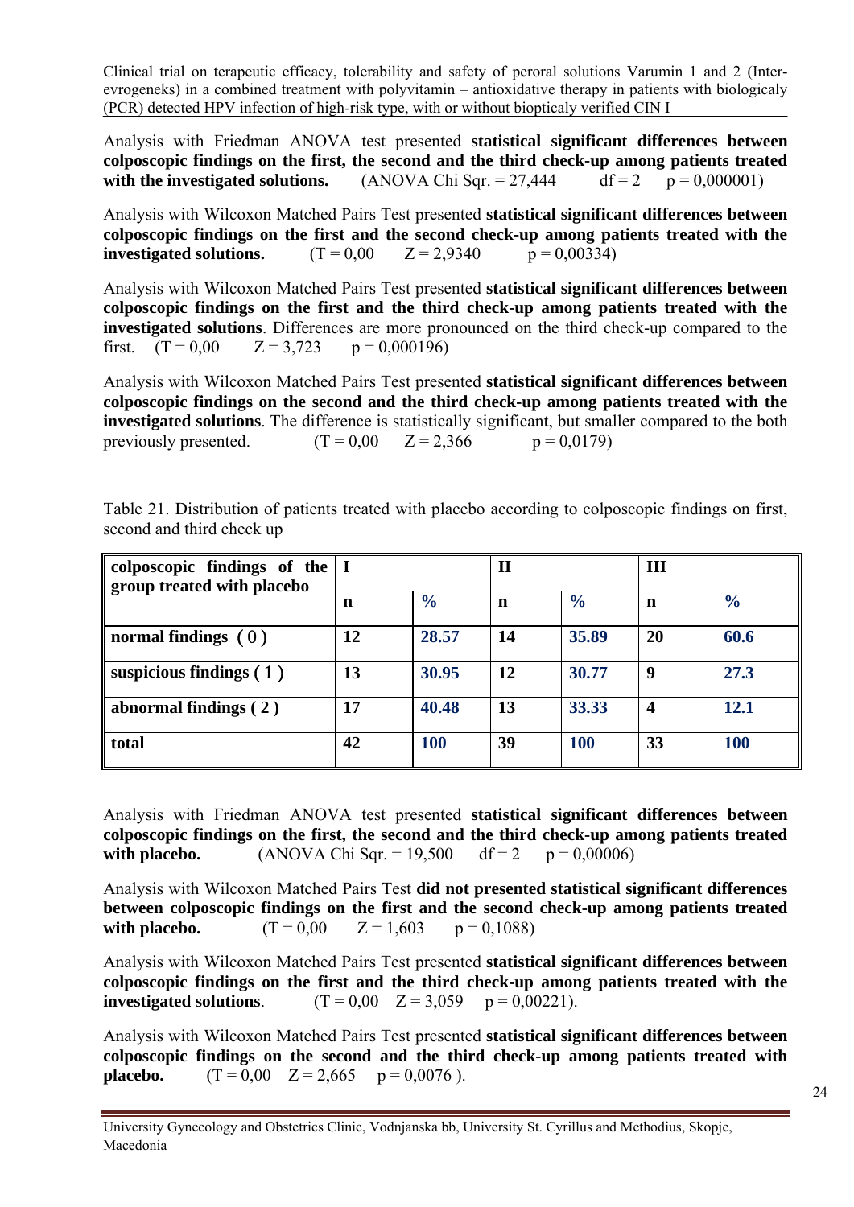Analysis with Friedman ANOVA test presented **statistical significant differences between colposcopic findings on the first, the second and the third check-up among patients treated with the investigated solutions.** (ANOVA Chi Sqr. = 27,444 df = 2 p = 0,000001)

Analysis with Wilcoxon Matched Pairs Test presented **statistical significant differences between colposcopic findings on the first and the second check-up among patients treated with the investigated solutions.** (T = 0,00 Z = 2,9340 p = 0,00334)

Analysis with Wilcoxon Matched Pairs Test presented **statistical significant differences between colposcopic findings on the first and the third check-up among patients treated with the investigated solutions**. Differences are more pronounced on the third check-up compared to the first. (T = 0,00 Z = 3,723 p = 0,000196)

Analysis with Wilcoxon Matched Pairs Test presented **statistical significant differences between colposcopic findings on the second and the third check-up among patients treated with the investigated solutions**. The difference is statistically significant, but smaller compared to the both previously presented. (T = 0,00 Z = 2,366 p = 0,0179)

Table 21. Distribution of patients treated with placebo according to colposcopic findings on first, second and third check up

| colposcopic findings of the group treated with placebo | I | | II | | III | |
|---|---|---|---|---|---|---|
| | **n** | **%** | **n** | **%** | **n** | **%** |
| **normal findings ( 0 )** | **12** | **28.57** | **14** | **35.89** | **20** | **60.6** |
| **suspicious findings ( 1 )** | **13** | **30.95** | **12** | **30.77** | **9** | **27.3** |
| **abnormal findings ( 2 )** | **17** | **40.48** | **13** | **33.33** | **4** | **12.1** |
| **total** | **42** | **100** | **39** | **100** | **33** | **100** |

Analysis with Friedman ANOVA test presented **statistical significant differences between colposcopic findings on the first, the second and the third check-up among patients treated with placebo.** (ANOVA Chi Sqr. = 19,500 df = 2 p = 0,00006)

Analysis with Wilcoxon Matched Pairs Test **did not presented statistical significant differences between colposcopic findings on the first and the second check-up among patients treated with placebo.** (T = 0,00 Z = 1,603 p = 0,1088)

Analysis with Wilcoxon Matched Pairs Test presented **statistical significant differences between colposcopic findings on the first and the third check-up among patients treated with the investigated solutions**. (T = 0,00 Z = 3,059 p = 0,00221).

Analysis with Wilcoxon Matched Pairs Test presented **statistical significant differences between colposcopic findings on the second and the third check-up among patients treated with placebo.** (T = 0,00 Z = 2,665 p = 0,0076 ).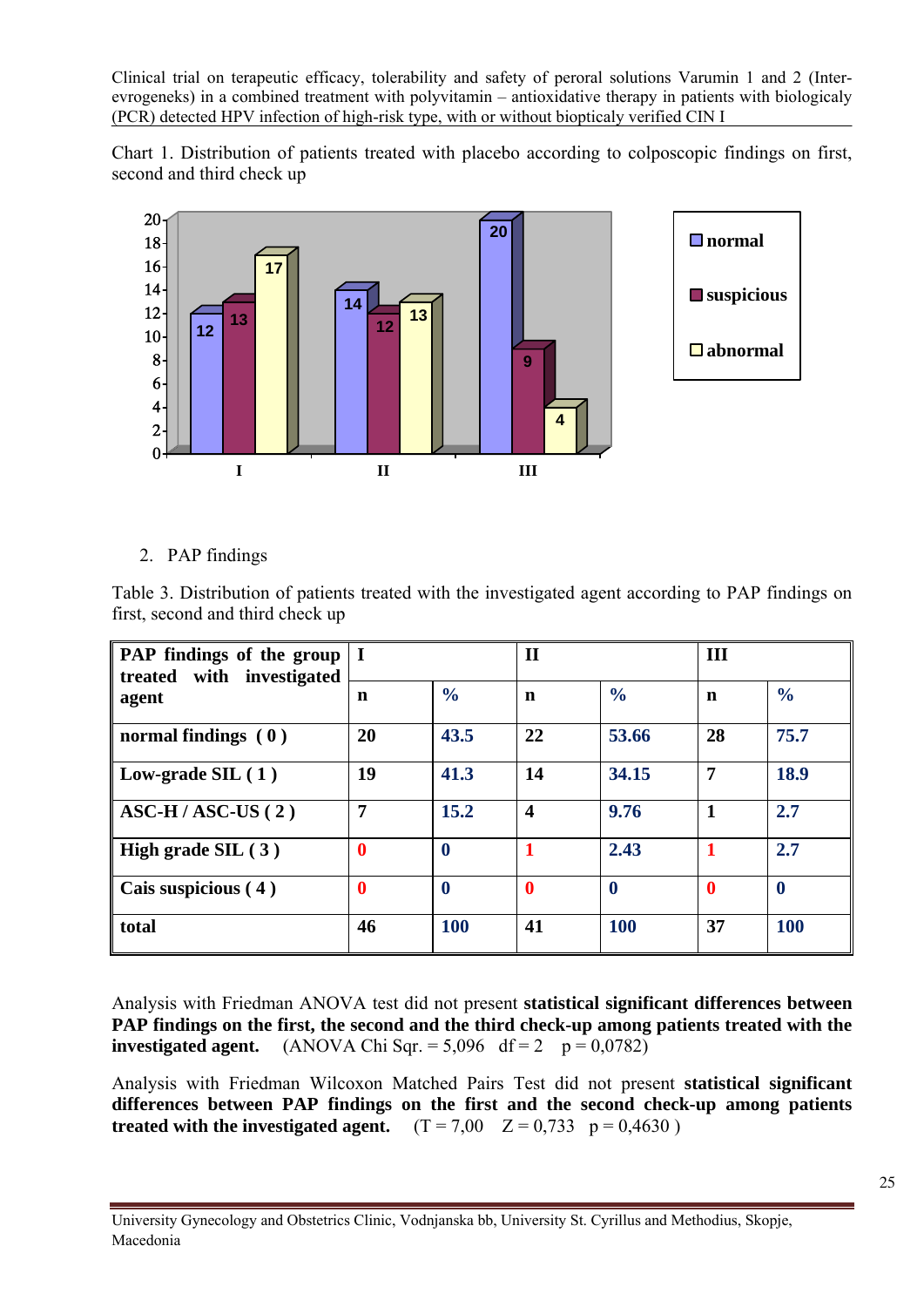Chart 1. Distribution of patients treated with placebo according to colposcopic findings on first, second and third check up

2. PAP findings

Table 3. Distribution of patients treated with the investigated agent according to PAP findings on first, second and third check up

| PAP findings of the group treated with investigated agent | I | | II | | III | |
|---|---|---|---|---|---|---|
| | n | % | n | % | n | % |
| normal findings ( 0 ) | 20 | 43.5 | 22 | 53.66 | 28 | 75.7 |
| Low-grade SIL ( 1 ) | 19 | 41.3 | 14 | 34.15 | 7 | 18.9 |
| ASC-H / ASC-US ( 2 ) | 7 | 15.2 | 4 | 9.76 | 1 | 2.7 |
| High grade SIL ( 3 ) | 0 | 0 | 1 | 2.43 | 1 | 2.7 |
| Cais suspicious ( 4 ) | 0 | 0 | 0 | 0 | 0 | 0 |
| total | 46 | 100 | 41 | 100 | 37 | 100 |

Analysis with Friedman ANOVA test did not present **statistical significant differences between PAP findings on the first, the second and the third check-up among patients treated with the investigated agent.** (ANOVA Chi Sqr. = 5,096 df = 2 p = 0,0782)

Analysis with Friedman Wilcoxon Matched Pairs Test did not present **statistical significant differences between PAP findings on the first and the second check-up among patients treated with the investigated agent.** (T = 7,00 Z = 0,733 p = 0,4630 )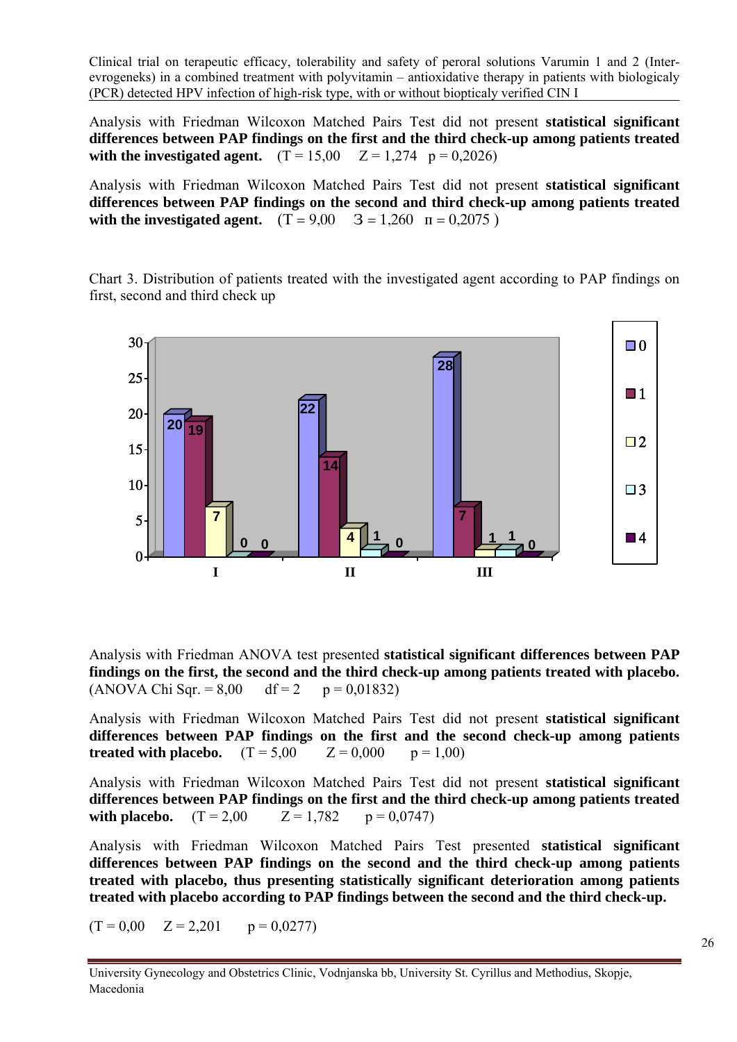Analysis with Friedman Wilcoxon Matched Pairs Test did not present **statistical significant differences between PAP findings on the first and the third check-up among patients treated with the investigated agent.** (T = 15,00   Z = 1,274   p = 0,2026)

Analysis with Friedman Wilcoxon Matched Pairs Test did not present **statistical significant differences between PAP findings on the second and third check-up among patients treated with the investigated agent.** (T = 9,00   З = 1,260   п = 0,2075 )

Chart 3. Distribution of patients treated with the investigated agent according to PAP findings on first, second and third check up

| Check-up | 0 | 1 | 2 | 3 | 4 |
|---|---|---|---|---|---|
| I | 20 | 19 | 7 | 0 | 0 |
| II | 22 | 14 | 4 | 1 | 0 |
| III | 28 | 7 | 1 | 1 | 0 |

Analysis with Friedman ANOVA test presented **statistical significant differences between PAP findings on the first, the second and the third check-up among patients treated with placebo.** (ANOVA Chi Sqr. = 8,00   df = 2   p = 0,01832)

Analysis with Friedman Wilcoxon Matched Pairs Test did not present **statistical significant differences between PAP findings on the first and the second check-up among patients treated with placebo.** (T = 5,00   Z = 0,000   p = 1,00)

Analysis with Friedman Wilcoxon Matched Pairs Test did not present **statistical significant differences between PAP findings on the first and the third check-up among patients treated with placebo.** (T = 2,00   Z = 1,782   p = 0,0747)

Analysis with Friedman Wilcoxon Matched Pairs Test presented **statistical significant differences between PAP findings on the second and the third check-up among patients treated with placebo, thus presenting statistically significant deterioration among patients treated with placebo according to PAP findings between the second and the third check-up.**

(T = 0,00   Z = 2,201   p = 0,0277)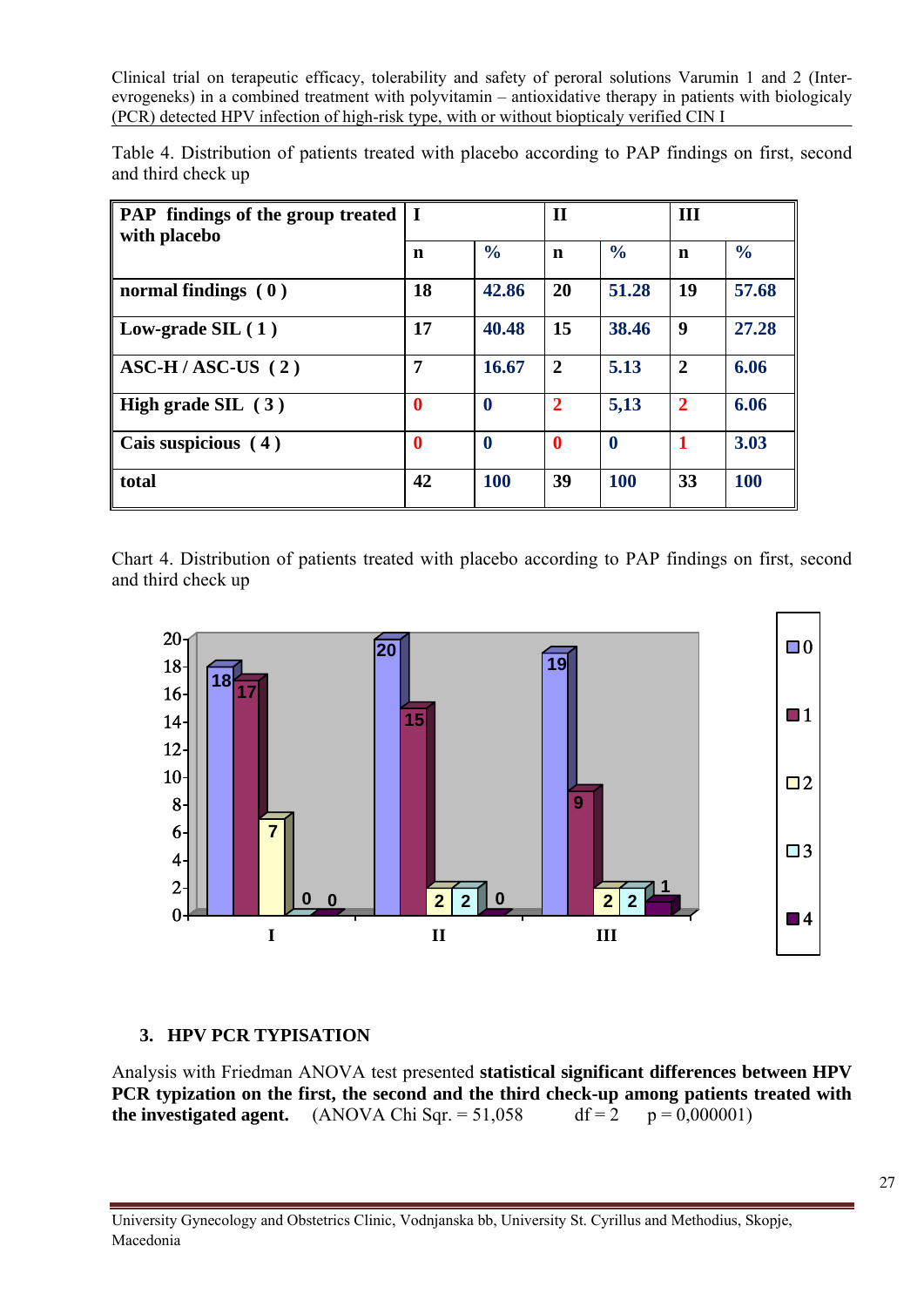Table 4. Distribution of patients treated with placebo according to PAP findings on first, second and third check up

| PAP findings of the group treated with placebo | I | | II | | III | |
|---|---|---|---|---|---|---|
| | n | % | n | % | n | % |
| normal findings ( 0 ) | 18 | 42.86 | 20 | 51.28 | 19 | 57.68 |
| Low-grade SIL ( 1 ) | 17 | 40.48 | 15 | 38.46 | 9 | 27.28 |
| ASC-H / ASC-US ( 2 ) | 7 | 16.67 | 2 | 5.13 | 2 | 6.06 |
| High grade SIL ( 3 ) | 0 | 0 | 2 | 5,13 | 2 | 6.06 |
| Cais suspicious ( 4 ) | 0 | 0 | 0 | 0 | 1 | 3.03 |
| total | 42 | 100 | 39 | 100 | 33 | 100 |

Chart 4. Distribution of patients treated with placebo according to PAP findings on first, second and third check up

### 3. HPV PCR TYPISATION

Analysis with Friedman ANOVA test presented **statistical significant differences between HPV PCR typization on the first, the second and the third check-up among patients treated with the investigated agent.** (ANOVA Chi Sqr. = 51,058 df = 2 p = 0,000001)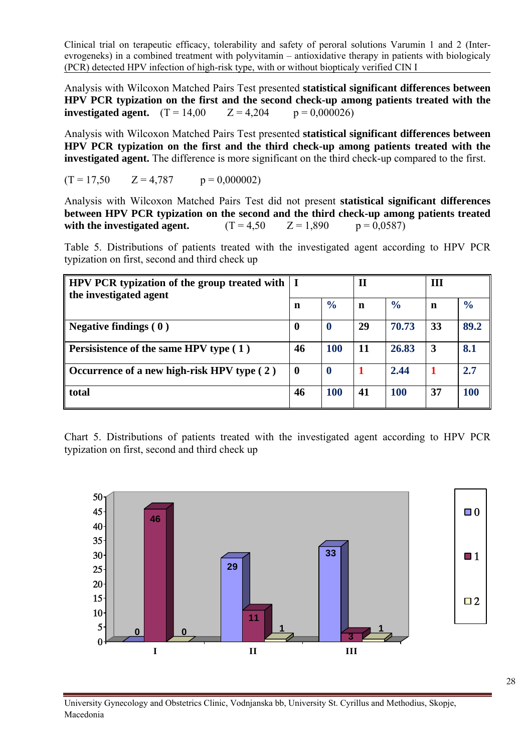Analysis with Wilcoxon Matched Pairs Test presented **statistical significant differences between HPV PCR typization on the first and the second check-up among patients treated with the investigated agent.** (T = 14,00 Z = 4,204 p = 0,000026)

Analysis with Wilcoxon Matched Pairs Test presented **statistical significant differences between HPV PCR typization on the first and the third check-up among patients treated with the investigated agent.** The difference is more significant on the third check-up compared to the first.

(T = 17,50 Z = 4,787 p = 0,000002)

Analysis with Wilcoxon Matched Pairs Test did not present **statistical significant differences between HPV PCR typization on the second and the third check-up among patients treated with the investigated agent.** (T = 4,50 Z = 1,890 p = 0,0587)

Table 5. Distributions of patients treated with the investigated agent according to HPV PCR typization on first, second and third check up

| HPV PCR typization of the group treated with the investigated agent | I | | II | | III | |
|---|---|---|---|---|---|---|
| | n | % | n | % | n | % |
| **Negative findings ( 0 )** | 0 | 0 | 29 | 70.73 | 33 | 89.2 |
| **Persisistence of the same HPV type ( 1 )** | 46 | 100 | 11 | 26.83 | 3 | 8.1 |
| **Occurrence of a new high-risk HPV type ( 2 )** | 0 | 0 | 1 | 2.44 | 1 | 2.7 |
| **total** | 46 | 100 | 41 | 100 | 37 | 100 |

Chart 5. Distributions of patients treated with the investigated agent according to HPV PCR typization on first, second and third check up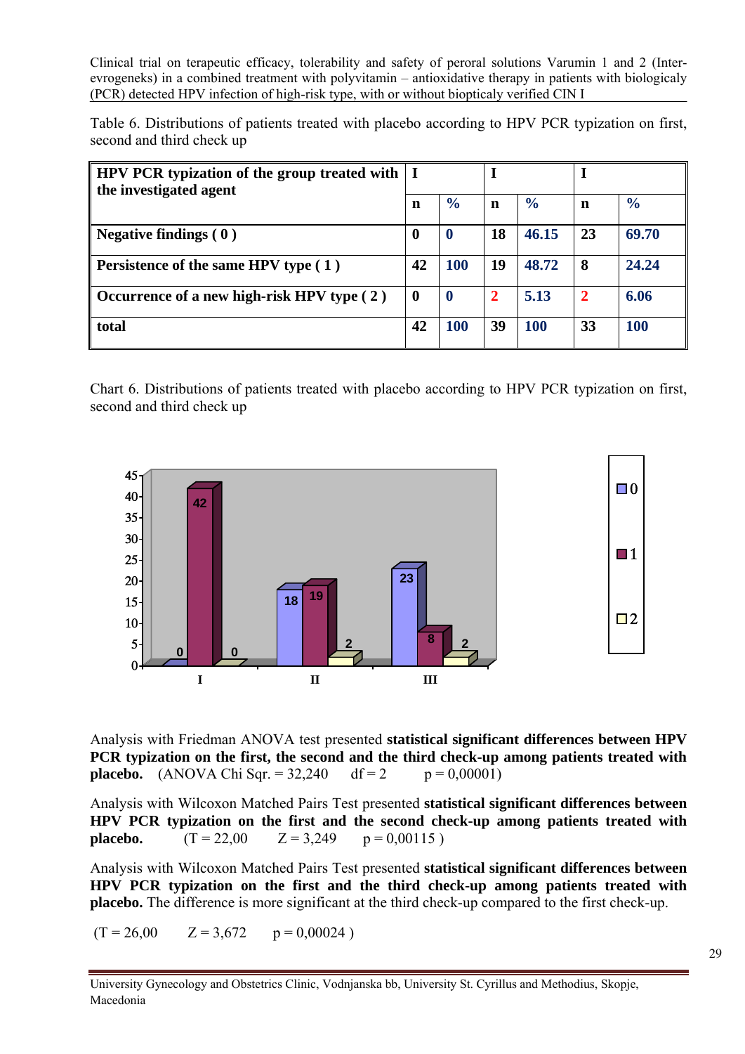Table 6. Distributions of patients treated with placebo according to HPV PCR typization on first, second and third check up

| HPV PCR typization of the group treated with the investigated agent | I | | I | | I | |
|---|---|---|---|---|---|---|
| | n | % | n | % | n | % |
| **Negative findings ( 0 )** | 0 | 0 | 18 | 46.15 | 23 | 69.70 |
| **Persistence of the same HPV type ( 1 )** | 42 | 100 | 19 | 48.72 | 8 | 24.24 |
| **Occurrence of a new high-risk HPV type ( 2 )** | 0 | 0 | 2 | 5.13 | 2 | 6.06 |
| **total** | 42 | 100 | 39 | 100 | 33 | 100 |

Chart 6. Distributions of patients treated with placebo according to HPV PCR typization on first, second and third check up

Analysis with Friedman ANOVA test presented **statistical significant differences between HPV PCR typization on the first, the second and the third check-up among patients treated with placebo.** (ANOVA Chi Sqr. = 32,240 df = 2 p = 0,00001)

Analysis with Wilcoxon Matched Pairs Test presented **statistical significant differences between HPV PCR typization on the first and the second check-up among patients treated with placebo.** (T = 22,00 Z = 3,249 p = 0,00115 )

Analysis with Wilcoxon Matched Pairs Test presented **statistical significant differences between HPV PCR typization on the first and the third check-up among patients treated with placebo.** The difference is more significant at the third check-up compared to the first check-up.

(T = 26,00 Z = 3,672 p = 0,00024 )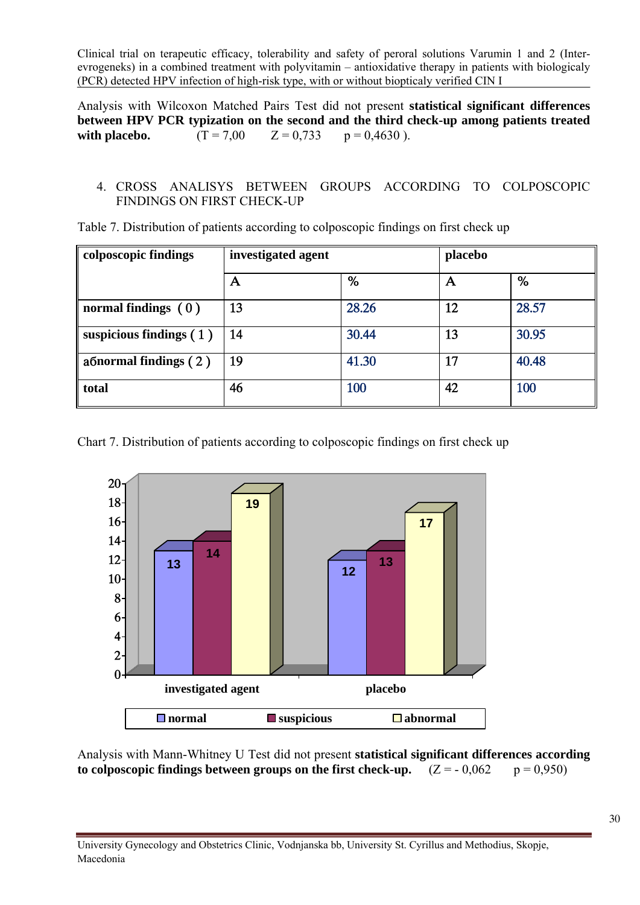Analysis with Wilcoxon Matched Pairs Test did not present **statistical significant differences between HPV PCR typization on the second and the third check-up among patients treated with placebo.** (T = 7,00 Z = 0,733 p = 0,4630 ).

4. CROSS ANALISYS BETWEEN GROUPS ACCORDING TO COLPOSCOPIC FINDINGS ON FIRST CHECK-UP

Table 7. Distribution of patients according to colposcopic findings on first check up

| colposcopic findings | investigated agent | | placebo | |
|---|---|---|---|---|
| | A | % | A | % |
| **normal findings ( 0 )** | 13 | 28.26 | 12 | 28.57 |
| **suspicious findings ( 1 )** | 14 | 30.44 | 13 | 30.95 |
| **aбnormal findings ( 2 )** | 19 | 41.30 | 17 | 40.48 |
| **total** | 46 | 100 | 42 | 100 |

Chart 7. Distribution of patients according to colposcopic findings on first check up

Analysis with Mann-Whitney U Test did not present **statistical significant differences according to colposcopic findings between groups on the first check-up.** (Z = - 0,062 p = 0,950)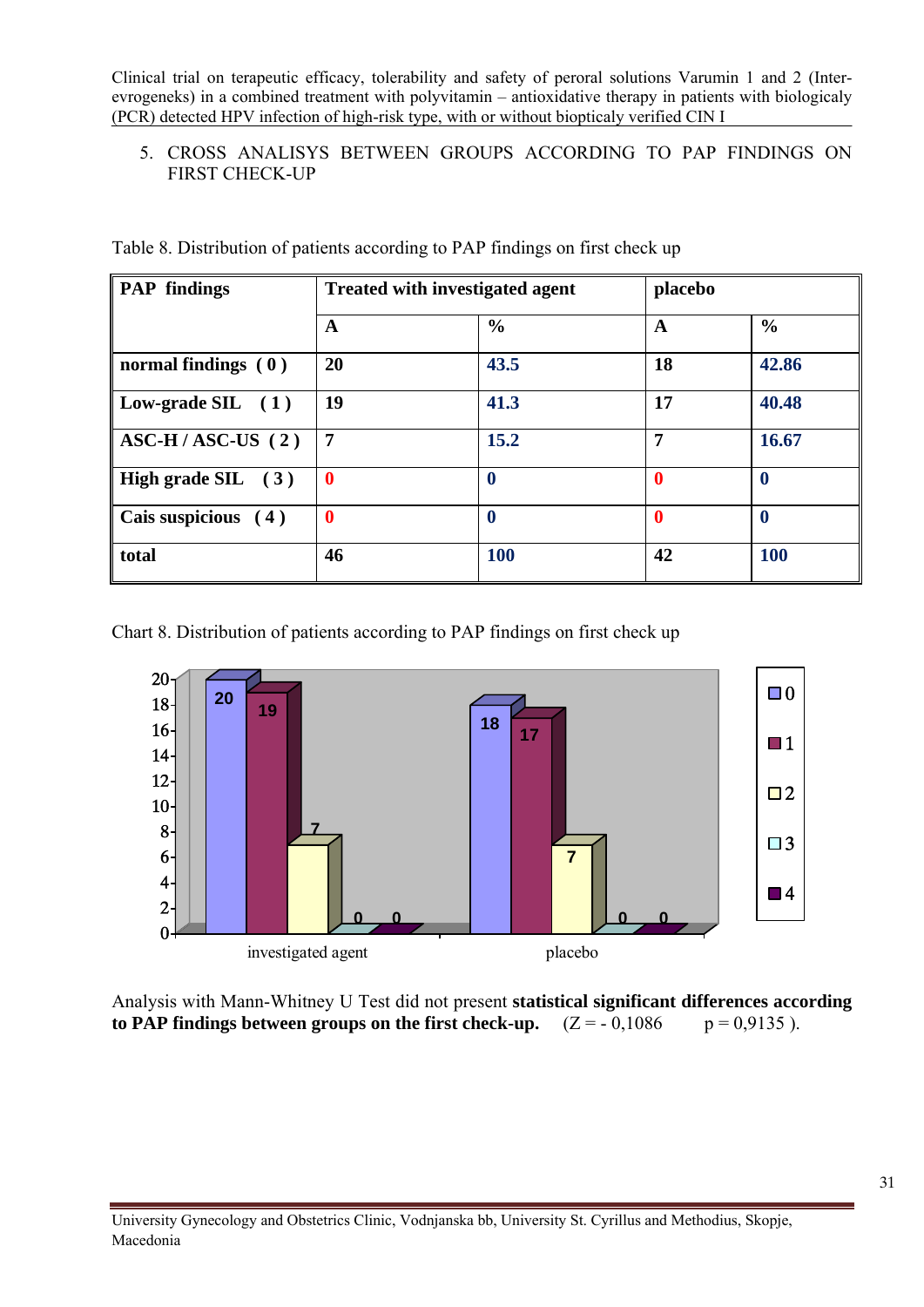## 5. CROSS ANALISYS BETWEEN GROUPS ACCORDING TO PAP FINDINGS ON FIRST CHECK-UP

Table 8. Distribution of patients according to PAP findings on first check up

| PAP findings | Treated with investigated agent | | placebo | |
|---|---|---|---|---|
| | **A** | **%** | **A** | **%** |
| **normal findings ( 0 )** | **20** | **43.5** | **18** | **42.86** |
| **Low-grade SIL ( 1 )** | **19** | **41.3** | **17** | **40.48** |
| **ASC-H / ASC-US ( 2 )** | **7** | **15.2** | **7** | **16.67** |
| **High grade SIL ( 3 )** | **0** | **0** | **0** | **0** |
| **Cais suspicious ( 4 )** | **0** | **0** | **0** | **0** |
| **total** | **46** | **100** | **42** | **100** |

Chart 8. Distribution of patients according to PAP findings on first check up

Analysis with Mann-Whitney U Test did not present **statistical significant differences according to PAP findings between groups on the first check-up.** (Z = - 0,1086 p = 0,9135 ).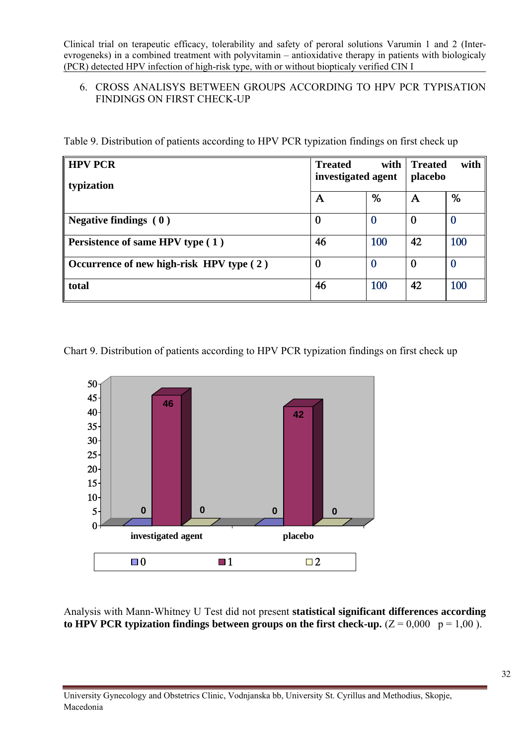6. CROSS ANALISYS BETWEEN GROUPS ACCORDING TO HPV PCR TYPISATION FINDINGS ON FIRST CHECK-UP

Table 9. Distribution of patients according to HPV PCR typization findings on first check up

| **HPV PCR typization** | **Treated with investigated agent** | | **Treated with placebo** | |
|---|---|---|---|---|
| | **A** | **%** | **A** | **%** |
| **Negative findings ( 0 )** | 0 | 0 | 0 | 0 |
| **Persistence of same HPV type ( 1 )** | 46 | 100 | 42 | 100 |
| **Occurrence of new high-risk HPV type ( 2 )** | 0 | 0 | 0 | 0 |
| **total** | 46 | 100 | 42 | 100 |

Chart 9. Distribution of patients according to HPV PCR typization findings on first check up

Analysis with Mann-Whitney U Test did not present **statistical significant differences according to HPV PCR typization findings between groups on the first check-up.** ($Z = 0{,}000$ $p = 1{,}00$ ).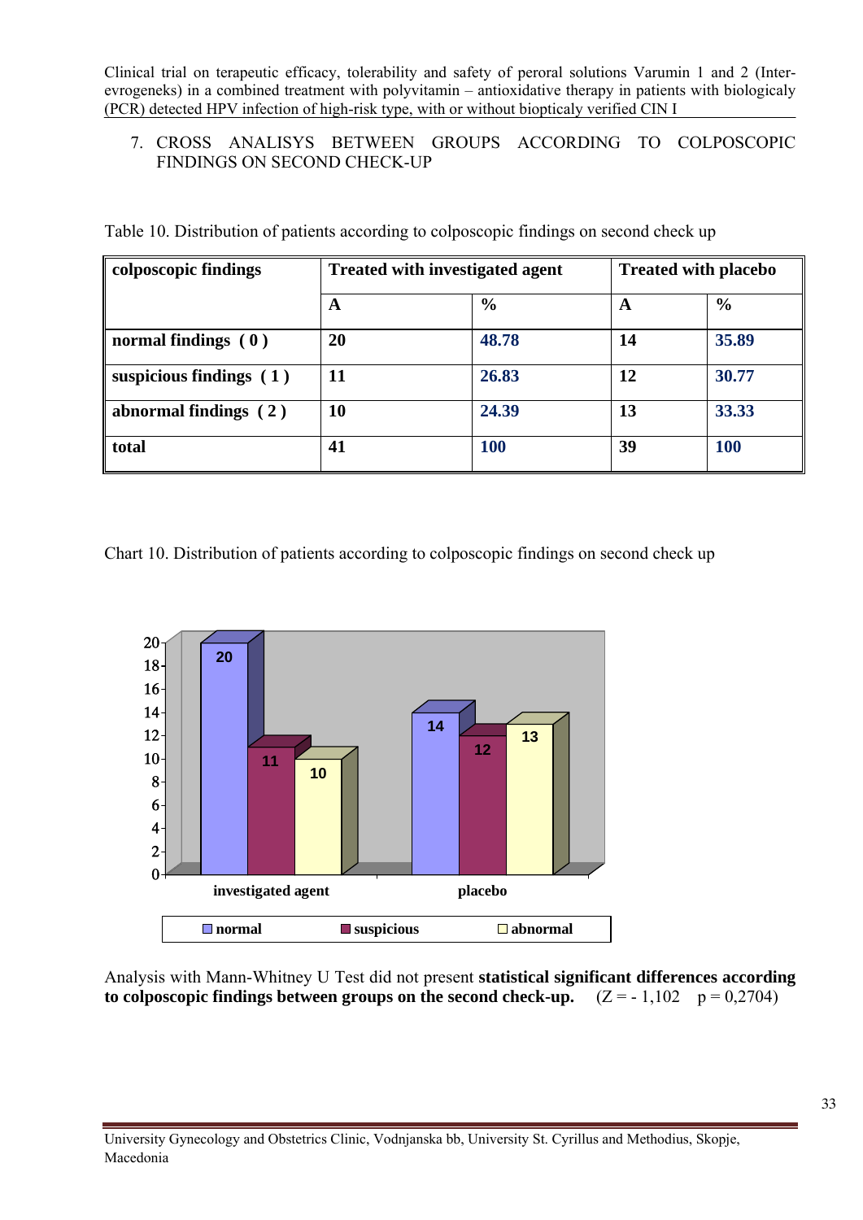7. CROSS ANALISYS BETWEEN GROUPS ACCORDING TO COLPOSCOPIC FINDINGS ON SECOND CHECK-UP

Table 10. Distribution of patients according to colposcopic findings on second check up

| colposcopic findings | Treated with investigated agent | | Treated with placebo | |
|---|---|---|---|---|
| | **A** | **%** | **A** | **%** |
| **normal findings ( 0 )** | **20** | **48.78** | **14** | **35.89** |
| **suspicious findings ( 1 )** | **11** | **26.83** | **12** | **30.77** |
| **abnormal findings ( 2 )** | **10** | **24.39** | **13** | **33.33** |
| **total** | **41** | **100** | **39** | **100** |

Chart 10. Distribution of patients according to colposcopic findings on second check up

| | normal | suspicious | abnormal |
|---|---|---|---|
| investigated agent | 20 | 11 | 10 |
| placebo | 14 | 12 | 13 |

Analysis with Mann-Whitney U Test did not present **statistical significant differences according to colposcopic findings between groups on the second check-up.** (Z = - 1,102 p = 0,2704)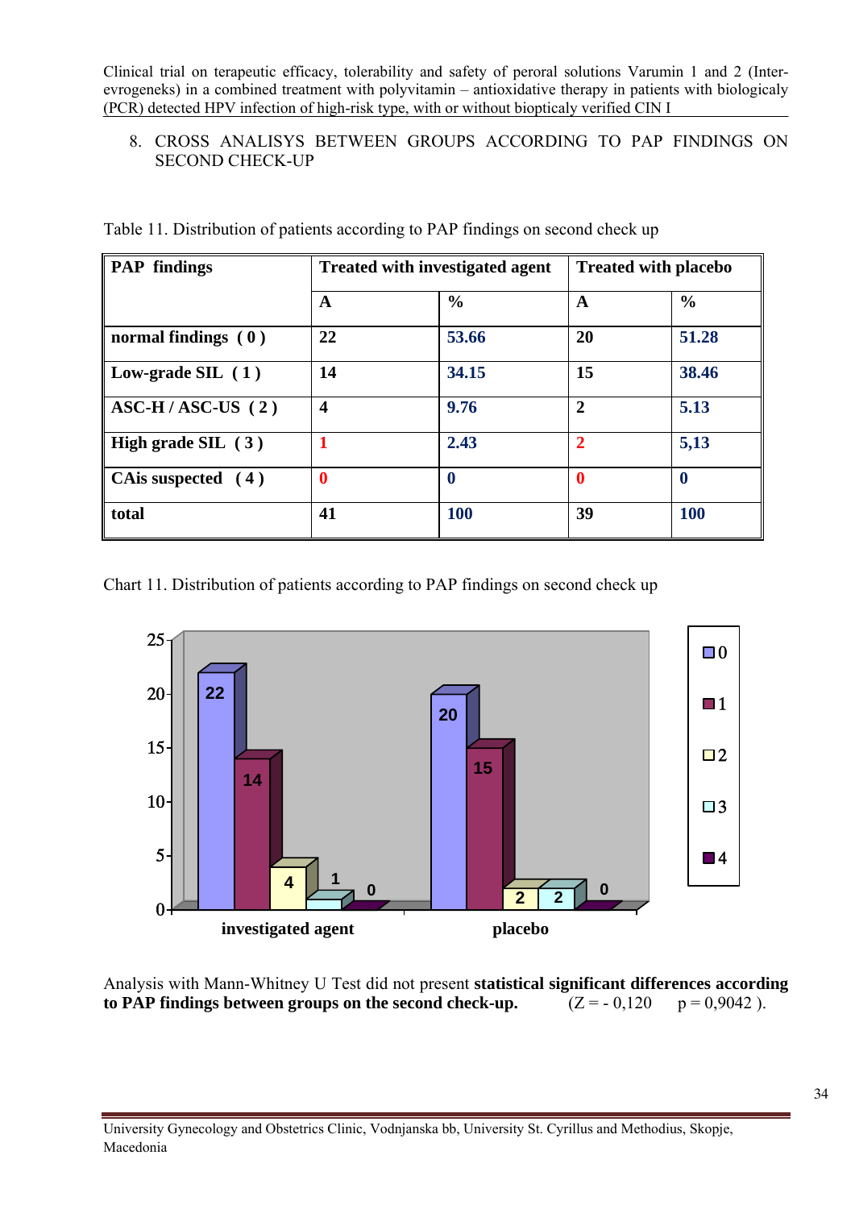8. CROSS ANALISYS BETWEEN GROUPS ACCORDING TO PAP FINDINGS ON SECOND CHECK-UP

Table 11. Distribution of patients according to PAP findings on second check up

| PAP findings | Treated with investigated agent | | Treated with placebo | |
|---|---|---|---|---|
| | A | % | A | % |
| normal findings ( 0 ) | 22 | 53.66 | 20 | 51.28 |
| Low-grade SIL ( 1 ) | 14 | 34.15 | 15 | 38.46 |
| ASC-H / ASC-US ( 2 ) | 4 | 9.76 | 2 | 5.13 |
| High grade SIL ( 3 ) | 1 | 2.43 | 2 | 5,13 |
| CAis suspected ( 4 ) | 0 | 0 | 0 | 0 |
| total | 41 | 100 | 39 | 100 |

Chart 11. Distribution of patients according to PAP findings on second check up

Analysis with Mann-Whitney U Test did not present **statistical significant differences according to PAP findings between groups on the second check-up.** ($Z = -0,120$ $p = 0,9042$ ).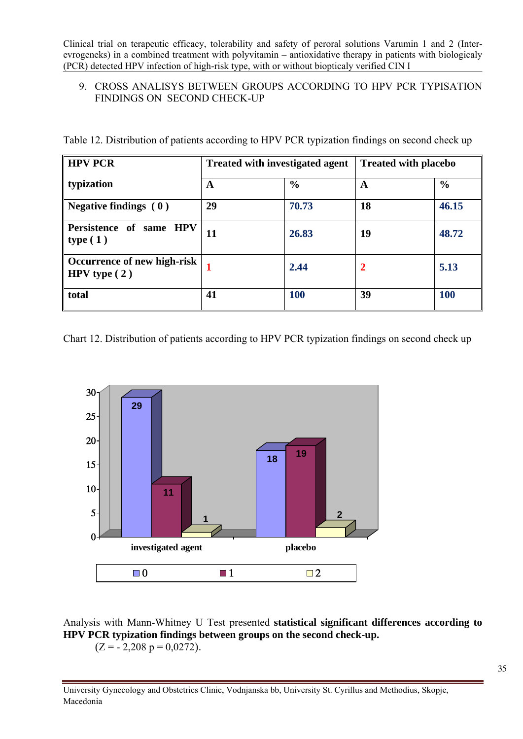9. CROSS ANALISYS BETWEEN GROUPS ACCORDING TO HPV PCR TYPISATION FINDINGS ON SECOND CHECK-UP

Table 12. Distribution of patients according to HPV PCR typization findings on second check up

| HPV PCR typization | Treated with investigated agent | | Treated with placebo | |
|---|---|---|---|---|
| | A | % | A | % |
| Negative findings ( 0 ) | 29 | 70.73 | 18 | 46.15 |
| Persistence of same HPV type ( 1 ) | 11 | 26.83 | 19 | 48.72 |
| Occurrence of new high-risk HPV type ( 2 ) | 1 | 2.44 | 2 | 5.13 |
| total | 41 | 100 | 39 | 100 |

Chart 12. Distribution of patients according to HPV PCR typization findings on second check up

Analysis with Mann-Whitney U Test presented **statistical significant differences according to HPV PCR typization findings between groups on the second check-up.**
(Z = - 2,208 p = 0,0272).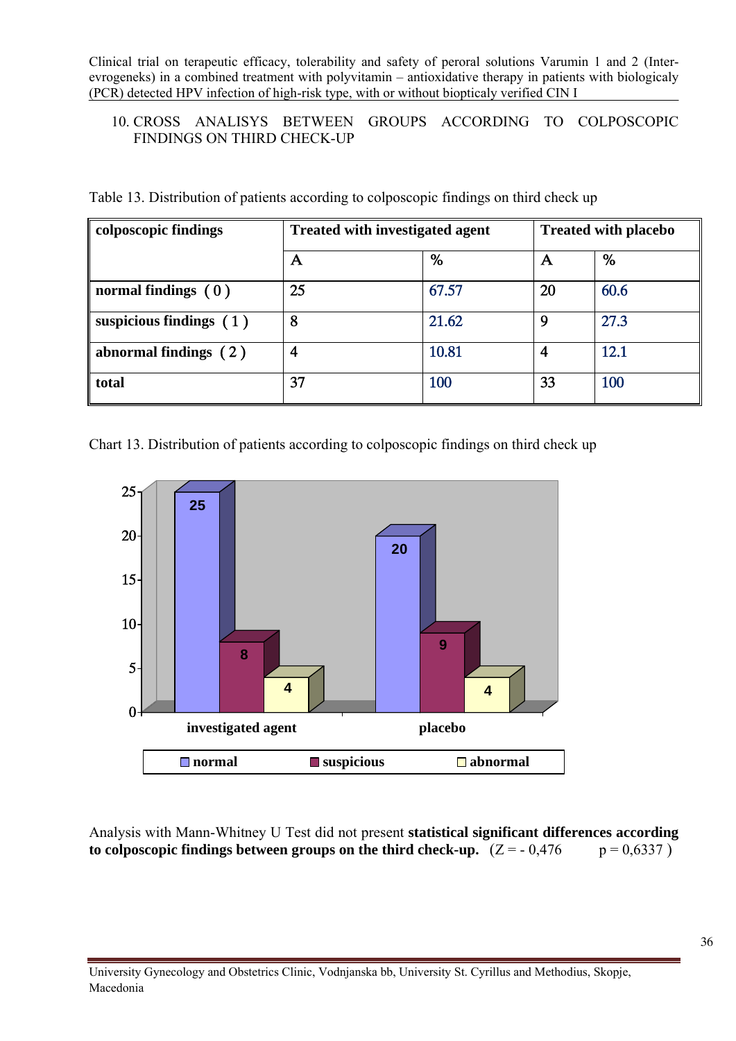## 10. CROSS ANALISYS BETWEEN GROUPS ACCORDING TO COLPOSCOPIC FINDINGS ON THIRD CHECK-UP

Table 13. Distribution of patients according to colposcopic findings on third check up

| colposcopic findings | Treated with investigated agent | | Treated with placebo | |
|---|---|---|---|---|
| | A | % | A | % |
| **normal findings ( 0 )** | 25 | 67.57 | 20 | 60.6 |
| **suspicious findings ( 1 )** | 8 | 21.62 | 9 | 27.3 |
| **abnormal findings ( 2 )** | 4 | 10.81 | 4 | 12.1 |
| **total** | 37 | 100 | 33 | 100 |

Chart 13. Distribution of patients according to colposcopic findings on third check up

Analysis with Mann-Whitney U Test did not present **statistical significant differences according to colposcopic findings between groups on the third check-up.** (Z = - 0,476 p = 0,6337 )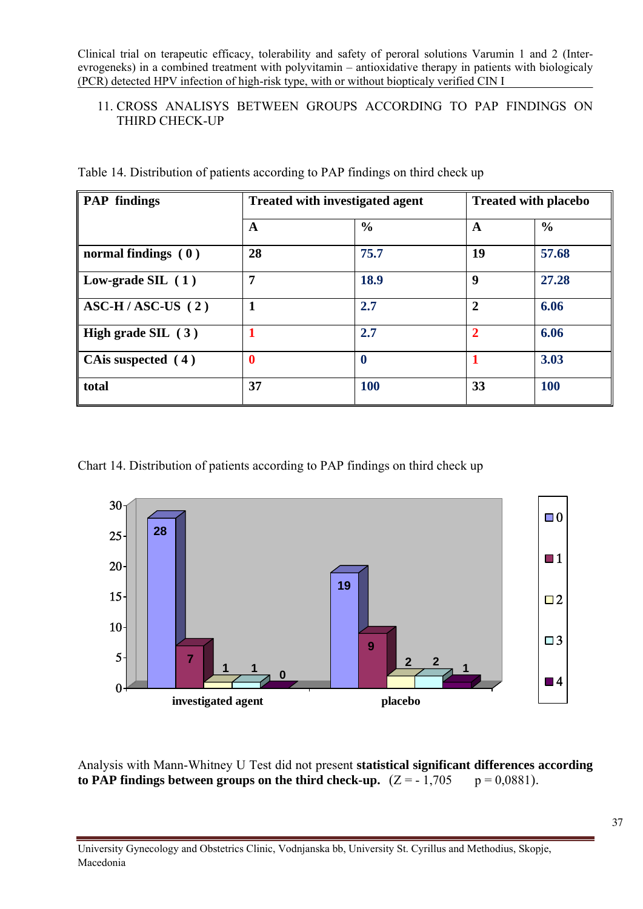## 11. CROSS ANALISYS BETWEEN GROUPS ACCORDING TO PAP FINDINGS ON THIRD CHECK-UP

Table 14. Distribution of patients according to PAP findings on third check up

| PAP findings | Treated with investigated agent | | Treated with placebo | |
|---|---|---|---|---|
| | A | % | A | % |
| normal findings ( 0 ) | 28 | 75.7 | 19 | 57.68 |
| Low-grade SIL ( 1 ) | 7 | 18.9 | 9 | 27.28 |
| ASC-H / ASC-US ( 2 ) | 1 | 2.7 | 2 | 6.06 |
| High grade SIL ( 3 ) | 1 | 2.7 | 2 | 6.06 |
| CAis suspected ( 4 ) | 0 | 0 | 1 | 3.03 |
| total | 37 | 100 | 33 | 100 |

Chart 14. Distribution of patients according to PAP findings on third check up

Analysis with Mann-Whitney U Test did not present **statistical significant differences according to PAP findings between groups on the third check-up.** (Z = - 1,705 p = 0,0881).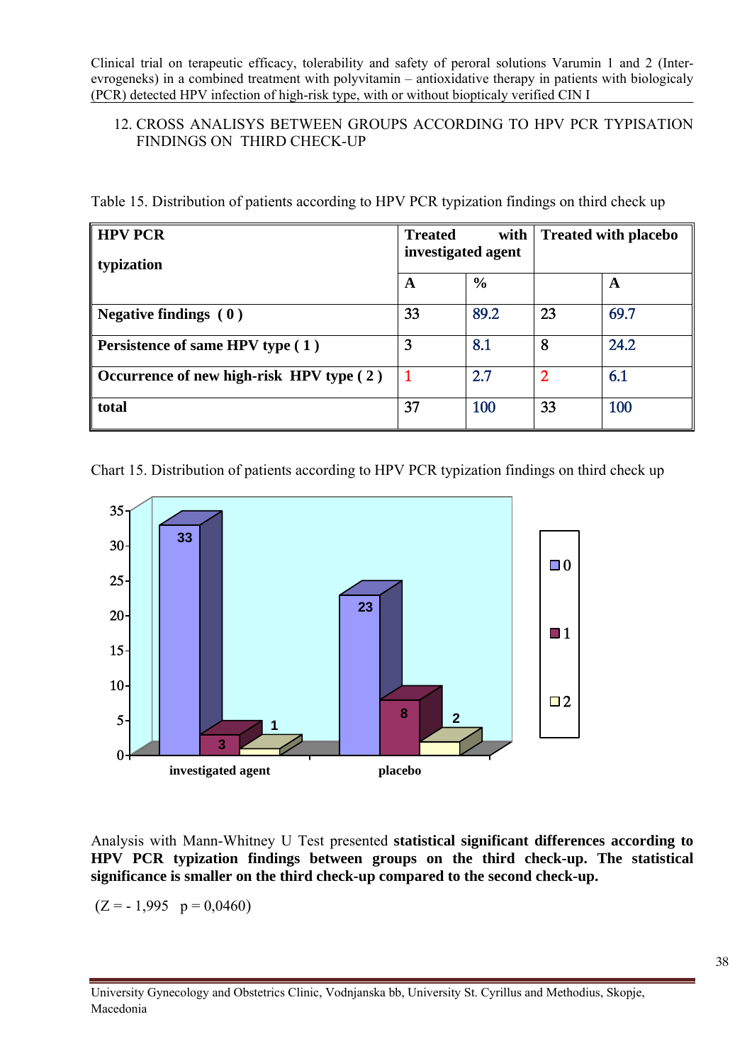## 12. CROSS ANALISYS BETWEEN GROUPS ACCORDING TO HPV PCR TYPISATION FINDINGS ON THIRD CHECK-UP

Table 15. Distribution of patients according to HPV PCR typization findings on third check up

| **HPV PCR typization** | **Treated with investigated agent** | | **Treated with placebo** | |
|---|---|---|---|---|
| | **A** | **%** | | **A** |
| **Negative findings ( 0 )** | 33 | 89.2 | 23 | 69.7 |
| **Persistence of same HPV type ( 1 )** | 3 | 8.1 | 8 | 24.2 |
| **Occurrence of new high-risk HPV type ( 2 )** | 1 | 2.7 | 2 | 6.1 |
| **total** | 37 | 100 | 33 | 100 |

Chart 15. Distribution of patients according to HPV PCR typization findings on third check up

Analysis with Mann-Whitney U Test presented **statistical significant differences according to HPV PCR typization findings between groups on the third check-up. The statistical significance is smaller on the third check-up compared to the second check-up.**

(Z = - 1,995 p = 0,0460)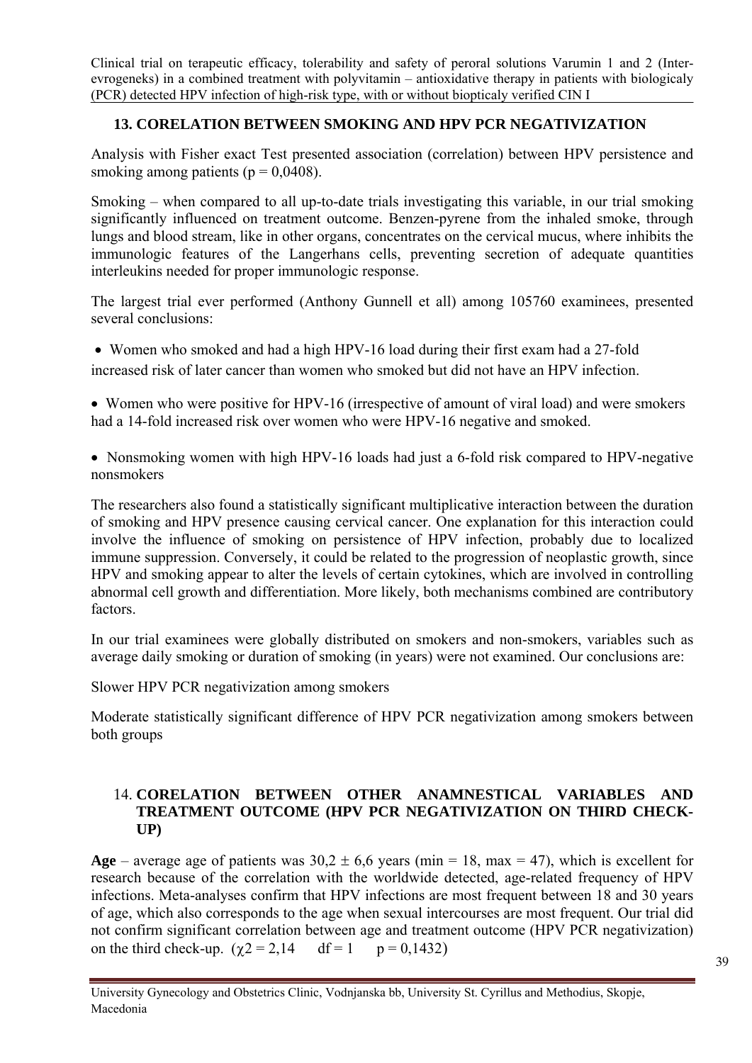## 13. CORELATION BETWEEN SMOKING AND HPV PCR NEGATIVIZATION

Analysis with Fisher exact Test presented association (correlation) between HPV persistence and smoking among patients ($p = 0{,}0408$).

Smoking – when compared to all up-to-date trials investigating this variable, in our trial smoking significantly influenced on treatment outcome. Benzen-pyrene from the inhaled smoke, through lungs and blood stream, like in other organs, concentrates on the cervical mucus, where inhibits the immunologic features of the Langerhans cells, preventing secretion of adequate quantities interleukins needed for proper immunologic response.

The largest trial ever performed (Anthony Gunnell et all) among 105760 examinees, presented several conclusions:

- Women who smoked and had a high HPV-16 load during their first exam had a 27-fold increased risk of later cancer than women who smoked but did not have an HPV infection.
- Women who were positive for HPV-16 (irrespective of amount of viral load) and were smokers had a 14-fold increased risk over women who were HPV-16 negative and smoked.
- Nonsmoking women with high HPV-16 loads had just a 6-fold risk compared to HPV-negative nonsmokers

The researchers also found a statistically significant multiplicative interaction between the duration of smoking and HPV presence causing cervical cancer. One explanation for this interaction could involve the influence of smoking on persistence of HPV infection, probably due to localized immune suppression. Conversely, it could be related to the progression of neoplastic growth, since HPV and smoking appear to alter the levels of certain cytokines, which are involved in controlling abnormal cell growth and differentiation. More likely, both mechanisms combined are contributory factors.

In our trial examinees were globally distributed on smokers and non-smokers, variables such as average daily smoking or duration of smoking (in years) were not examined. Our conclusions are:

Slower HPV PCR negativization among smokers

Moderate statistically significant difference of HPV PCR negativization among smokers between both groups

## 14. CORELATION BETWEEN OTHER ANAMNESTICAL VARIABLES AND TREATMENT OUTCOME (HPV PCR NEGATIVIZATION ON THIRD CHECK-UP)

**Age** – average age of patients was $30{,}2 \pm 6{,}6$ years (min = 18, max = 47), which is excellent for research because of the correlation with the worldwide detected, age-related frequency of HPV infections. Meta-analyses confirm that HPV infections are most frequent between 18 and 30 years of age, which also corresponds to the age when sexual intercourses are most frequent. Our trial did not confirm significant correlation between age and treatment outcome (HPV PCR negativization) on the third check-up. ($\chi^2 = 2{,}14 \quad df = 1 \quad p = 0{,}1432$)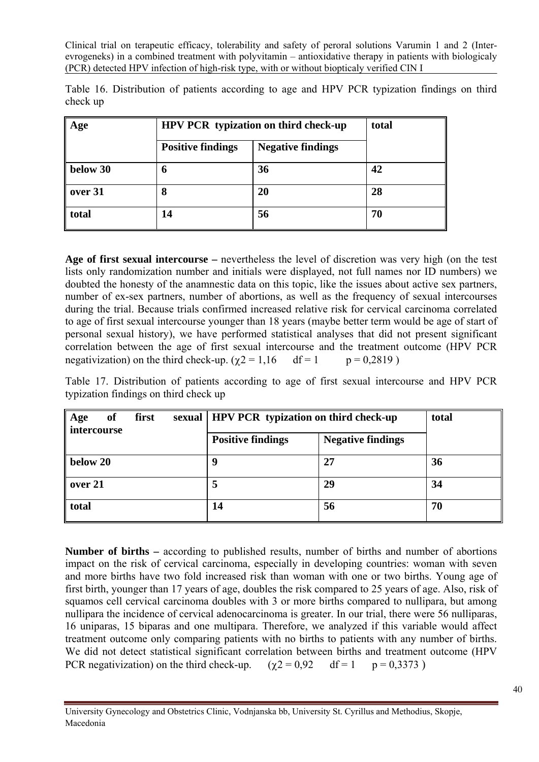Table 16. Distribution of patients according to age and HPV PCR typization findings on third check up

| Age | HPV PCR typization on third check-up | | total |
|---|---|---|---|
| | Positive findings | Negative findings | |
| below 30 | 6 | 36 | 42 |
| over 31 | 8 | 20 | 28 |
| total | 14 | 56 | 70 |

**Age of first sexual intercourse –** nevertheless the level of discretion was very high (on the test lists only randomization number and initials were displayed, not full names nor ID numbers) we doubted the honesty of the anamnestic data on this topic, like the issues about active sex partners, number of ex-sex partners, number of abortions, as well as the frequency of sexual intercourses during the trial. Because trials confirmed increased relative risk for cervical carcinoma correlated to age of first sexual intercourse younger than 18 years (maybe better term would be age of start of personal sexual history), we have performed statistical analyses that did not present significant correlation between the age of first sexual intercourse and the treatment outcome (HPV PCR negativization) on the third check-up. ($\chi 2 = 1{,}16$  $df = 1$  $p = 0{,}2819$ )

Table 17. Distribution of patients according to age of first sexual intercourse and HPV PCR typization findings on third check up

| Age of first sexual intercourse | HPV PCR typization on third check-up | | total |
|---|---|---|---|
| | Positive findings | Negative findings | |
| below 20 | 9 | 27 | 36 |
| over 21 | 5 | 29 | 34 |
| total | 14 | 56 | 70 |

**Number of births –** according to published results, number of births and number of abortions impact on the risk of cervical carcinoma, especially in developing countries: woman with seven and more births have two fold increased risk than woman with one or two births. Young age of first birth, younger than 17 years of age, doubles the risk compared to 25 years of age. Also, risk of squamos cell cervical carcinoma doubles with 3 or more births compared to nullipara, but among nullipara the incidence of cervical adenocarcinoma is greater. In our trial, there were 56 nulliparas, 16 uniparas, 15 biparas and one multipara. Therefore, we analyzed if this variable would affect treatment outcome only comparing patients with no births to patients with any number of births. We did not detect statistical significant correlation between births and treatment outcome (HPV PCR negativization) on the third check-up.  ($\chi 2 = 0{,}92$  $df = 1$  $p = 0{,}3373$ )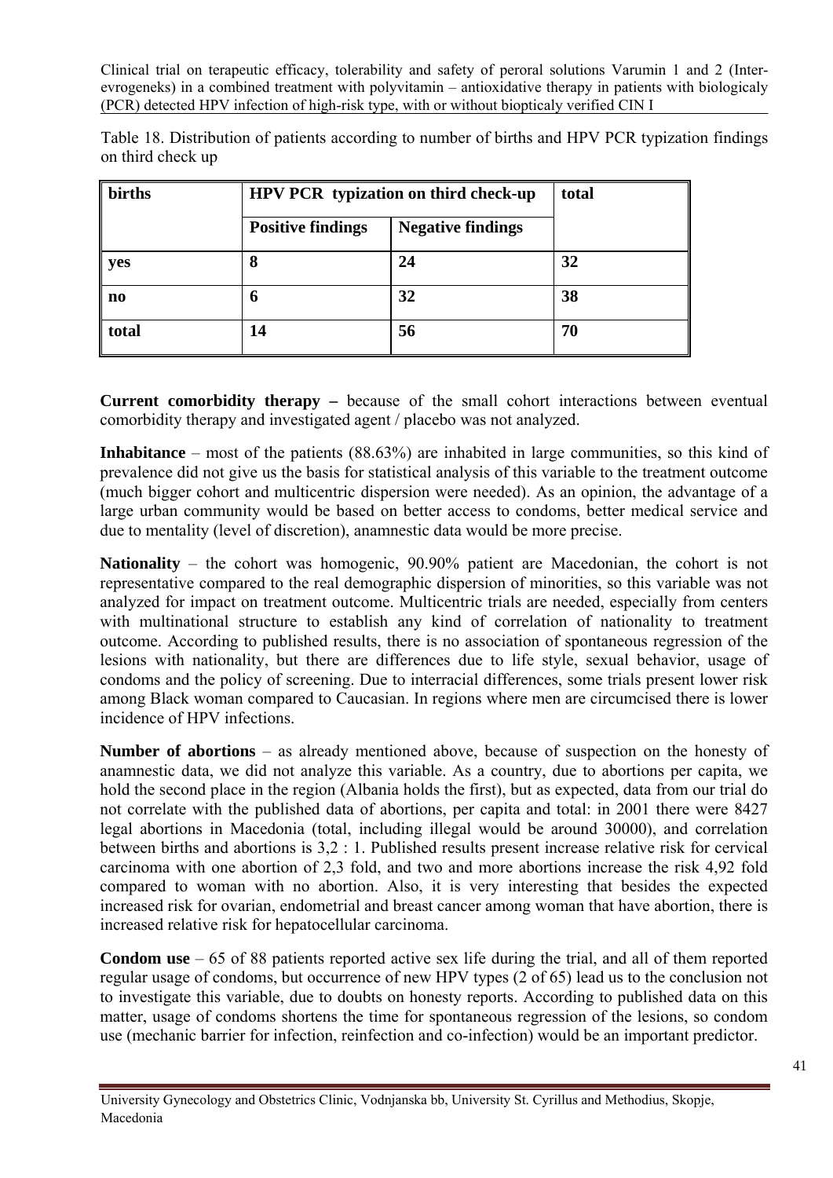Table 18. Distribution of patients according to number of births and HPV PCR typization findings on third check up

| births | HPV PCR typization on third check-up | | total |
|---|---|---|---|
| | Positive findings | Negative findings | |
| yes | 8 | 24 | 32 |
| no | 6 | 32 | 38 |
| total | 14 | 56 | 70 |

**Current comorbidity therapy –** because of the small cohort interactions between eventual comorbidity therapy and investigated agent / placebo was not analyzed.

**Inhabitance** – most of the patients (88.63%) are inhabited in large communities, so this kind of prevalence did not give us the basis for statistical analysis of this variable to the treatment outcome (much bigger cohort and multicentric dispersion were needed). As an opinion, the advantage of a large urban community would be based on better access to condoms, better medical service and due to mentality (level of discretion), anamnestic data would be more precise.

**Nationality** – the cohort was homogenic, 90.90% patient are Macedonian, the cohort is not representative compared to the real demographic dispersion of minorities, so this variable was not analyzed for impact on treatment outcome. Multicentric trials are needed, especially from centers with multinational structure to establish any kind of correlation of nationality to treatment outcome. According to published results, there is no association of spontaneous regression of the lesions with nationality, but there are differences due to life style, sexual behavior, usage of condoms and the policy of screening. Due to interracial differences, some trials present lower risk among Black woman compared to Caucasian. In regions where men are circumcised there is lower incidence of HPV infections.

**Number of abortions** – as already mentioned above, because of suspection on the honesty of anamnestic data, we did not analyze this variable. As a country, due to abortions per capita, we hold the second place in the region (Albania holds the first), but as expected, data from our trial do not correlate with the published data of abortions, per capita and total: in 2001 there were 8427 legal abortions in Macedonia (total, including illegal would be around 30000), and correlation between births and abortions is 3,2 : 1. Published results present increase relative risk for cervical carcinoma with one abortion of 2,3 fold, and two and more abortions increase the risk 4,92 fold compared to woman with no abortion. Also, it is very interesting that besides the expected increased risk for ovarian, endometrial and breast cancer among woman that have abortion, there is increased relative risk for hepatocellular carcinoma.

**Condom use** – 65 of 88 patients reported active sex life during the trial, and all of them reported regular usage of condoms, but occurrence of new HPV types (2 of 65) lead us to the conclusion not to investigate this variable, due to doubts on honesty reports. According to published data on this matter, usage of condoms shortens the time for spontaneous regression of the lesions, so condom use (mechanic barrier for infection, reinfection and co-infection) would be an important predictor.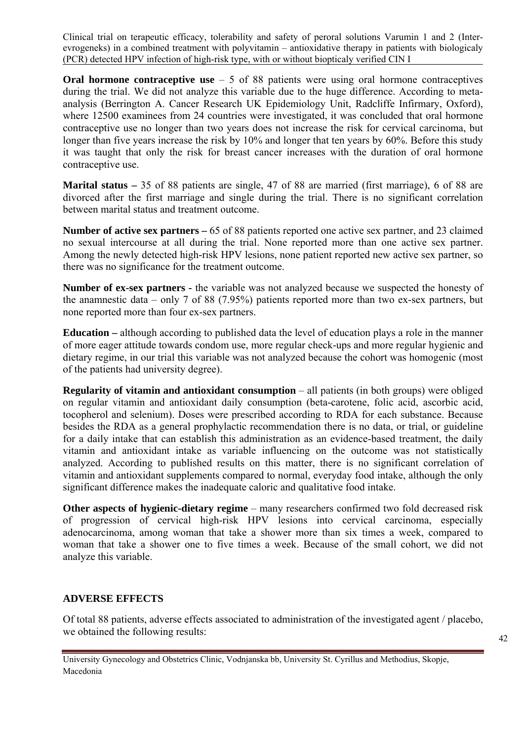**Oral hormone contraceptive use** – 5 of 88 patients were using oral hormone contraceptives during the trial. We did not analyze this variable due to the huge difference. According to meta-analysis (Berrington A. Cancer Research UK Epidemiology Unit, Radcliffe Infirmary, Oxford), where 12500 examinees from 24 countries were investigated, it was concluded that oral hormone contraceptive use no longer than two years does not increase the risk for cervical carcinoma, but longer than five years increase the risk by 10% and longer that ten years by 60%. Before this study it was taught that only the risk for breast cancer increases with the duration of oral hormone contraceptive use.

**Marital status –** 35 of 88 patients are single, 47 of 88 are married (first marriage), 6 of 88 are divorced after the first marriage and single during the trial. There is no significant correlation between marital status and treatment outcome.

**Number of active sex partners –** 65 of 88 patients reported one active sex partner, and 23 claimed no sexual intercourse at all during the trial. None reported more than one active sex partner. Among the newly detected high-risk HPV lesions, none patient reported new active sex partner, so there was no significance for the treatment outcome.

**Number of ex-sex partners -** the variable was not analyzed because we suspected the honesty of the anamnestic data – only 7 of 88 (7.95%) patients reported more than two ex-sex partners, but none reported more than four ex-sex partners.

**Education –** although according to published data the level of education plays a role in the manner of more eager attitude towards condom use, more regular check-ups and more regular hygienic and dietary regime, in our trial this variable was not analyzed because the cohort was homogenic (most of the patients had university degree).

**Regularity of vitamin and antioxidant consumption** – all patients (in both groups) were obliged on regular vitamin and antioxidant daily consumption (beta-carotene, folic acid, ascorbic acid, tocopherol and selenium). Doses were prescribed according to RDA for each substance. Because besides the RDA as a general prophylactic recommendation there is no data, or trial, or guideline for a daily intake that can establish this administration as an evidence-based treatment, the daily vitamin and antioxidant intake as variable influencing on the outcome was not statistically analyzed. According to published results on this matter, there is no significant correlation of vitamin and antioxidant supplements compared to normal, everyday food intake, although the only significant difference makes the inadequate caloric and qualitative food intake.

**Other aspects of hygienic-dietary regime** – many researchers confirmed two fold decreased risk of progression of cervical high-risk HPV lesions into cervical carcinoma, especially adenocarcinoma, among woman that take a shower more than six times a week, compared to woman that take a shower one to five times a week. Because of the small cohort, we did not analyze this variable.

## ADVERSE EFFECTS

Of total 88 patients, adverse effects associated to administration of the investigated agent / placebo, we obtained the following results: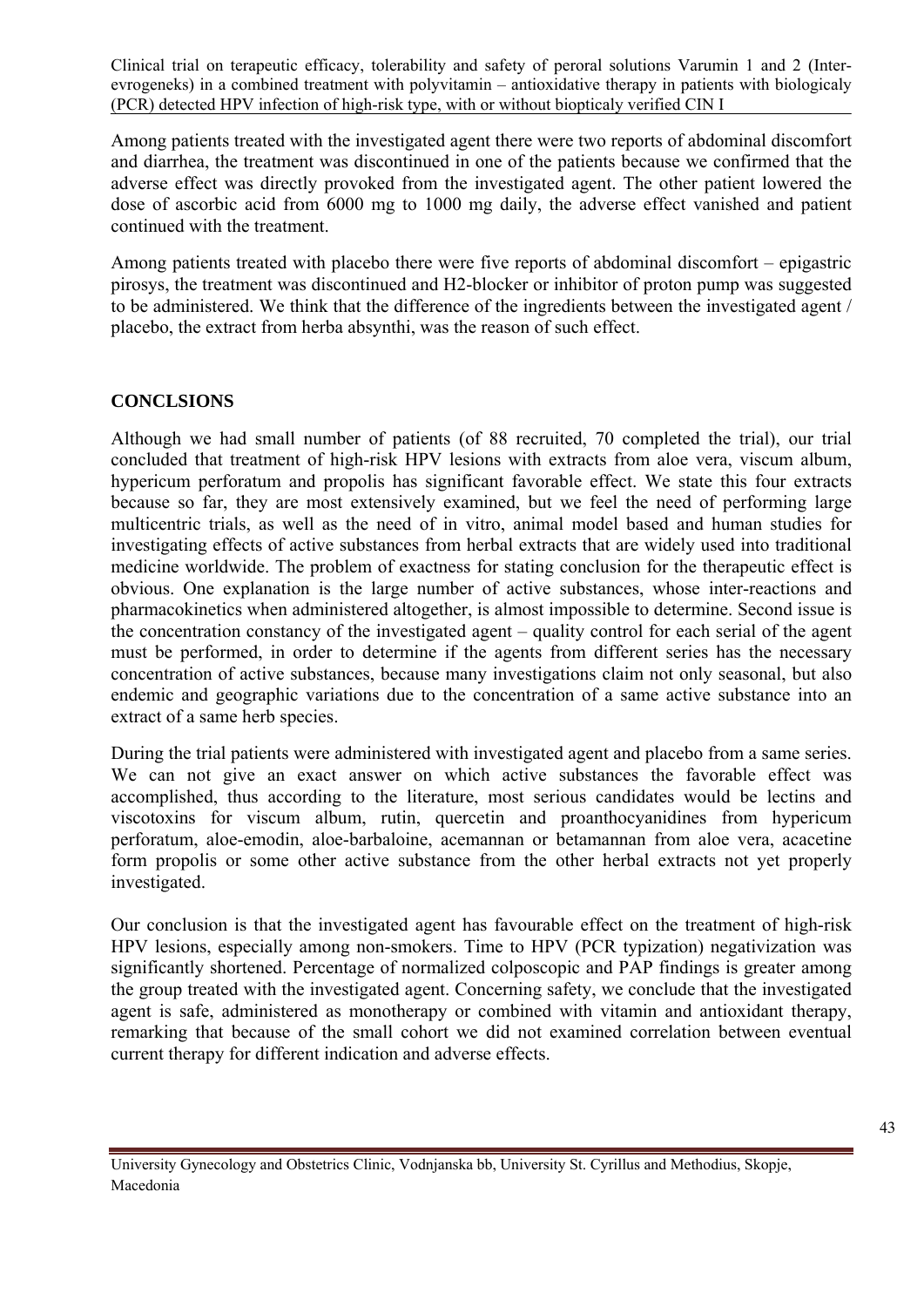Among patients treated with the investigated agent there were two reports of abdominal discomfort and diarrhea, the treatment was discontinued in one of the patients because we confirmed that the adverse effect was directly provoked from the investigated agent. The other patient lowered the dose of ascorbic acid from 6000 mg to 1000 mg daily, the adverse effect vanished and patient continued with the treatment.

Among patients treated with placebo there were five reports of abdominal discomfort – epigastric pirosys, the treatment was discontinued and H2-blocker or inhibitor of proton pump was suggested to be administered. We think that the difference of the ingredients between the investigated agent / placebo, the extract from herba absynthi, was the reason of such effect.

## CONCLSIONS

Although we had small number of patients (of 88 recruited, 70 completed the trial), our trial concluded that treatment of high-risk HPV lesions with extracts from aloe vera, viscum album, hypericum perforatum and propolis has significant favorable effect. We state this four extracts because so far, they are most extensively examined, but we feel the need of performing large multicentric trials, as well as the need of in vitro, animal model based and human studies for investigating effects of active substances from herbal extracts that are widely used into traditional medicine worldwide. The problem of exactness for stating conclusion for the therapeutic effect is obvious. One explanation is the large number of active substances, whose inter-reactions and pharmacokinetics when administered altogether, is almost impossible to determine. Second issue is the concentration constancy of the investigated agent – quality control for each serial of the agent must be performed, in order to determine if the agents from different series has the necessary concentration of active substances, because many investigations claim not only seasonal, but also endemic and geographic variations due to the concentration of a same active substance into an extract of a same herb species.

During the trial patients were administered with investigated agent and placebo from a same series. We can not give an exact answer on which active substances the favorable effect was accomplished, thus according to the literature, most serious candidates would be lectins and viscotoxins for viscum album, rutin, quercetin and proanthocyanidines from hypericum perforatum, aloe-emodin, aloe-barbaloine, acemannan or betamannan from aloe vera, acacetine form propolis or some other active substance from the other herbal extracts not yet properly investigated.

Our conclusion is that the investigated agent has favourable effect on the treatment of high-risk HPV lesions, especially among non-smokers. Time to HPV (PCR typization) negativization was significantly shortened. Percentage of normalized colposcopic and PAP findings is greater among the group treated with the investigated agent. Concerning safety, we conclude that the investigated agent is safe, administered as monotherapy or combined with vitamin and antioxidant therapy, remarking that because of the small cohort we did not examined correlation between eventual current therapy for different indication and adverse effects.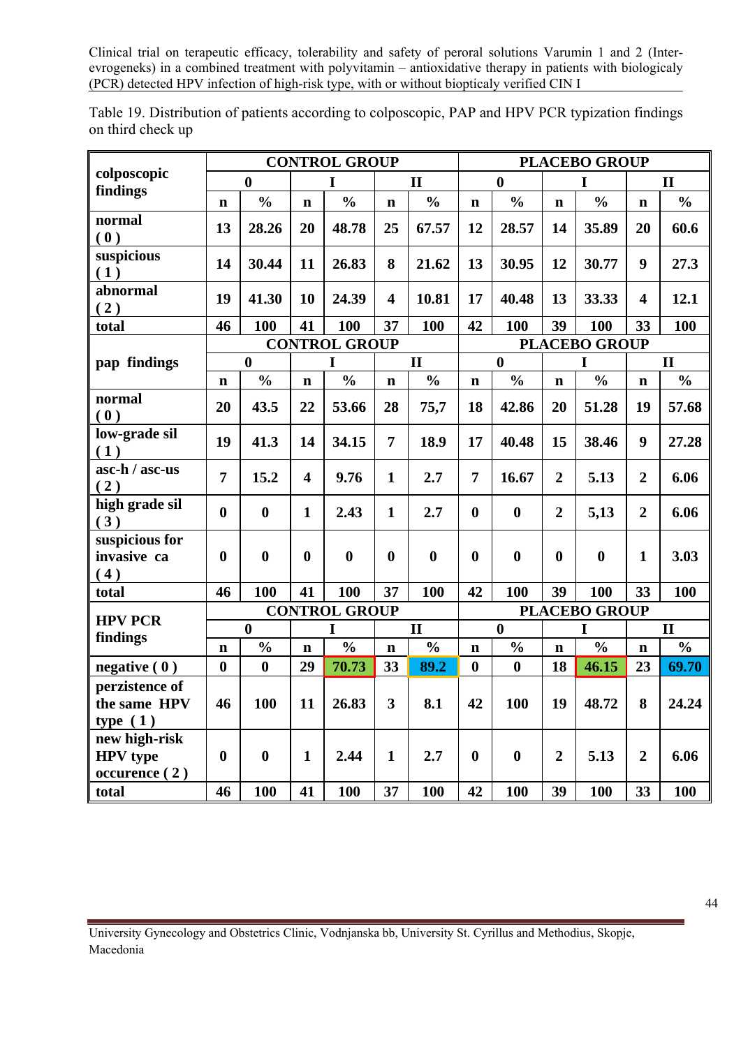Table 19. Distribution of patients according to colposcopic, PAP and HPV PCR typization findings on third check up

| colposcopic findings | CONTROL GROUP | | | | | | PLACEBO GROUP | | | | | |
|---|---|---|---|---|---|---|---|---|---|---|---|---|
| | 0 | | I | | II | | 0 | | I | | II | |
| | n | % | n | % | n | % | n | % | n | % | n | % |
| normal ( 0 ) | 13 | 28.26 | 20 | 48.78 | 25 | 67.57 | 12 | 28.57 | 14 | 35.89 | 20 | 60.6 |
| suspicious ( 1 ) | 14 | 30.44 | 11 | 26.83 | 8 | 21.62 | 13 | 30.95 | 12 | 30.77 | 9 | 27.3 |
| abnormal ( 2 ) | 19 | 41.30 | 10 | 24.39 | 4 | 10.81 | 17 | 40.48 | 13 | 33.33 | 4 | 12.1 |
| total | 46 | 100 | 41 | 100 | 37 | 100 | 42 | 100 | 39 | 100 | 33 | 100 |
| **pap findings** | **CONTROL GROUP** | | | | | | **PLACEBO GROUP** | | | | | |
| | 0 | | I | | II | | 0 | | I | | II | |
| | n | % | n | % | n | % | n | % | n | % | n | % |
| normal ( 0 ) | 20 | 43.5 | 22 | 53.66 | 28 | 75,7 | 18 | 42.86 | 20 | 51.28 | 19 | 57.68 |
| low-grade sil ( 1 ) | 19 | 41.3 | 14 | 34.15 | 7 | 18.9 | 17 | 40.48 | 15 | 38.46 | 9 | 27.28 |
| asc-h / asc-us ( 2 ) | 7 | 15.2 | 4 | 9.76 | 1 | 2.7 | 7 | 16.67 | 2 | 5.13 | 2 | 6.06 |
| high grade sil ( 3 ) | 0 | 0 | 1 | 2.43 | 1 | 2.7 | 0 | 0 | 2 | 5,13 | 2 | 6.06 |
| suspicious for invasive ca ( 4 ) | 0 | 0 | 0 | 0 | 0 | 0 | 0 | 0 | 0 | 0 | 1 | 3.03 |
| total | 46 | 100 | 41 | 100 | 37 | 100 | 42 | 100 | 39 | 100 | 33 | 100 |
| **HPV PCR findings** | **CONTROL GROUP** | | | | | | **PLACEBO GROUP** | | | | | |
| | 0 | | I | | II | | 0 | | I | | II | |
| | n | % | n | % | n | % | n | % | n | % | n | % |
| negative ( 0 ) | 0 | 0 | 29 | 70.73 | 33 | 89.2 | 0 | 0 | 18 | 46.15 | 23 | 69.70 |
| perzistence of the same HPV type ( 1 ) | 46 | 100 | 11 | 26.83 | 3 | 8.1 | 42 | 100 | 19 | 48.72 | 8 | 24.24 |
| new high-risk HPV type occurence ( 2 ) | 0 | 0 | 1 | 2.44 | 1 | 2.7 | 0 | 0 | 2 | 5.13 | 2 | 6.06 |
| total | 46 | 100 | 41 | 100 | 37 | 100 | 42 | 100 | 39 | 100 | 33 | 100 |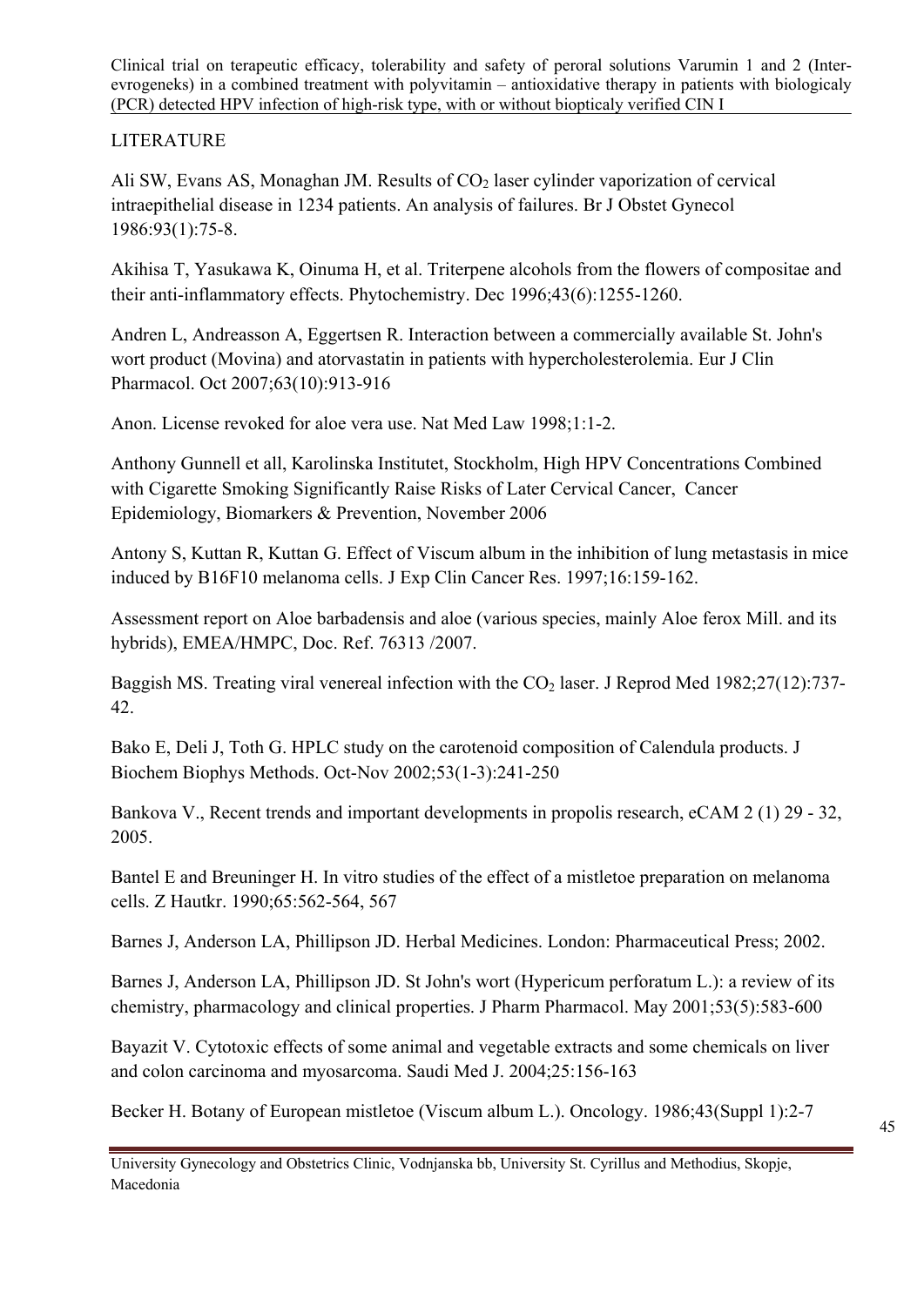## LITERATURE

Ali SW, Evans AS, Monaghan JM. Results of $CO_2$ laser cylinder vaporization of cervical intraepithelial disease in 1234 patients. An analysis of failures. Br J Obstet Gynecol 1986:93(1):75-8.

Akihisa T, Yasukawa K, Oinuma H, et al. Triterpene alcohols from the flowers of compositae and their anti-inflammatory effects. Phytochemistry. Dec 1996;43(6):1255-1260.

Andren L, Andreasson A, Eggertsen R. Interaction between a commercially available St. John's wort product (Movina) and atorvastatin in patients with hypercholesterolemia. Eur J Clin Pharmacol. Oct 2007;63(10):913-916

Anon. License revoked for aloe vera use. Nat Med Law 1998;1:1-2.

Anthony Gunnell et all, Karolinska Institutet, Stockholm, High HPV Concentrations Combined with Cigarette Smoking Significantly Raise Risks of Later Cervical Cancer, Cancer Epidemiology, Biomarkers & Prevention, November 2006

Antony S, Kuttan R, Kuttan G. Effect of Viscum album in the inhibition of lung metastasis in mice induced by B16F10 melanoma cells. J Exp Clin Cancer Res. 1997;16:159-162.

Assessment report on Aloe barbadensis and aloe (various species, mainly Aloe ferox Mill. and its hybrids), EMEA/HMPC, Doc. Ref. 76313 /2007.

Baggish MS. Treating viral venereal infection with the $CO_2$ laser. J Reprod Med 1982;27(12):737-42.

Bako E, Deli J, Toth G. HPLC study on the carotenoid composition of Calendula products. J Biochem Biophys Methods. Oct-Nov 2002;53(1-3):241-250

Bankova V., Recent trends and important developments in propolis research, eCAM 2 (1) 29 - 32, 2005.

Bantel E and Breuninger H. In vitro studies of the effect of a mistletoe preparation on melanoma cells. Z Hautkr. 1990;65:562-564, 567

Barnes J, Anderson LA, Phillipson JD. Herbal Medicines. London: Pharmaceutical Press; 2002.

Barnes J, Anderson LA, Phillipson JD. St John's wort (Hypericum perforatum L.): a review of its chemistry, pharmacology and clinical properties. J Pharm Pharmacol. May 2001;53(5):583-600

Bayazit V. Cytotoxic effects of some animal and vegetable extracts and some chemicals on liver and colon carcinoma and myosarcoma. Saudi Med J. 2004;25:156-163

Becker H. Botany of European mistletoe (Viscum album L.). Oncology. 1986;43(Suppl 1):2-7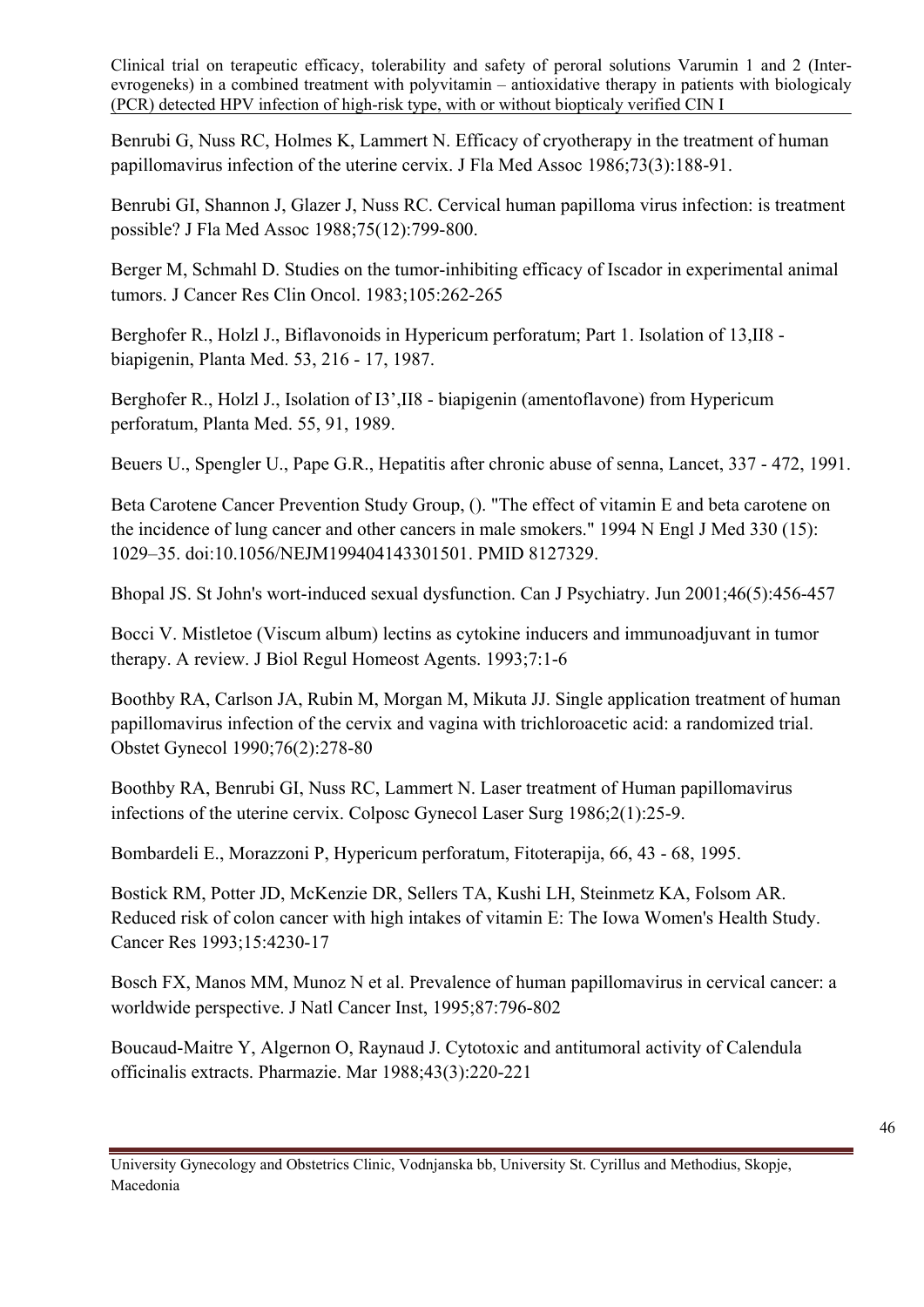Benrubi G, Nuss RC, Holmes K, Lammert N. Efficacy of cryotherapy in the treatment of human papillomavirus infection of the uterine cervix. J Fla Med Assoc 1986;73(3):188-91.

Benrubi GI, Shannon J, Glazer J, Nuss RC. Cervical human papilloma virus infection: is treatment possible? J Fla Med Assoc 1988;75(12):799-800.

Berger M, Schmahl D. Studies on the tumor-inhibiting efficacy of Iscador in experimental animal tumors. J Cancer Res Clin Oncol. 1983;105:262-265

Berghofer R., Holzl J., Biflavonoids in Hypericum perforatum; Part 1. Isolation of 13,II8 - biapigenin, Planta Med. 53, 216 - 17, 1987.

Berghofer R., Holzl J., Isolation of I3',II8 - biapigenin (amentoflavone) from Hypericum perforatum, Planta Med. 55, 91, 1989.

Beuers U., Spengler U., Pape G.R., Hepatitis after chronic abuse of senna, Lancet, 337 - 472, 1991.

Beta Carotene Cancer Prevention Study Group, (). "The effect of vitamin E and beta carotene on the incidence of lung cancer and other cancers in male smokers." 1994 N Engl J Med 330 (15): 1029–35. doi:10.1056/NEJM199404143301501. PMID 8127329.

Bhopal JS. St John's wort-induced sexual dysfunction. Can J Psychiatry. Jun 2001;46(5):456-457

Bocci V. Mistletoe (Viscum album) lectins as cytokine inducers and immunoadjuvant in tumor therapy. A review. J Biol Regul Homeost Agents. 1993;7:1-6

Boothby RA, Carlson JA, Rubin M, Morgan M, Mikuta JJ. Single application treatment of human papillomavirus infection of the cervix and vagina with trichloroacetic acid: a randomized trial. Obstet Gynecol 1990;76(2):278-80

Boothby RA, Benrubi GI, Nuss RC, Lammert N. Laser treatment of Human papillomavirus infections of the uterine cervix. Colposc Gynecol Laser Surg 1986;2(1):25-9.

Bombardeli E., Morazzoni P, Hypericum perforatum, Fitoterapija, 66, 43 - 68, 1995.

Bostick RM, Potter JD, McKenzie DR, Sellers TA, Kushi LH, Steinmetz KA, Folsom AR. Reduced risk of colon cancer with high intakes of vitamin E: The Iowa Women's Health Study. Cancer Res 1993;15:4230-17

Bosch FX, Manos MM, Munoz N et al. Prevalence of human papillomavirus in cervical cancer: a worldwide perspective. J Natl Cancer Inst, 1995;87:796-802

Boucaud-Maitre Y, Algernon O, Raynaud J. Cytotoxic and antitumoral activity of Calendula officinalis extracts. Pharmazie. Mar 1988;43(3):220-221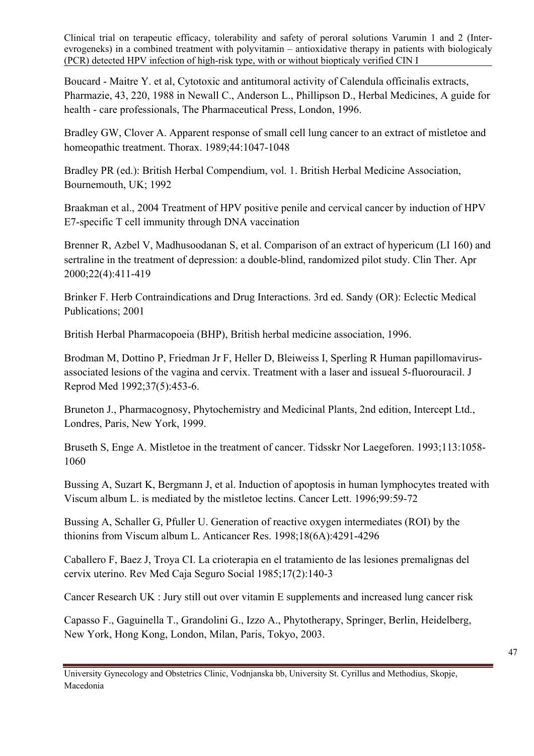Boucard - Maitre Y. et al, Cytotoxic and antitumoral activity of Calendula officinalis extracts, Pharmazie, 43, 220, 1988 in Newall C., Anderson L., Phillipson D., Herbal Medicines, A guide for health - care professionals, The Pharmaceutical Press, London, 1996.

Bradley GW, Clover A. Apparent response of small cell lung cancer to an extract of mistletoe and homeopathic treatment. Thorax. 1989;44:1047-1048

Bradley PR (ed.): British Herbal Compendium, vol. 1. British Herbal Medicine Association, Bournemouth, UK; 1992

Braakman et al., 2004 Treatment of HPV positive penile and cervical cancer by induction of HPV E7-specific T cell immunity through DNA vaccination

Brenner R, Azbel V, Madhusoodanan S, et al. Comparison of an extract of hypericum (LI 160) and sertraline in the treatment of depression: a double-blind, randomized pilot study. Clin Ther. Apr 2000;22(4):411-419

Brinker F. Herb Contraindications and Drug Interactions. 3rd ed. Sandy (OR): Eclectic Medical Publications; 2001

British Herbal Pharmacopoeia (BHP), British herbal medicine association, 1996.

Brodman M, Dottino P, Friedman Jr F, Heller D, Bleiweiss I, Sperling R Human papillomavirus-associated lesions of the vagina and cervix. Treatment with a laser and issueal 5-fluorouracil. J Reprod Med 1992;37(5):453-6.

Bruneton J., Pharmacognosy, Phytochemistry and Medicinal Plants, 2nd edition, Intercept Ltd., Londres, Paris, New York, 1999.

Bruseth S, Enge A. Mistletoe in the treatment of cancer. Tidsskr Nor Laegeforen. 1993;113:1058-1060

Bussing A, Suzart K, Bergmann J, et al. Induction of apoptosis in human lymphocytes treated with Viscum album L. is mediated by the mistletoe lectins. Cancer Lett. 1996;99:59-72

Bussing A, Schaller G, Pfuller U. Generation of reactive oxygen intermediates (ROI) by the thionins from Viscum album L. Anticancer Res. 1998;18(6A):4291-4296

Caballero F, Baez J, Troya CI. La crioterapia en el tratamiento de las lesiones premalignas del cervix uterino. Rev Med Caja Seguro Social 1985;17(2):140-3

Cancer Research UK : Jury still out over vitamin E supplements and increased lung cancer risk

Capasso F., Gaguinella T., Grandolini G., Izzo A., Phytotherapy, Springer, Berlin, Heidelberg, New York, Hong Kong, London, Milan, Paris, Tokyo, 2003.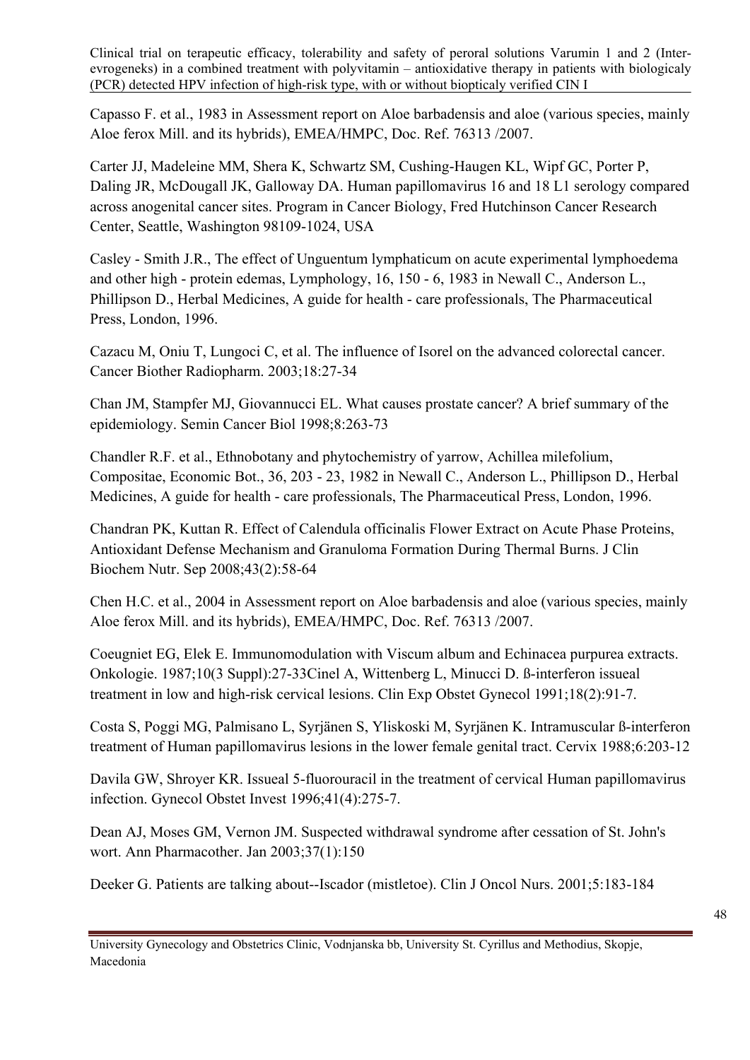Capasso F. et al., 1983 in Assessment report on Aloe barbadensis and aloe (various species, mainly Aloe ferox Mill. and its hybrids), EMEA/HMPC, Doc. Ref. 76313 /2007.

Carter JJ, Madeleine MM, Shera K, Schwartz SM, Cushing-Haugen KL, Wipf GC, Porter P, Daling JR, McDougall JK, Galloway DA. Human papillomavirus 16 and 18 L1 serology compared across anogenital cancer sites. Program in Cancer Biology, Fred Hutchinson Cancer Research Center, Seattle, Washington 98109-1024, USA

Casley - Smith J.R., The effect of Unguentum lymphaticum on acute experimental lymphoedema and other high - protein edemas, Lymphology, 16, 150 - 6, 1983 in Newall C., Anderson L., Phillipson D., Herbal Medicines, A guide for health - care professionals, The Pharmaceutical Press, London, 1996.

Cazacu M, Oniu T, Lungoci C, et al. The influence of Isorel on the advanced colorectal cancer. Cancer Biother Radiopharm. 2003;18:27-34

Chan JM, Stampfer MJ, Giovannucci EL. What causes prostate cancer? A brief summary of the epidemiology. Semin Cancer Biol 1998;8:263-73

Chandler R.F. et al., Ethnobotany and phytochemistry of yarrow, Achillea milefolium, Compositae, Economic Bot., 36, 203 - 23, 1982 in Newall C., Anderson L., Phillipson D., Herbal Medicines, A guide for health - care professionals, The Pharmaceutical Press, London, 1996.

Chandran PK, Kuttan R. Effect of Calendula officinalis Flower Extract on Acute Phase Proteins, Antioxidant Defense Mechanism and Granuloma Formation During Thermal Burns. J Clin Biochem Nutr. Sep 2008;43(2):58-64

Chen H.C. et al., 2004 in Assessment report on Aloe barbadensis and aloe (various species, mainly Aloe ferox Mill. and its hybrids), EMEA/HMPC, Doc. Ref. 76313 /2007.

Coeugniet EG, Elek E. Immunomodulation with Viscum album and Echinacea purpurea extracts. Onkologie. 1987;10(3 Suppl):27-33Cinel A, Wittenberg L, Minucci D. ß-interferon issueal treatment in low and high-risk cervical lesions. Clin Exp Obstet Gynecol 1991;18(2):91-7.

Costa S, Poggi MG, Palmisano L, Syrjänen S, Yliskoski M, Syrjänen K. Intramuscular ß-interferon treatment of Human papillomavirus lesions in the lower female genital tract. Cervix 1988;6:203-12

Davila GW, Shroyer KR. Issueal 5-fluorouracil in the treatment of cervical Human papillomavirus infection. Gynecol Obstet Invest 1996;41(4):275-7.

Dean AJ, Moses GM, Vernon JM. Suspected withdrawal syndrome after cessation of St. John's wort. Ann Pharmacother. Jan 2003;37(1):150

Deeker G. Patients are talking about--Iscador (mistletoe). Clin J Oncol Nurs. 2001;5:183-184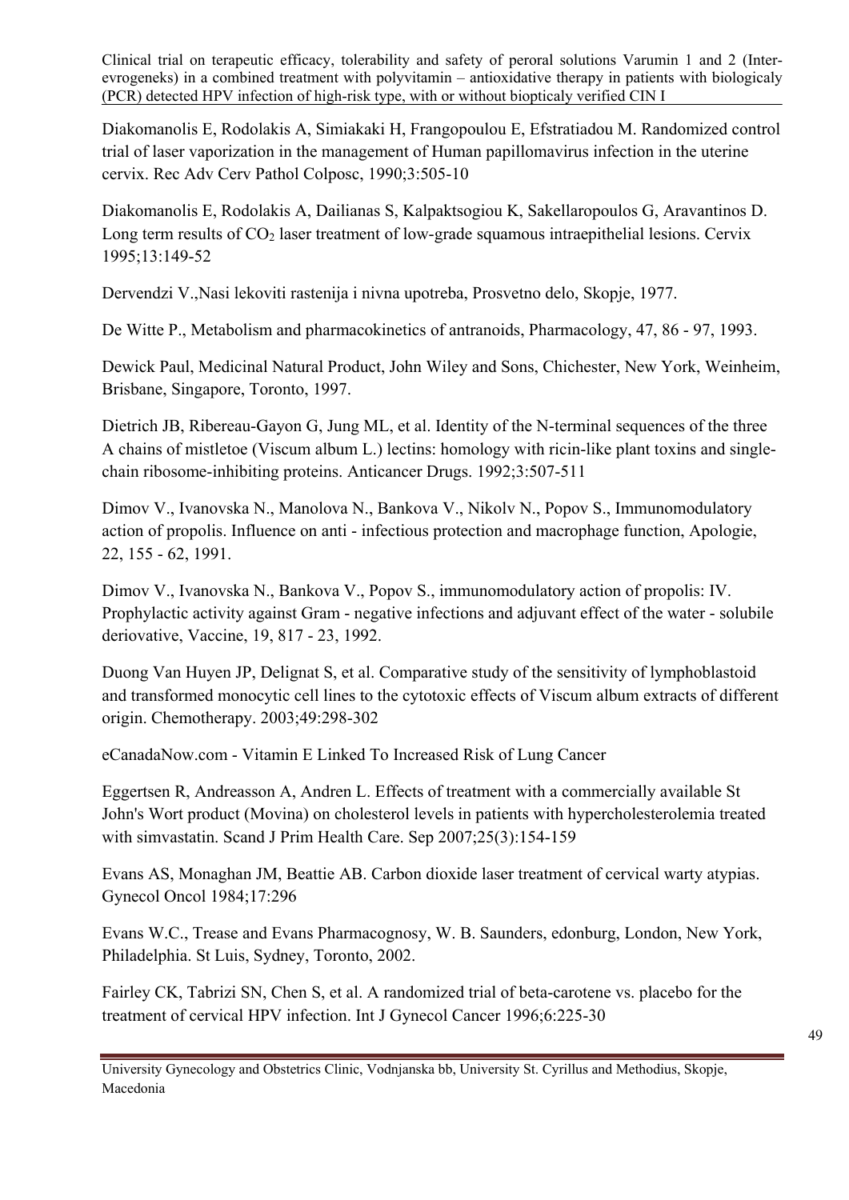Diakomanolis E, Rodolakis A, Simiakaki H, Frangopoulou E, Efstratiadou M. Randomized control trial of laser vaporization in the management of Human papillomavirus infection in the uterine cervix. Rec Adv Cerv Pathol Colposc, 1990;3:505-10

Diakomanolis E, Rodolakis A, Dailianas S, Kalpaktsogiou K, Sakellaropoulos G, Aravantinos D. Long term results of $CO_2$ laser treatment of low-grade squamous intraepithelial lesions. Cervix 1995;13:149-52

Dervendzi V.,Nasi lekoviti rastenija i nivna upotreba, Prosvetno delo, Skopje, 1977.

De Witte P., Metabolism and pharmacokinetics of antranoids, Pharmacology, 47, 86 - 97, 1993.

Dewick Paul, Medicinal Natural Product, John Wiley and Sons, Chichester, New York, Weinheim, Brisbane, Singapore, Toronto, 1997.

Dietrich JB, Ribereau-Gayon G, Jung ML, et al. Identity of the N-terminal sequences of the three A chains of mistletoe (Viscum album L.) lectins: homology with ricin-like plant toxins and single-chain ribosome-inhibiting proteins. Anticancer Drugs. 1992;3:507-511

Dimov V., Ivanovska N., Manolova N., Bankova V., Nikolv N., Popov S., Immunomodulatory action of propolis. Influence on anti - infectious protection and macrophage function, Apologie, 22, 155 - 62, 1991.

Dimov V., Ivanovska N., Bankova V., Popov S., immunomodulatory action of propolis: IV. Prophylactic activity against Gram - negative infections and adjuvant effect of the water - solubile deriovative, Vaccine, 19, 817 - 23, 1992.

Duong Van Huyen JP, Delignat S, et al. Comparative study of the sensitivity of lymphoblastoid and transformed monocytic cell lines to the cytotoxic effects of Viscum album extracts of different origin. Chemotherapy. 2003;49:298-302

eCanadaNow.com - Vitamin E Linked To Increased Risk of Lung Cancer

Eggertsen R, Andreasson A, Andren L. Effects of treatment with a commercially available St John's Wort product (Movina) on cholesterol levels in patients with hypercholesterolemia treated with simvastatin. Scand J Prim Health Care. Sep 2007;25(3):154-159

Evans AS, Monaghan JM, Beattie AB. Carbon dioxide laser treatment of cervical warty atypias. Gynecol Oncol 1984;17:296

Evans W.C., Trease and Evans Pharmacognosy, W. B. Saunders, edonburg, London, New York, Philadelphia. St Luis, Sydney, Toronto, 2002.

Fairley CK, Tabrizi SN, Chen S, et al. A randomized trial of beta-carotene vs. placebo for the treatment of cervical HPV infection. Int J Gynecol Cancer 1996;6:225-30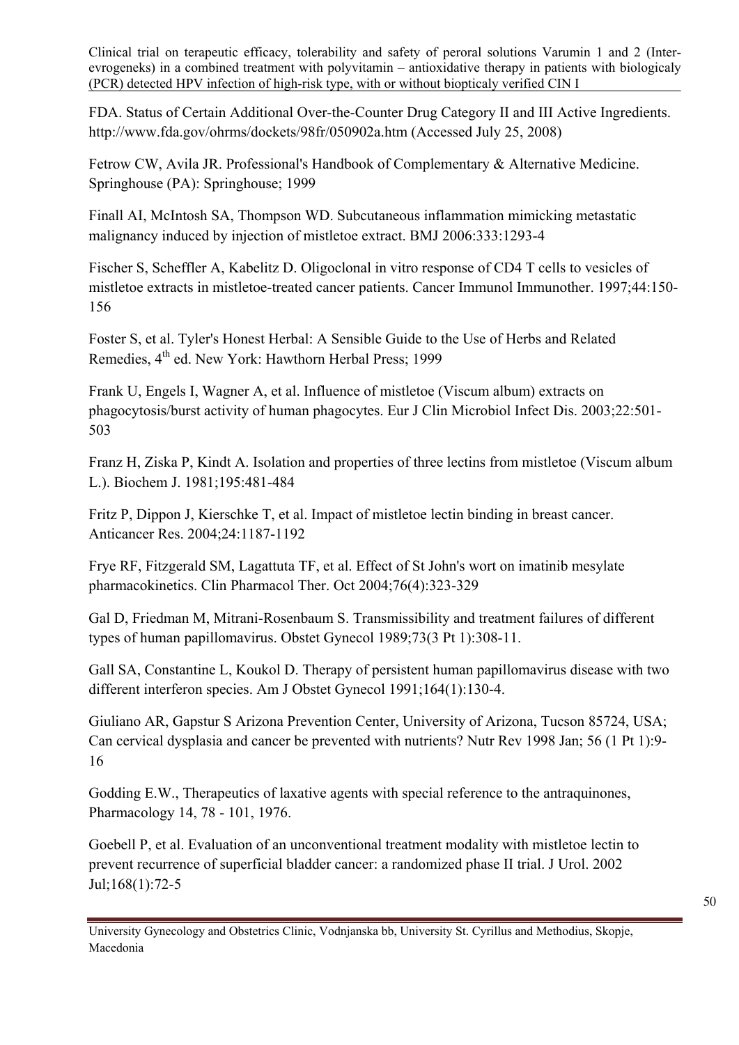FDA. Status of Certain Additional Over-the-Counter Drug Category II and III Active Ingredients. http://www.fda.gov/ohrms/dockets/98fr/050902a.htm (Accessed July 25, 2008)

Fetrow CW, Avila JR. Professional's Handbook of Complementary & Alternative Medicine. Springhouse (PA): Springhouse; 1999

Finall AI, McIntosh SA, Thompson WD. Subcutaneous inflammation mimicking metastatic malignancy induced by injection of mistletoe extract. BMJ 2006:333:1293-4

Fischer S, Scheffler A, Kabelitz D. Oligoclonal in vitro response of CD4 T cells to vesicles of mistletoe extracts in mistletoe-treated cancer patients. Cancer Immunol Immunother. 1997;44:150-156

Foster S, et al. Tyler's Honest Herbal: A Sensible Guide to the Use of Herbs and Related Remedies, 4th ed. New York: Hawthorn Herbal Press; 1999

Frank U, Engels I, Wagner A, et al. Influence of mistletoe (Viscum album) extracts on phagocytosis/burst activity of human phagocytes. Eur J Clin Microbiol Infect Dis. 2003;22:501-503

Franz H, Ziska P, Kindt A. Isolation and properties of three lectins from mistletoe (Viscum album L.). Biochem J. 1981;195:481-484

Fritz P, Dippon J, Kierschke T, et al. Impact of mistletoe lectin binding in breast cancer. Anticancer Res. 2004;24:1187-1192

Frye RF, Fitzgerald SM, Lagattuta TF, et al. Effect of St John's wort on imatinib mesylate pharmacokinetics. Clin Pharmacol Ther. Oct 2004;76(4):323-329

Gal D, Friedman M, Mitrani-Rosenbaum S. Transmissibility and treatment failures of different types of human papillomavirus. Obstet Gynecol 1989;73(3 Pt 1):308-11.

Gall SA, Constantine L, Koukol D. Therapy of persistent human papillomavirus disease with two different interferon species. Am J Obstet Gynecol 1991;164(1):130-4.

Giuliano AR, Gapstur S Arizona Prevention Center, University of Arizona, Tucson 85724, USA; Can cervical dysplasia and cancer be prevented with nutrients? Nutr Rev 1998 Jan; 56 (1 Pt 1):9-16

Godding E.W., Therapeutics of laxative agents with special reference to the antraquinones, Pharmacology 14, 78 - 101, 1976.

Goebell P, et al. Evaluation of an unconventional treatment modality with mistletoe lectin to prevent recurrence of superficial bladder cancer: a randomized phase II trial. J Urol. 2002 Jul;168(1):72-5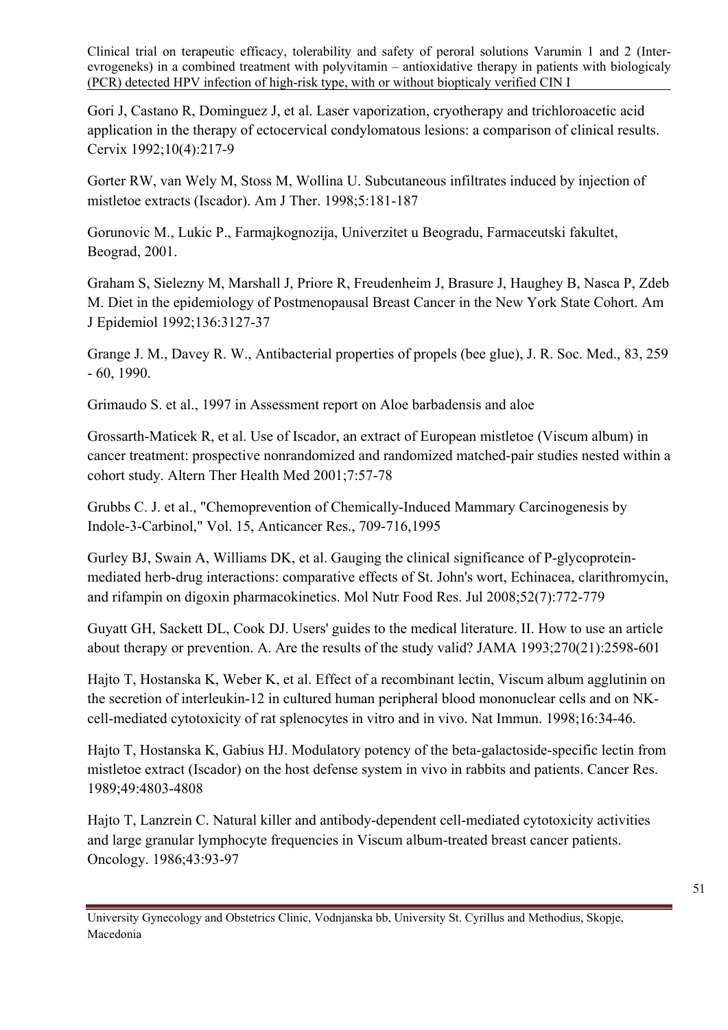Gori J, Castano R, Dominguez J, et al. Laser vaporization, cryotherapy and trichloroacetic acid application in the therapy of ectocervical condylomatous lesions: a comparison of clinical results. Cervix 1992;10(4):217-9

Gorter RW, van Wely M, Stoss M, Wollina U. Subcutaneous infiltrates induced by injection of mistletoe extracts (Iscador). Am J Ther. 1998;5:181-187

Gorunovic M., Lukic P., Farmajkognozija, Univerzitet u Beogradu, Farmaceutski fakultet, Beograd, 2001.

Graham S, Sielezny M, Marshall J, Priore R, Freudenheim J, Brasure J, Haughey B, Nasca P, Zdeb M. Diet in the epidemiology of Postmenopausal Breast Cancer in the New York State Cohort. Am J Epidemiol 1992;136:3127-37

Grange J. M., Davey R. W., Antibacterial properties of propels (bee glue), J. R. Soc. Med., 83, 259 - 60, 1990.

Grimaudo S. et al., 1997 in Assessment report on Aloe barbadensis and aloe

Grossarth-Maticek R, et al. Use of Iscador, an extract of European mistletoe (Viscum album) in cancer treatment: prospective nonrandomized and randomized matched-pair studies nested within a cohort study. Altern Ther Health Med 2001;7:57-78

Grubbs C. J. et al., "Chemoprevention of Chemically-Induced Mammary Carcinogenesis by Indole-3-Carbinol," Vol. 15, Anticancer Res., 709-716,1995

Gurley BJ, Swain A, Williams DK, et al. Gauging the clinical significance of P-glycoprotein-mediated herb-drug interactions: comparative effects of St. John's wort, Echinacea, clarithromycin, and rifampin on digoxin pharmacokinetics. Mol Nutr Food Res. Jul 2008;52(7):772-779

Guyatt GH, Sackett DL, Cook DJ. Users' guides to the medical literature. II. How to use an article about therapy or prevention. A. Are the results of the study valid? JAMA 1993;270(21):2598-601

Hajto T, Hostanska K, Weber K, et al. Effect of a recombinant lectin, Viscum album agglutinin on the secretion of interleukin-12 in cultured human peripheral blood mononuclear cells and on NK-cell-mediated cytotoxicity of rat splenocytes in vitro and in vivo. Nat Immun. 1998;16:34-46.

Hajto T, Hostanska K, Gabius HJ. Modulatory potency of the beta-galactoside-specific lectin from mistletoe extract (Iscador) on the host defense system in vivo in rabbits and patients. Cancer Res. 1989;49:4803-4808

Hajto T, Lanzrein C. Natural killer and antibody-dependent cell-mediated cytotoxicity activities and large granular lymphocyte frequencies in Viscum album-treated breast cancer patients. Oncology. 1986;43:93-97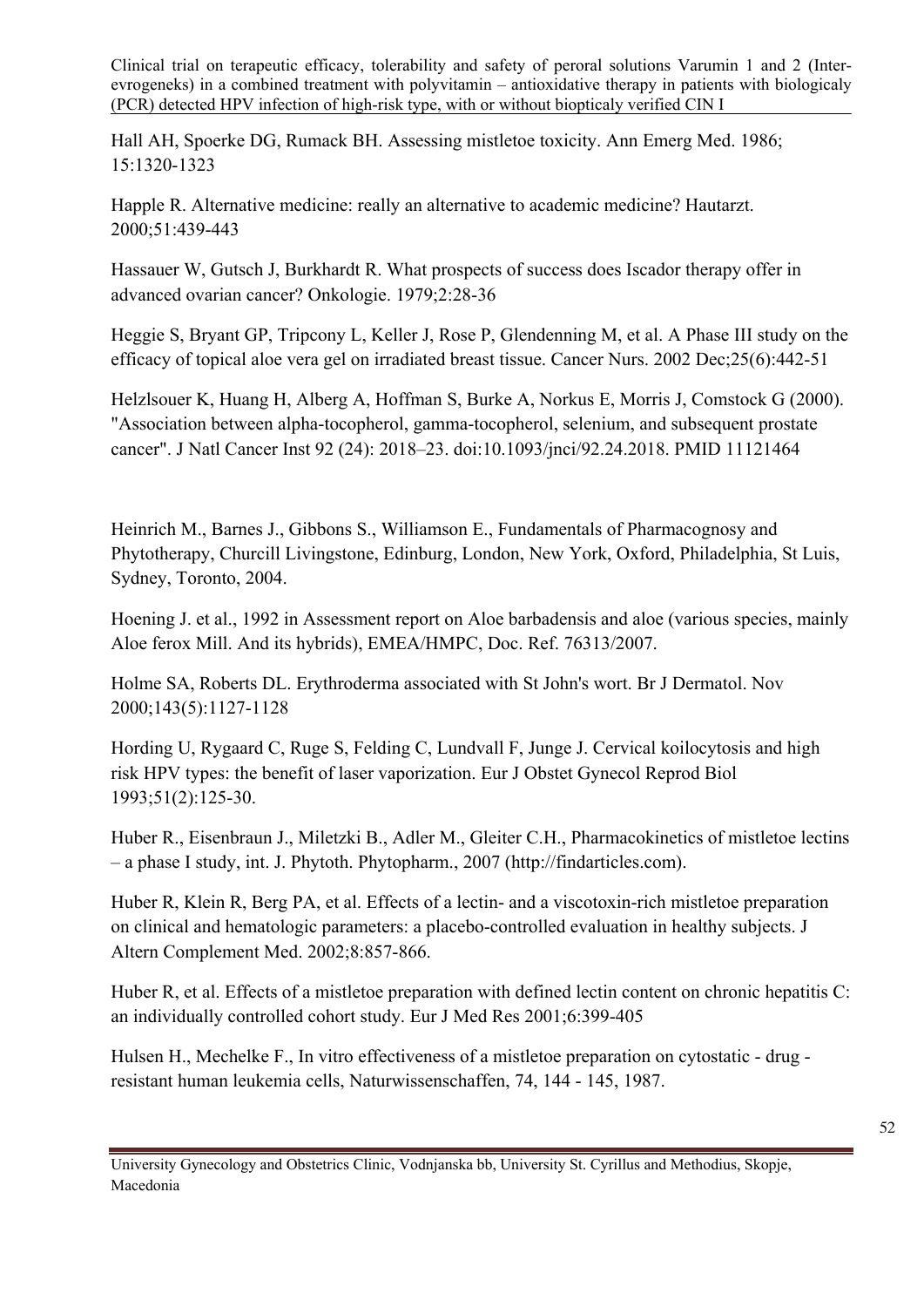Hall AH, Spoerke DG, Rumack BH. Assessing mistletoe toxicity. Ann Emerg Med. 1986; 15:1320-1323

Happle R. Alternative medicine: really an alternative to academic medicine? Hautarzt. 2000;51:439-443

Hassauer W, Gutsch J, Burkhardt R. What prospects of success does Iscador therapy offer in advanced ovarian cancer? Onkologie. 1979;2:28-36

Heggie S, Bryant GP, Tripcony L, Keller J, Rose P, Glendenning M, et al. A Phase III study on the efficacy of topical aloe vera gel on irradiated breast tissue. Cancer Nurs. 2002 Dec;25(6):442-51

Helzlsouer K, Huang H, Alberg A, Hoffman S, Burke A, Norkus E, Morris J, Comstock G (2000). "Association between alpha-tocopherol, gamma-tocopherol, selenium, and subsequent prostate cancer". J Natl Cancer Inst 92 (24): 2018–23. doi:10.1093/jnci/92.24.2018. PMID 11121464

Heinrich M., Barnes J., Gibbons S., Williamson E., Fundamentals of Pharmacognosy and Phytotherapy, Churcill Livingstone, Edinburg, London, New York, Oxford, Philadelphia, St Luis, Sydney, Toronto, 2004.

Hoening J. et al., 1992 in Assessment report on Aloe barbadensis and aloe (various species, mainly Aloe ferox Mill. And its hybrids), EMEA/HMPC, Doc. Ref. 76313/2007.

Holme SA, Roberts DL. Erythroderma associated with St John's wort. Br J Dermatol. Nov 2000;143(5):1127-1128

Hording U, Rygaard C, Ruge S, Felding C, Lundvall F, Junge J. Cervical koilocytosis and high risk HPV types: the benefit of laser vaporization. Eur J Obstet Gynecol Reprod Biol 1993;51(2):125-30.

Huber R., Eisenbraun J., Miletzki B., Adler M., Gleiter C.H., Pharmacokinetics of mistletoe lectins – a phase I study, int. J. Phytoth. Phytopharm., 2007 (http://findarticles.com).

Huber R, Klein R, Berg PA, et al. Effects of a lectin- and a viscotoxin-rich mistletoe preparation on clinical and hematologic parameters: a placebo-controlled evaluation in healthy subjects. J Altern Complement Med. 2002;8:857-866.

Huber R, et al. Effects of a mistletoe preparation with defined lectin content on chronic hepatitis C: an individually controlled cohort study. Eur J Med Res 2001;6:399-405

Hulsen H., Mechelke F., In vitro effectiveness of a mistletoe preparation on cytostatic - drug - resistant human leukemia cells, Naturwissenschaffen, 74, 144 - 145, 1987.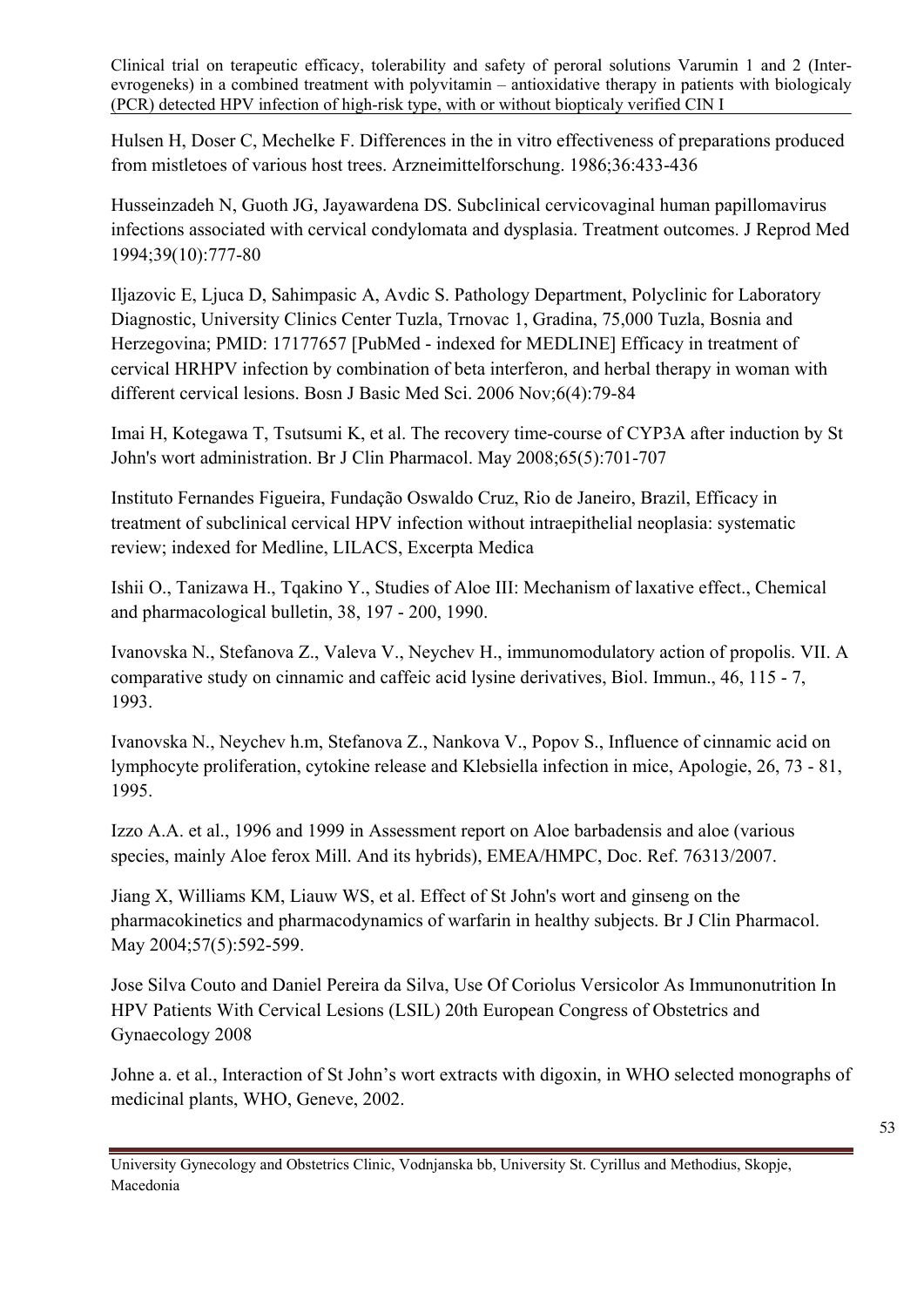Hulsen H, Doser C, Mechelke F. Differences in the in vitro effectiveness of preparations produced from mistletoes of various host trees. Arzneimittelforschung. 1986;36:433-436

Husseinzadeh N, Guoth JG, Jayawardena DS. Subclinical cervicovaginal human papillomavirus infections associated with cervical condylomata and dysplasia. Treatment outcomes. J Reprod Med 1994;39(10):777-80

Iljazovic E, Ljuca D, Sahimpasic A, Avdic S. Pathology Department, Polyclinic for Laboratory Diagnostic, University Clinics Center Tuzla, Trnovac 1, Gradina, 75,000 Tuzla, Bosnia and Herzegovina; PMID: 17177657 [PubMed - indexed for MEDLINE] Efficacy in treatment of cervical HRHPV infection by combination of beta interferon, and herbal therapy in woman with different cervical lesions. Bosn J Basic Med Sci. 2006 Nov;6(4):79-84

Imai H, Kotegawa T, Tsutsumi K, et al. The recovery time-course of CYP3A after induction by St John's wort administration. Br J Clin Pharmacol. May 2008;65(5):701-707

Instituto Fernandes Figueira, Fundação Oswaldo Cruz, Rio de Janeiro, Brazil, Efficacy in treatment of subclinical cervical HPV infection without intraepithelial neoplasia: systematic review; indexed for Medline, LILACS, Excerpta Medica

Ishii O., Tanizawa H., Tqakino Y., Studies of Aloe III: Mechanism of laxative effect., Chemical and pharmacological bulletin, 38, 197 - 200, 1990.

Ivanovska N., Stefanova Z., Valeva V., Neychev H., immunomodulatory action of propolis. VII. A comparative study on cinnamic and caffeic acid lysine derivatives, Biol. Immun., 46, 115 - 7, 1993.

Ivanovska N., Neychev h.m, Stefanova Z., Nankova V., Popov S., Influence of cinnamic acid on lymphocyte proliferation, cytokine release and Klebsiella infection in mice, Apologie, 26, 73 - 81, 1995.

Izzo A.A. et al., 1996 and 1999 in Assessment report on Aloe barbadensis and aloe (various species, mainly Aloe ferox Mill. And its hybrids), EMEA/HMPC, Doc. Ref. 76313/2007.

Jiang X, Williams KM, Liauw WS, et al. Effect of St John's wort and ginseng on the pharmacokinetics and pharmacodynamics of warfarin in healthy subjects. Br J Clin Pharmacol. May 2004;57(5):592-599.

Jose Silva Couto and Daniel Pereira da Silva, Use Of Coriolus Versicolor As Immunonutrition In HPV Patients With Cervical Lesions (LSIL) 20th European Congress of Obstetrics and Gynaecology 2008

Johne a. et al., Interaction of St John's wort extracts with digoxin, in WHO selected monographs of medicinal plants, WHO, Geneve, 2002.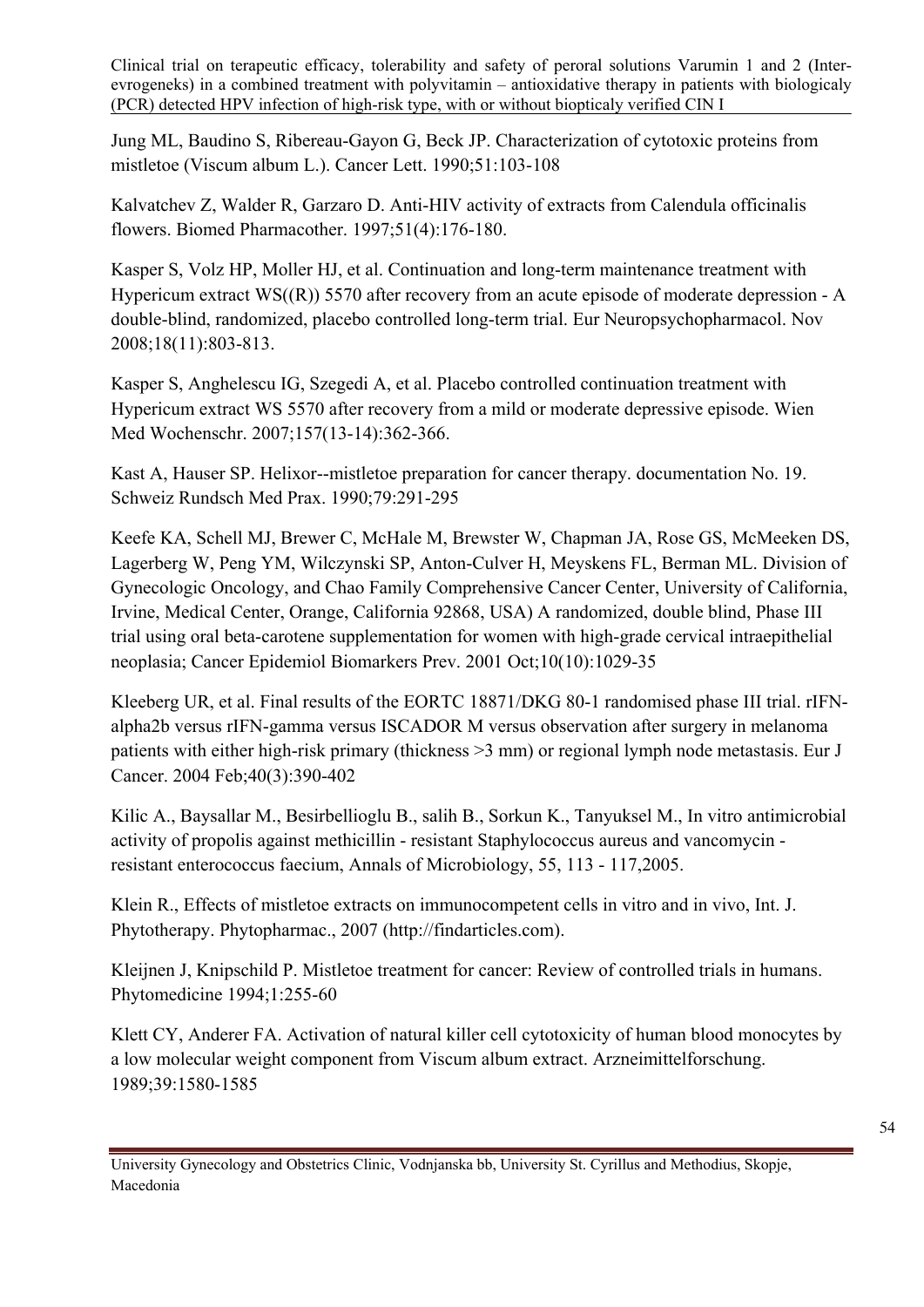Jung ML, Baudino S, Ribereau-Gayon G, Beck JP. Characterization of cytotoxic proteins from mistletoe (Viscum album L.). Cancer Lett. 1990;51:103-108

Kalvatchev Z, Walder R, Garzaro D. Anti-HIV activity of extracts from Calendula officinalis flowers. Biomed Pharmacother. 1997;51(4):176-180.

Kasper S, Volz HP, Moller HJ, et al. Continuation and long-term maintenance treatment with Hypericum extract WS((R)) 5570 after recovery from an acute episode of moderate depression - A double-blind, randomized, placebo controlled long-term trial. Eur Neuropsychopharmacol. Nov 2008;18(11):803-813.

Kasper S, Anghelescu IG, Szegedi A, et al. Placebo controlled continuation treatment with Hypericum extract WS 5570 after recovery from a mild or moderate depressive episode. Wien Med Wochenschr. 2007;157(13-14):362-366.

Kast A, Hauser SP. Helixor--mistletoe preparation for cancer therapy. documentation No. 19. Schweiz Rundsch Med Prax. 1990;79:291-295

Keefe KA, Schell MJ, Brewer C, McHale M, Brewster W, Chapman JA, Rose GS, McMeeken DS, Lagerberg W, Peng YM, Wilczynski SP, Anton-Culver H, Meyskens FL, Berman ML. Division of Gynecologic Oncology, and Chao Family Comprehensive Cancer Center, University of California, Irvine, Medical Center, Orange, California 92868, USA) A randomized, double blind, Phase III trial using oral beta-carotene supplementation for women with high-grade cervical intraepithelial neoplasia; Cancer Epidemiol Biomarkers Prev. 2001 Oct;10(10):1029-35

Kleeberg UR, et al. Final results of the EORTC 18871/DKG 80-1 randomised phase III trial. rIFN-alpha2b versus rIFN-gamma versus ISCADOR M versus observation after surgery in melanoma patients with either high-risk primary (thickness >3 mm) or regional lymph node metastasis. Eur J Cancer. 2004 Feb;40(3):390-402

Kilic A., Baysallar M., Besirbellioglu B., salih B., Sorkun K., Tanyuksel M., In vitro antimicrobial activity of propolis against methicillin - resistant Staphylococcus aureus and vancomycin - resistant enterococcus faecium, Annals of Microbiology, 55, 113 - 117,2005.

Klein R., Effects of mistletoe extracts on immunocompetent cells in vitro and in vivo, Int. J. Phytotherapy. Phytopharmac., 2007 (http://findarticles.com).

Kleijnen J, Knipschild P. Mistletoe treatment for cancer: Review of controlled trials in humans. Phytomedicine 1994;1:255-60

Klett CY, Anderer FA. Activation of natural killer cell cytotoxicity of human blood monocytes by a low molecular weight component from Viscum album extract. Arzneimittelforschung. 1989;39:1580-1585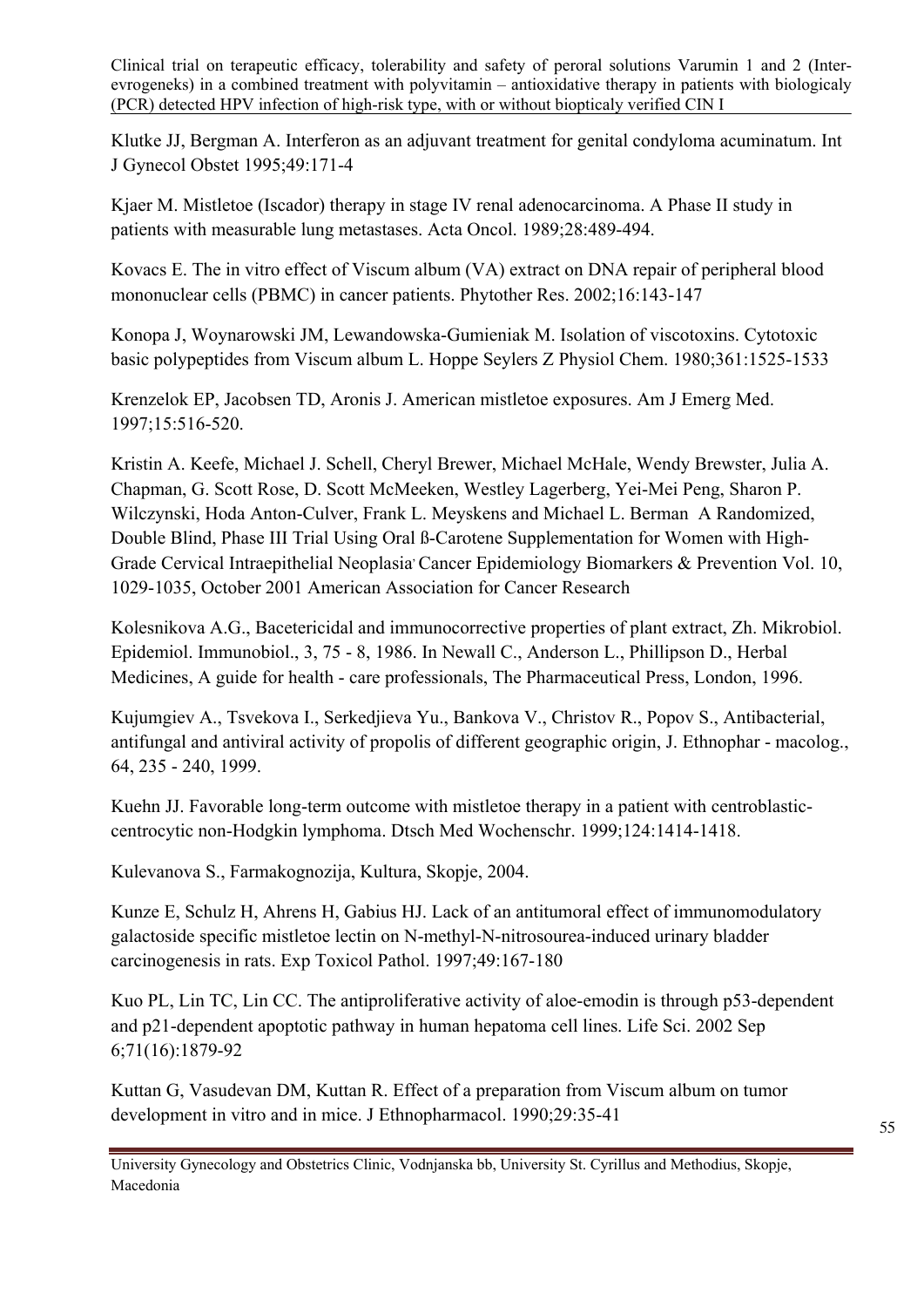Klutke JJ, Bergman A. Interferon as an adjuvant treatment for genital condyloma acuminatum. Int J Gynecol Obstet 1995;49:171-4

Kjaer M. Mistletoe (Iscador) therapy in stage IV renal adenocarcinoma. A Phase II study in patients with measurable lung metastases. Acta Oncol. 1989;28:489-494.

Kovacs E. The in vitro effect of Viscum album (VA) extract on DNA repair of peripheral blood mononuclear cells (PBMC) in cancer patients. Phytother Res. 2002;16:143-147

Konopa J, Woynarowski JM, Lewandowska-Gumieniak M. Isolation of viscotoxins. Cytotoxic basic polypeptides from Viscum album L. Hoppe Seylers Z Physiol Chem. 1980;361:1525-1533

Krenzelok EP, Jacobsen TD, Aronis J. American mistletoe exposures. Am J Emerg Med. 1997;15:516-520.

Kristin A. Keefe, Michael J. Schell, Cheryl Brewer, Michael McHale, Wendy Brewster, Julia A. Chapman, G. Scott Rose, D. Scott McMeeken, Westley Lagerberg, Yei-Mei Peng, Sharon P. Wilczynski, Hoda Anton-Culver, Frank L. Meyskens and Michael L. Berman A Randomized, Double Blind, Phase III Trial Using Oral ß-Carotene Supplementation for Women with High-Grade Cervical Intraepithelial Neoplasia. Cancer Epidemiology Biomarkers & Prevention Vol. 10, 1029-1035, October 2001 American Association for Cancer Research

Kolesnikova A.G., Bacetericidal and immunocorrective properties of plant extract, Zh. Mikrobiol. Epidemiol. Immunobiol., 3, 75 - 8, 1986. In Newall C., Anderson L., Phillipson D., Herbal Medicines, A guide for health - care professionals, The Pharmaceutical Press, London, 1996.

Kujumgiev A., Tsvekova I., Serkedjieva Yu., Bankova V., Christov R., Popov S., Antibacterial, antifungal and antiviral activity of propolis of different geographic origin, J. Ethnophar - macolog., 64, 235 - 240, 1999.

Kuehn JJ. Favorable long-term outcome with mistletoe therapy in a patient with centroblastic-centrocytic non-Hodgkin lymphoma. Dtsch Med Wochenschr. 1999;124:1414-1418.

Kulevanova S., Farmakognozija, Kultura, Skopje, 2004.

Kunze E, Schulz H, Ahrens H, Gabius HJ. Lack of an antitumoral effect of immunomodulatory galactoside specific mistletoe lectin on N-methyl-N-nitrosourea-induced urinary bladder carcinogenesis in rats. Exp Toxicol Pathol. 1997;49:167-180

Kuo PL, Lin TC, Lin CC. The antiproliferative activity of aloe-emodin is through p53-dependent and p21-dependent apoptotic pathway in human hepatoma cell lines. Life Sci. 2002 Sep 6;71(16):1879-92

Kuttan G, Vasudevan DM, Kuttan R. Effect of a preparation from Viscum album on tumor development in vitro and in mice. J Ethnopharmacol. 1990;29:35-41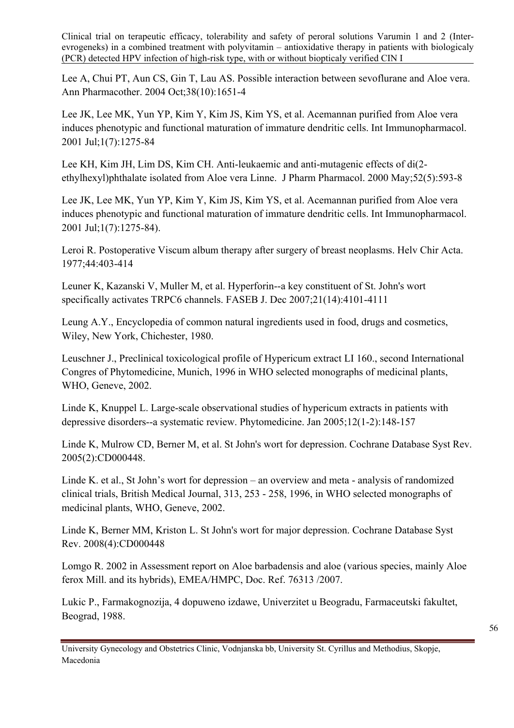Lee A, Chui PT, Aun CS, Gin T, Lau AS. Possible interaction between sevoflurane and Aloe vera. Ann Pharmacother. 2004 Oct;38(10):1651-4

Lee JK, Lee MK, Yun YP, Kim Y, Kim JS, Kim YS, et al. Acemannan purified from Aloe vera induces phenotypic and functional maturation of immature dendritic cells. Int Immunopharmacol. 2001 Jul;1(7):1275-84

Lee KH, Kim JH, Lim DS, Kim CH. Anti-leukaemic and anti-mutagenic effects of di(2-ethylhexyl)phthalate isolated from Aloe vera Linne. J Pharm Pharmacol. 2000 May;52(5):593-8

Lee JK, Lee MK, Yun YP, Kim Y, Kim JS, Kim YS, et al. Acemannan purified from Aloe vera induces phenotypic and functional maturation of immature dendritic cells. Int Immunopharmacol. 2001 Jul;1(7):1275-84).

Leroi R. Postoperative Viscum album therapy after surgery of breast neoplasms. Helv Chir Acta. 1977;44:403-414

Leuner K, Kazanski V, Muller M, et al. Hyperforin--a key constituent of St. John's wort specifically activates TRPC6 channels. FASEB J. Dec 2007;21(14):4101-4111

Leung A.Y., Encyclopedia of common natural ingredients used in food, drugs and cosmetics, Wiley, New York, Chichester, 1980.

Leuschner J., Preclinical toxicological profile of Hypericum extract LI 160., second International Congres of Phytomedicine, Munich, 1996 in WHO selected monographs of medicinal plants, WHO, Geneve, 2002.

Linde K, Knuppel L. Large-scale observational studies of hypericum extracts in patients with depressive disorders--a systematic review. Phytomedicine. Jan 2005;12(1-2):148-157

Linde K, Mulrow CD, Berner M, et al. St John's wort for depression. Cochrane Database Syst Rev. 2005(2):CD000448.

Linde K. et al., St John's wort for depression – an overview and meta - analysis of randomized clinical trials, British Medical Journal, 313, 253 - 258, 1996, in WHO selected monographs of medicinal plants, WHO, Geneve, 2002.

Linde K, Berner MM, Kriston L. St John's wort for major depression. Cochrane Database Syst Rev. 2008(4):CD000448

Lomgo R. 2002 in Assessment report on Aloe barbadensis and aloe (various species, mainly Aloe ferox Mill. and its hybrids), EMEA/HMPC, Doc. Ref. 76313 /2007.

Lukic P., Farmakognozija, 4 dopuweno izdawe, Univerzitet u Beogradu, Farmaceutski fakultet, Beograd, 1988.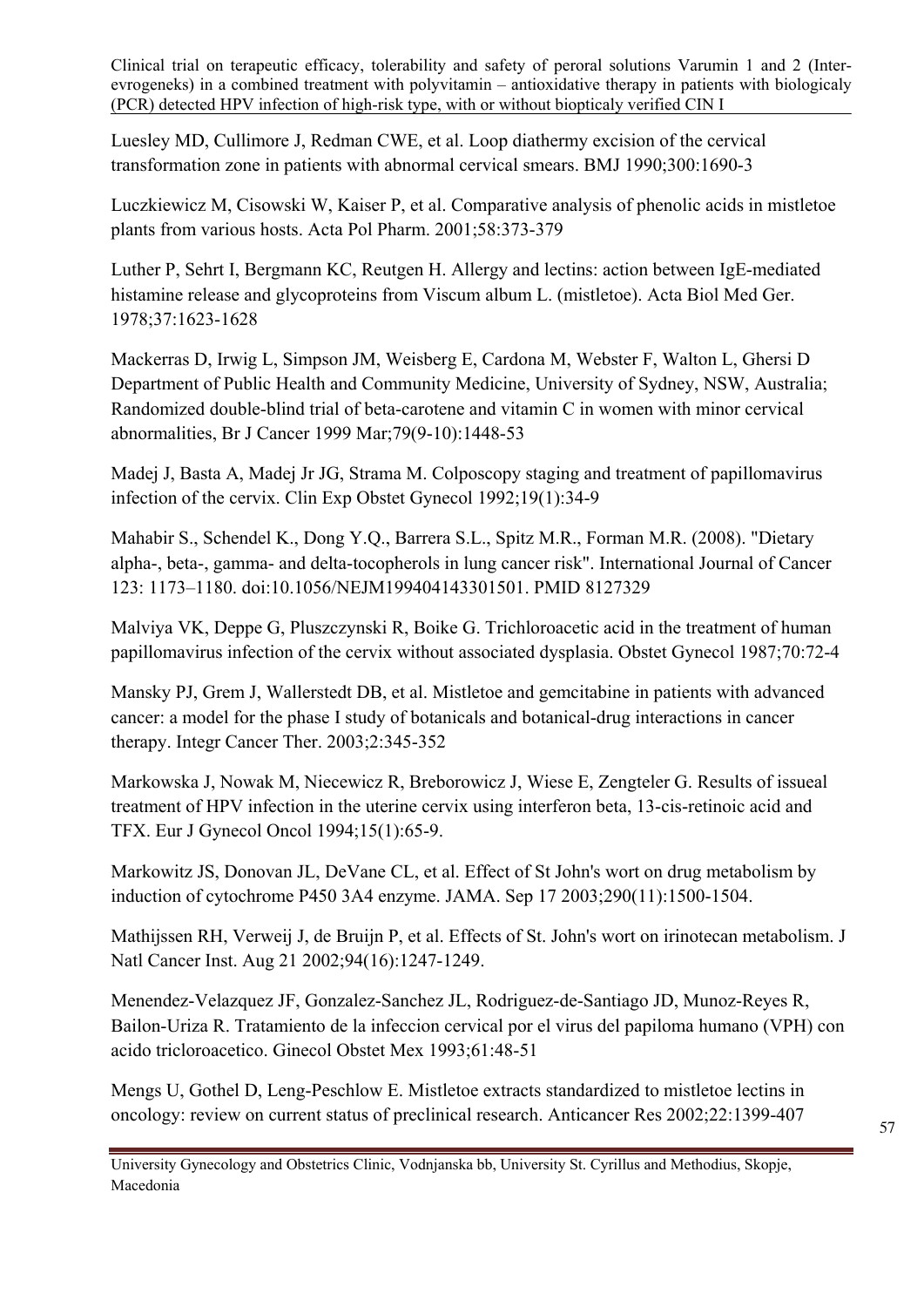Luesley MD, Cullimore J, Redman CWE, et al. Loop diathermy excision of the cervical transformation zone in patients with abnormal cervical smears. BMJ 1990;300:1690-3

Luczkiewicz M, Cisowski W, Kaiser P, et al. Comparative analysis of phenolic acids in mistletoe plants from various hosts. Acta Pol Pharm. 2001;58:373-379

Luther P, Sehrt I, Bergmann KC, Reutgen H. Allergy and lectins: action between IgE-mediated histamine release and glycoproteins from Viscum album L. (mistletoe). Acta Biol Med Ger. 1978;37:1623-1628

Mackerras D, Irwig L, Simpson JM, Weisberg E, Cardona M, Webster F, Walton L, Ghersi D Department of Public Health and Community Medicine, University of Sydney, NSW, Australia; Randomized double-blind trial of beta-carotene and vitamin C in women with minor cervical abnormalities, Br J Cancer 1999 Mar;79(9-10):1448-53

Madej J, Basta A, Madej Jr JG, Strama M. Colposcopy staging and treatment of papillomavirus infection of the cervix. Clin Exp Obstet Gynecol 1992;19(1):34-9

Mahabir S., Schendel K., Dong Y.Q., Barrera S.L., Spitz M.R., Forman M.R. (2008). "Dietary alpha-, beta-, gamma- and delta-tocopherols in lung cancer risk". International Journal of Cancer 123: 1173–1180. doi:10.1056/NEJM199404143301501. PMID 8127329

Malviya VK, Deppe G, Pluszczynski R, Boike G. Trichloroacetic acid in the treatment of human papillomavirus infection of the cervix without associated dysplasia. Obstet Gynecol 1987;70:72-4

Mansky PJ, Grem J, Wallerstedt DB, et al. Mistletoe and gemcitabine in patients with advanced cancer: a model for the phase I study of botanicals and botanical-drug interactions in cancer therapy. Integr Cancer Ther. 2003;2:345-352

Markowska J, Nowak M, Niecewicz R, Breborowicz J, Wiese E, Zengteler G. Results of issueal treatment of HPV infection in the uterine cervix using interferon beta, 13-cis-retinoic acid and TFX. Eur J Gynecol Oncol 1994;15(1):65-9.

Markowitz JS, Donovan JL, DeVane CL, et al. Effect of St John's wort on drug metabolism by induction of cytochrome P450 3A4 enzyme. JAMA. Sep 17 2003;290(11):1500-1504.

Mathijssen RH, Verweij J, de Bruijn P, et al. Effects of St. John's wort on irinotecan metabolism. J Natl Cancer Inst. Aug 21 2002;94(16):1247-1249.

Menendez-Velazquez JF, Gonzalez-Sanchez JL, Rodriguez-de-Santiago JD, Munoz-Reyes R, Bailon-Uriza R. Tratamiento de la infeccion cervical por el virus del papiloma humano (VPH) con acido tricloroacetico. Ginecol Obstet Mex 1993;61:48-51

Mengs U, Gothel D, Leng-Peschlow E. Mistletoe extracts standardized to mistletoe lectins in oncology: review on current status of preclinical research. Anticancer Res 2002;22:1399-407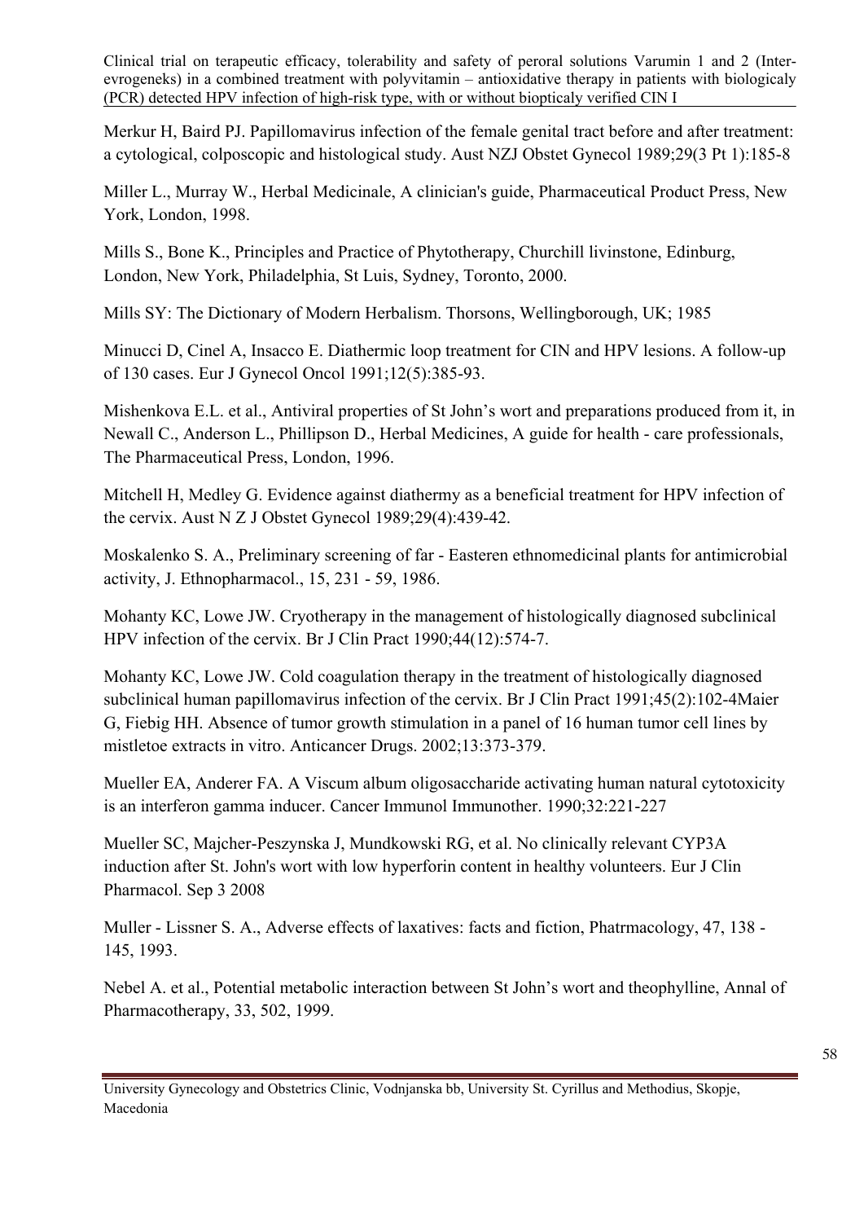Merkur H, Baird PJ. Papillomavirus infection of the female genital tract before and after treatment: a cytological, colposcopic and histological study. Aust NZJ Obstet Gynecol 1989;29(3 Pt 1):185-8

Miller L., Murray W., Herbal Medicinale, A clinician's guide, Pharmaceutical Product Press, New York, London, 1998.

Mills S., Bone K., Principles and Practice of Phytotherapy, Churchill livinstone, Edinburg, London, New York, Philadelphia, St Luis, Sydney, Toronto, 2000.

Mills SY: The Dictionary of Modern Herbalism. Thorsons, Wellingborough, UK; 1985

Minucci D, Cinel A, Insacco E. Diathermic loop treatment for CIN and HPV lesions. A follow-up of 130 cases. Eur J Gynecol Oncol 1991;12(5):385-93.

Mishenkova E.L. et al., Antiviral properties of St John's wort and preparations produced from it, in Newall C., Anderson L., Phillipson D., Herbal Medicines, A guide for health - care professionals, The Pharmaceutical Press, London, 1996.

Mitchell H, Medley G. Evidence against diathermy as a beneficial treatment for HPV infection of the cervix. Aust N Z J Obstet Gynecol 1989;29(4):439-42.

Moskalenko S. A., Preliminary screening of far - Easteren ethnomedicinal plants for antimicrobial activity, J. Ethnopharmacol., 15, 231 - 59, 1986.

Mohanty KC, Lowe JW. Cryotherapy in the management of histologically diagnosed subclinical HPV infection of the cervix. Br J Clin Pract 1990;44(12):574-7.

Mohanty KC, Lowe JW. Cold coagulation therapy in the treatment of histologically diagnosed subclinical human papillomavirus infection of the cervix. Br J Clin Pract 1991;45(2):102-4Maier G, Fiebig HH. Absence of tumor growth stimulation in a panel of 16 human tumor cell lines by mistletoe extracts in vitro. Anticancer Drugs. 2002;13:373-379.

Mueller EA, Anderer FA. A Viscum album oligosaccharide activating human natural cytotoxicity is an interferon gamma inducer. Cancer Immunol Immunother. 1990;32:221-227

Mueller SC, Majcher-Peszynska J, Mundkowski RG, et al. No clinically relevant CYP3A induction after St. John's wort with low hyperforin content in healthy volunteers. Eur J Clin Pharmacol. Sep 3 2008

Muller - Lissner S. A., Adverse effects of laxatives: facts and fiction, Phatrmacology, 47, 138 - 145, 1993.

Nebel A. et al., Potential metabolic interaction between St John's wort and theophylline, Annal of Pharmacotherapy, 33, 502, 1999.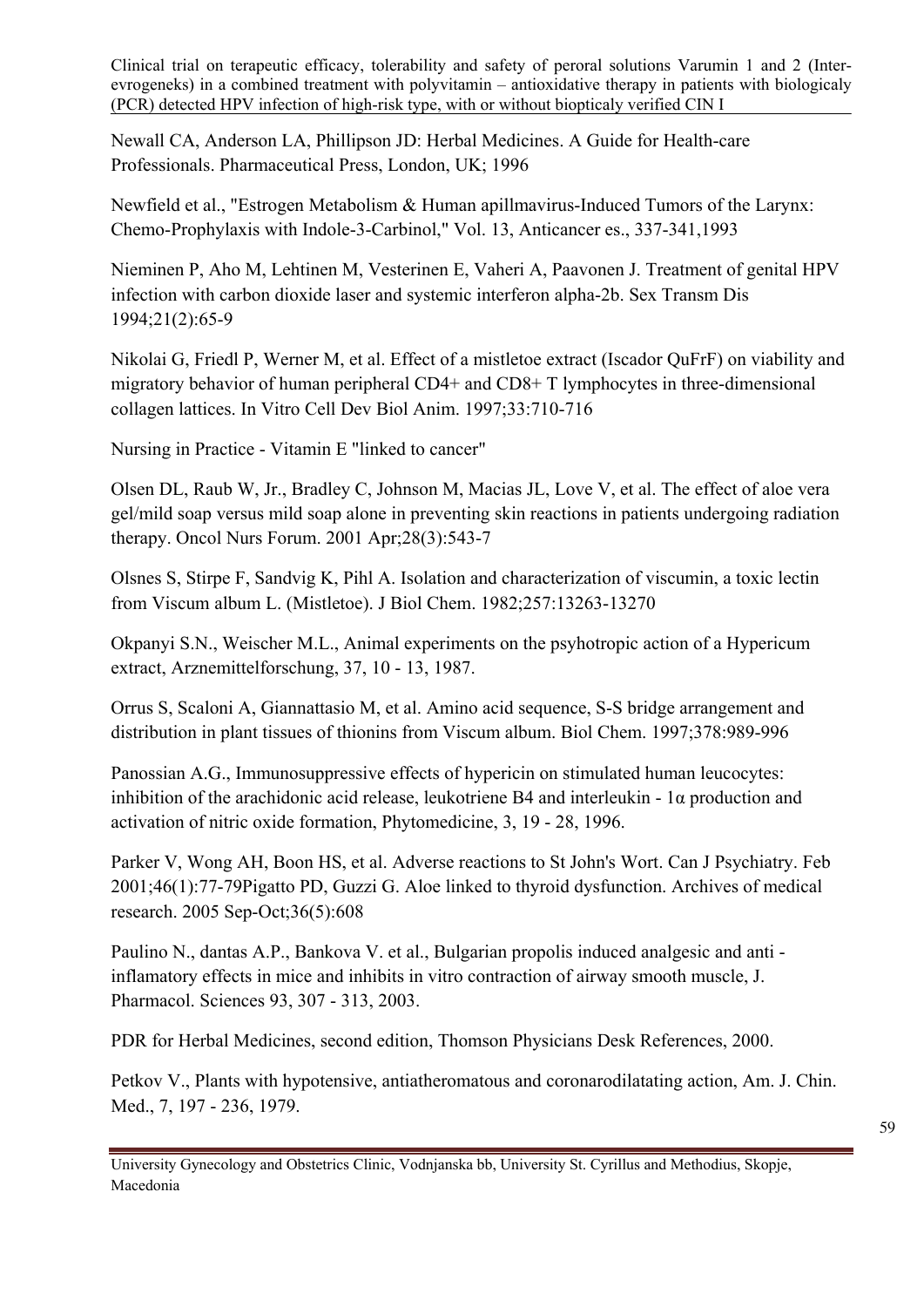Newall CA, Anderson LA, Phillipson JD: Herbal Medicines. A Guide for Health-care Professionals. Pharmaceutical Press, London, UK; 1996

Newfield et al., "Estrogen Metabolism & Human apillmavirus-Induced Tumors of the Larynx: Chemo-Prophylaxis with Indole-3-Carbinol," Vol. 13, Anticancer es., 337-341,1993

Nieminen P, Aho M, Lehtinen M, Vesterinen E, Vaheri A, Paavonen J. Treatment of genital HPV infection with carbon dioxide laser and systemic interferon alpha-2b. Sex Transm Dis 1994;21(2):65-9

Nikolai G, Friedl P, Werner M, et al. Effect of a mistletoe extract (Iscador QuFrF) on viability and migratory behavior of human peripheral CD4+ and CD8+ T lymphocytes in three-dimensional collagen lattices. In Vitro Cell Dev Biol Anim. 1997;33:710-716

Nursing in Practice - Vitamin E "linked to cancer"

Olsen DL, Raub W, Jr., Bradley C, Johnson M, Macias JL, Love V, et al. The effect of aloe vera gel/mild soap versus mild soap alone in preventing skin reactions in patients undergoing radiation therapy. Oncol Nurs Forum. 2001 Apr;28(3):543-7

Olsnes S, Stirpe F, Sandvig K, Pihl A. Isolation and characterization of viscumin, a toxic lectin from Viscum album L. (Mistletoe). J Biol Chem. 1982;257:13263-13270

Okpanyi S.N., Weischer M.L., Animal experiments on the psyhotropic action of a Hypericum extract, Arznemittelforschung, 37, 10 - 13, 1987.

Orrus S, Scaloni A, Giannattasio M, et al. Amino acid sequence, S-S bridge arrangement and distribution in plant tissues of thionins from Viscum album. Biol Chem. 1997;378:989-996

Panossian A.G., Immunosuppressive effects of hypericin on stimulated human leucocytes: inhibition of the arachidonic acid release, leukotriene B4 and interleukin - 1α production and activation of nitric oxide formation, Phytomedicine, 3, 19 - 28, 1996.

Parker V, Wong AH, Boon HS, et al. Adverse reactions to St John's Wort. Can J Psychiatry. Feb 2001;46(1):77-79Pigatto PD, Guzzi G. Aloe linked to thyroid dysfunction. Archives of medical research. 2005 Sep-Oct;36(5):608

Paulino N., dantas A.P., Bankova V. et al., Bulgarian propolis induced analgesic and anti - inflamatory effects in mice and inhibits in vitro contraction of airway smooth muscle, J. Pharmacol. Sciences 93, 307 - 313, 2003.

PDR for Herbal Medicines, second edition, Thomson Physicians Desk References, 2000.

Petkov V., Plants with hypotensive, antiatheromatous and coronarodilatating action, Am. J. Chin. Med., 7, 197 - 236, 1979.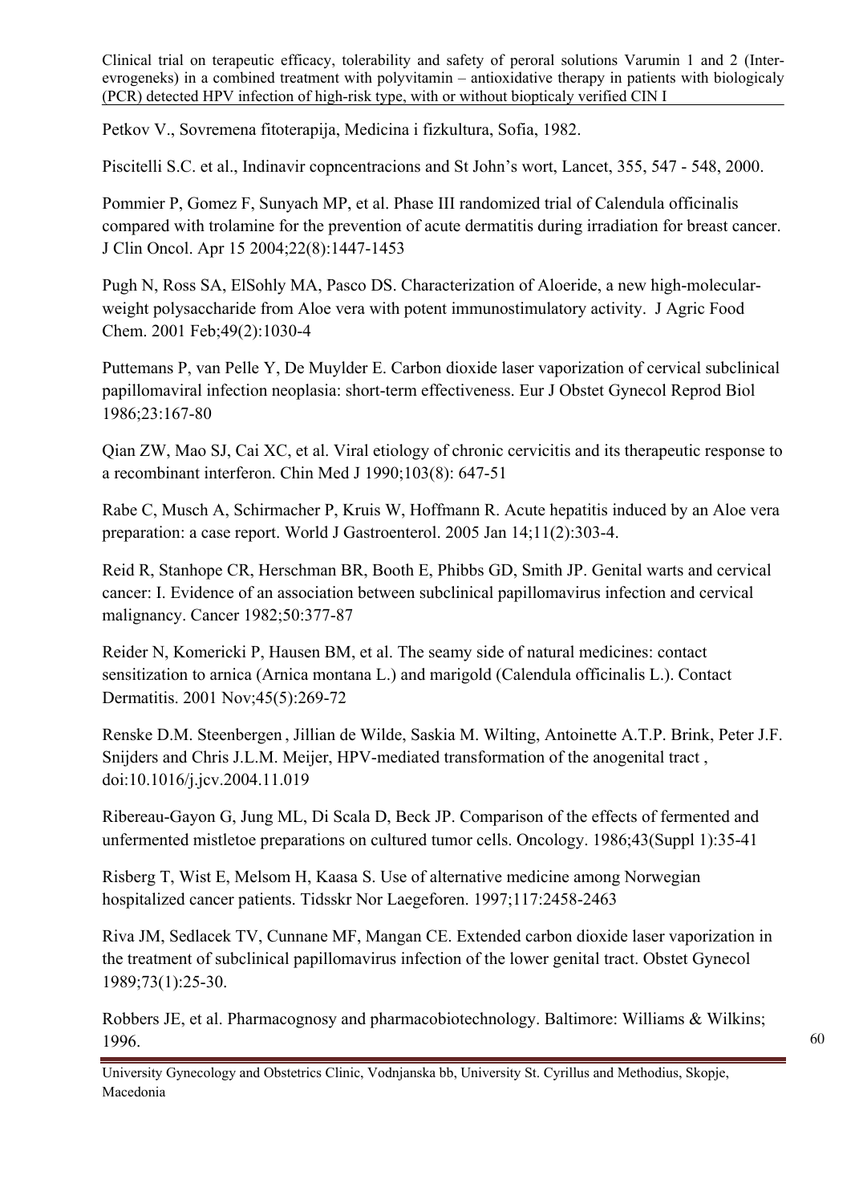Petkov V., Sovremena fitoterapija, Medicina i fizkultura, Sofia, 1982.

Piscitelli S.C. et al., Indinavir copncentracions and St John's wort, Lancet, 355, 547 - 548, 2000.

Pommier P, Gomez F, Sunyach MP, et al. Phase III randomized trial of Calendula officinalis compared with trolamine for the prevention of acute dermatitis during irradiation for breast cancer. J Clin Oncol. Apr 15 2004;22(8):1447-1453

Pugh N, Ross SA, ElSohly MA, Pasco DS. Characterization of Aloeride, a new high-molecular-weight polysaccharide from Aloe vera with potent immunostimulatory activity. J Agric Food Chem. 2001 Feb;49(2):1030-4

Puttemans P, van Pelle Y, De Muylder E. Carbon dioxide laser vaporization of cervical subclinical papillomaviral infection neoplasia: short-term effectiveness. Eur J Obstet Gynecol Reprod Biol 1986;23:167-80

Qian ZW, Mao SJ, Cai XC, et al. Viral etiology of chronic cervicitis and its therapeutic response to a recombinant interferon. Chin Med J 1990;103(8): 647-51

Rabe C, Musch A, Schirmacher P, Kruis W, Hoffmann R. Acute hepatitis induced by an Aloe vera preparation: a case report. World J Gastroenterol. 2005 Jan 14;11(2):303-4.

Reid R, Stanhope CR, Herschman BR, Booth E, Phibbs GD, Smith JP. Genital warts and cervical cancer: I. Evidence of an association between subclinical papillomavirus infection and cervical malignancy. Cancer 1982;50:377-87

Reider N, Komericki P, Hausen BM, et al. The seamy side of natural medicines: contact sensitization to arnica (Arnica montana L.) and marigold (Calendula officinalis L.). Contact Dermatitis. 2001 Nov;45(5):269-72

Renske D.M. Steenbergen , Jillian de Wilde, Saskia M. Wilting, Antoinette A.T.P. Brink, Peter J.F. Snijders and Chris J.L.M. Meijer, HPV-mediated transformation of the anogenital tract , doi:10.1016/j.jcv.2004.11.019

Ribereau-Gayon G, Jung ML, Di Scala D, Beck JP. Comparison of the effects of fermented and unfermented mistletoe preparations on cultured tumor cells. Oncology. 1986;43(Suppl 1):35-41

Risberg T, Wist E, Melsom H, Kaasa S. Use of alternative medicine among Norwegian hospitalized cancer patients. Tidsskr Nor Laegeforen. 1997;117:2458-2463

Riva JM, Sedlacek TV, Cunnane MF, Mangan CE. Extended carbon dioxide laser vaporization in the treatment of subclinical papillomavirus infection of the lower genital tract. Obstet Gynecol 1989;73(1):25-30.

Robbers JE, et al. Pharmacognosy and pharmacobiotechnology. Baltimore: Williams & Wilkins; 1996.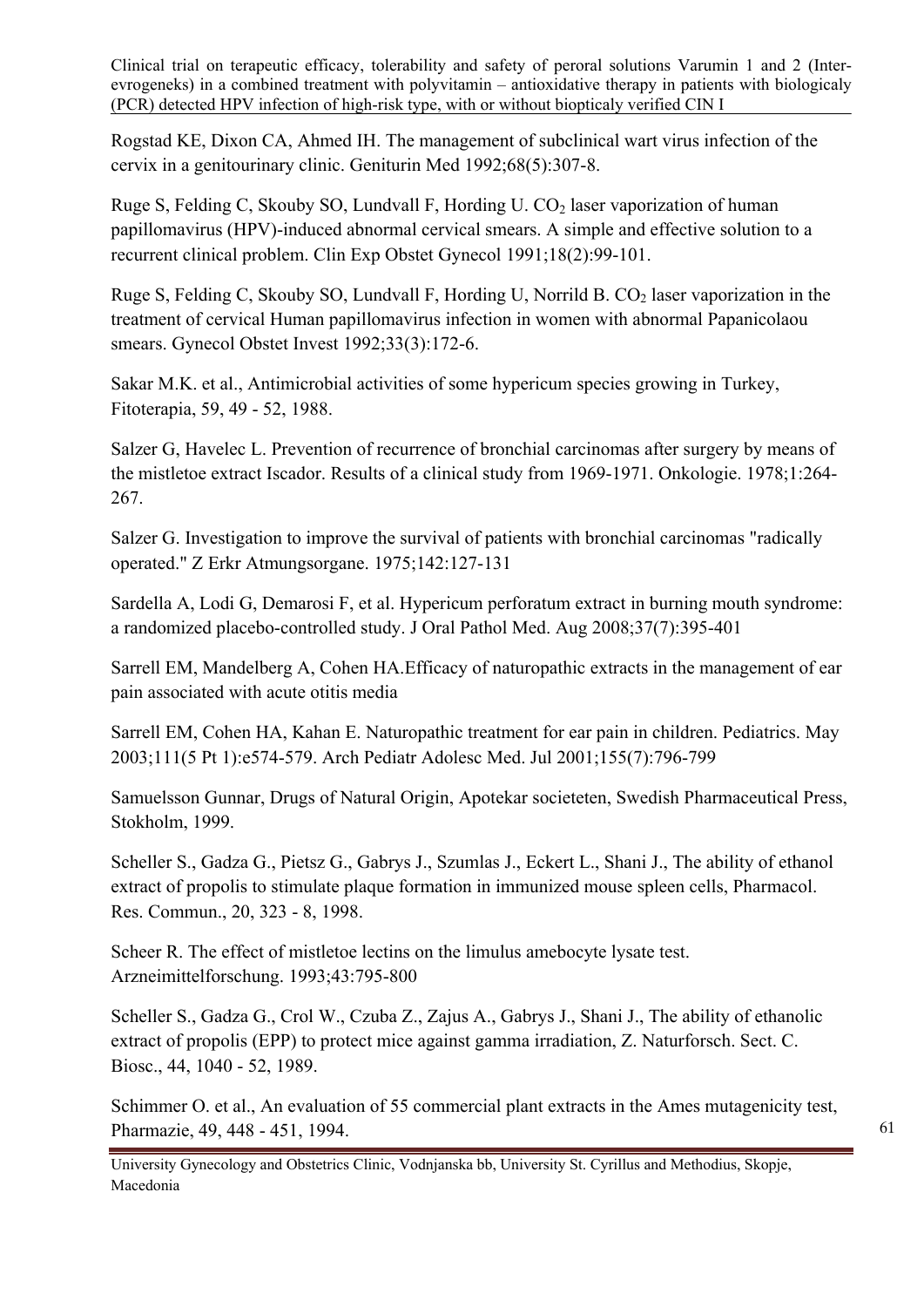Rogstad KE, Dixon CA, Ahmed IH. The management of subclinical wart virus infection of the cervix in a genitourinary clinic. Geniturin Med 1992;68(5):307-8.

Ruge S, Felding C, Skouby SO, Lundvall F, Hording U. $CO_2$ laser vaporization of human papillomavirus (HPV)-induced abnormal cervical smears. A simple and effective solution to a recurrent clinical problem. Clin Exp Obstet Gynecol 1991;18(2):99-101.

Ruge S, Felding C, Skouby SO, Lundvall F, Hording U, Norrild B. $CO_2$ laser vaporization in the treatment of cervical Human papillomavirus infection in women with abnormal Papanicolaou smears. Gynecol Obstet Invest 1992;33(3):172-6.

Sakar M.K. et al., Antimicrobial activities of some hypericum species growing in Turkey, Fitoterapia, 59, 49 - 52, 1988.

Salzer G, Havelec L. Prevention of recurrence of bronchial carcinomas after surgery by means of the mistletoe extract Iscador. Results of a clinical study from 1969-1971. Onkologie. 1978;1:264-267.

Salzer G. Investigation to improve the survival of patients with bronchial carcinomas "radically operated." Z Erkr Atmungsorgane. 1975;142:127-131

Sardella A, Lodi G, Demarosi F, et al. Hypericum perforatum extract in burning mouth syndrome: a randomized placebo-controlled study. J Oral Pathol Med. Aug 2008;37(7):395-401

Sarrell EM, Mandelberg A, Cohen HA.Efficacy of naturopathic extracts in the management of ear pain associated with acute otitis media

Sarrell EM, Cohen HA, Kahan E. Naturopathic treatment for ear pain in children. Pediatrics. May 2003;111(5 Pt 1):e574-579. Arch Pediatr Adolesc Med. Jul 2001;155(7):796-799

Samuelsson Gunnar, Drugs of Natural Origin, Apotekar societeten, Swedish Pharmaceutical Press, Stokholm, 1999.

Scheller S., Gadza G., Pietsz G., Gabrys J., Szumlas J., Eckert L., Shani J., The ability of ethanol extract of propolis to stimulate plaque formation in immunized mouse spleen cells, Pharmacol. Res. Commun., 20, 323 - 8, 1998.

Scheer R. The effect of mistletoe lectins on the limulus amebocyte lysate test. Arzneimittelforschung. 1993;43:795-800

Scheller S., Gadza G., Crol W., Czuba Z., Zajus A., Gabrys J., Shani J., The ability of ethanolic extract of propolis (EPP) to protect mice against gamma irradiation, Z. Naturforsch. Sect. C. Biosc., 44, 1040 - 52, 1989.

Schimmer O. et al., An evaluation of 55 commercial plant extracts in the Ames mutagenicity test, Pharmazie, 49, 448 - 451, 1994.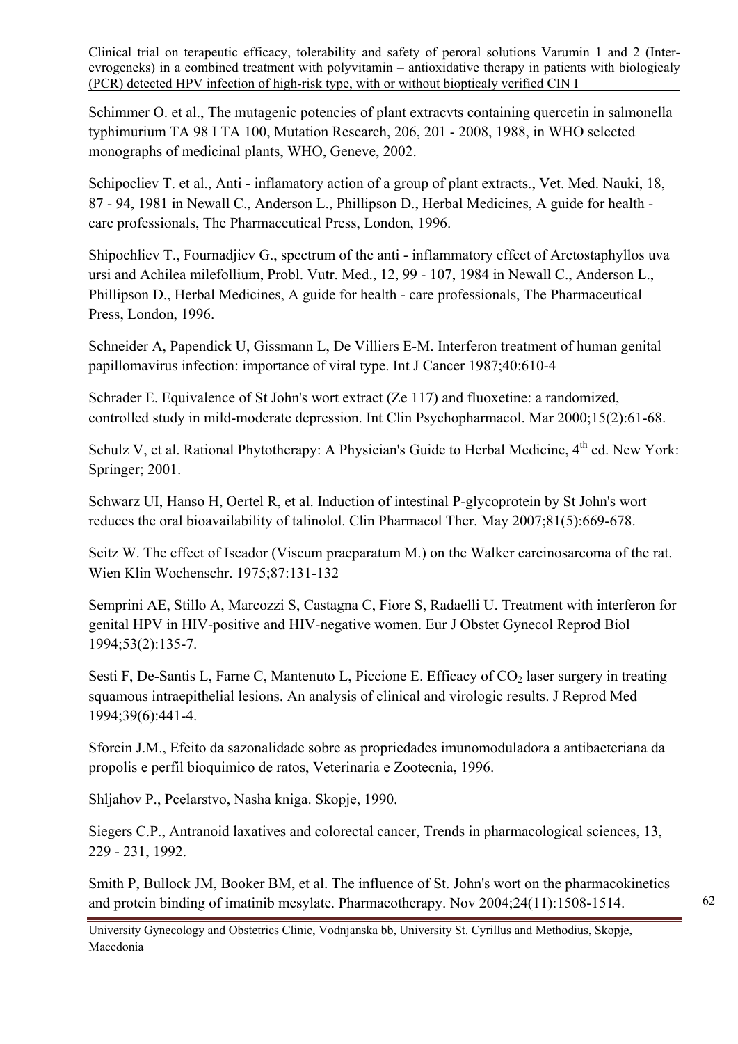Schimmer O. et al., The mutagenic potencies of plant extracvts containing quercetin in salmonella typhimurium TA 98 I TA 100, Mutation Research, 206, 201 - 2008, 1988, in WHO selected monographs of medicinal plants, WHO, Geneve, 2002.

Schipocliev T. et al., Anti - inflamatory action of a group of plant extracts., Vet. Med. Nauki, 18, 87 - 94, 1981 in Newall C., Anderson L., Phillipson D., Herbal Medicines, A guide for health - care professionals, The Pharmaceutical Press, London, 1996.

Shipochliev T., Fournadjiev G., spectrum of the anti - inflammatory effect of Arctostaphyllos uva ursi and Achilea milefollium, Probl. Vutr. Med., 12, 99 - 107, 1984 in Newall C., Anderson L., Phillipson D., Herbal Medicines, A guide for health - care professionals, The Pharmaceutical Press, London, 1996.

Schneider A, Papendick U, Gissmann L, De Villiers E-M. Interferon treatment of human genital papillomavirus infection: importance of viral type. Int J Cancer 1987;40:610-4

Schrader E. Equivalence of St John's wort extract (Ze 117) and fluoxetine: a randomized, controlled study in mild-moderate depression. Int Clin Psychopharmacol. Mar 2000;15(2):61-68.

Schulz V, et al. Rational Phytotherapy: A Physician's Guide to Herbal Medicine, 4th ed. New York: Springer; 2001.

Schwarz UI, Hanso H, Oertel R, et al. Induction of intestinal P-glycoprotein by St John's wort reduces the oral bioavailability of talinolol. Clin Pharmacol Ther. May 2007;81(5):669-678.

Seitz W. The effect of Iscador (Viscum praeparatum M.) on the Walker carcinosarcoma of the rat. Wien Klin Wochenschr. 1975;87:131-132

Semprini AE, Stillo A, Marcozzi S, Castagna C, Fiore S, Radaelli U. Treatment with interferon for genital HPV in HIV-positive and HIV-negative women. Eur J Obstet Gynecol Reprod Biol 1994;53(2):135-7.

Sesti F, De-Santis L, Farne C, Mantenuto L, Piccione E. Efficacy of $CO_2$ laser surgery in treating squamous intraepithelial lesions. An analysis of clinical and virologic results. J Reprod Med 1994;39(6):441-4.

Sforcin J.M., Efeito da sazonalidade sobre as propriedades imunomoduladora a antibacteriana da propolis e perfil bioquimico de ratos, Veterinaria e Zootecnia, 1996.

Shljahov P., Pcelarstvo, Nasha kniga. Skopje, 1990.

Siegers C.P., Antranoid laxatives and colorectal cancer, Trends in pharmacological sciences, 13, 229 - 231, 1992.

Smith P, Bullock JM, Booker BM, et al. The influence of St. John's wort on the pharmacokinetics and protein binding of imatinib mesylate. Pharmacotherapy. Nov 2004;24(11):1508-1514.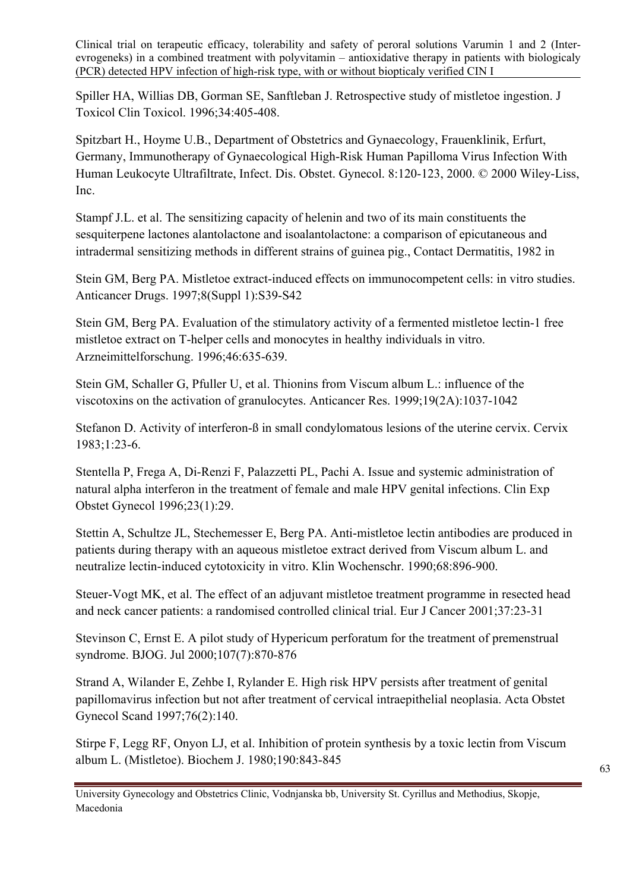Spiller HA, Willias DB, Gorman SE, Sanftleban J. Retrospective study of mistletoe ingestion. J Toxicol Clin Toxicol. 1996;34:405-408.

Spitzbart H., Hoyme U.B., Department of Obstetrics and Gynaecology, Frauenklinik, Erfurt, Germany, Immunotherapy of Gynaecological High-Risk Human Papilloma Virus Infection With Human Leukocyte Ultrafiltrate, Infect. Dis. Obstet. Gynecol. 8:120-123, 2000. © 2000 Wiley-Liss, Inc.

Stampf J.L. et al. The sensitizing capacity of helenin and two of its main constituents the sesquiterpene lactones alantolactone and isoalantolactone: a comparison of epicutaneous and intradermal sensitizing methods in different strains of guinea pig., Contact Dermatitis, 1982 in

Stein GM, Berg PA. Mistletoe extract-induced effects on immunocompetent cells: in vitro studies. Anticancer Drugs. 1997;8(Suppl 1):S39-S42

Stein GM, Berg PA. Evaluation of the stimulatory activity of a fermented mistletoe lectin-1 free mistletoe extract on T-helper cells and monocytes in healthy individuals in vitro. Arzneimittelforschung. 1996;46:635-639.

Stein GM, Schaller G, Pfuller U, et al. Thionins from Viscum album L.: influence of the viscotoxins on the activation of granulocytes. Anticancer Res. 1999;19(2A):1037-1042

Stefanon D. Activity of interferon-ß in small condylomatous lesions of the uterine cervix. Cervix 1983;1:23-6.

Stentella P, Frega A, Di-Renzi F, Palazzetti PL, Pachi A. Issue and systemic administration of natural alpha interferon in the treatment of female and male HPV genital infections. Clin Exp Obstet Gynecol 1996;23(1):29.

Stettin A, Schultze JL, Stechemesser E, Berg PA. Anti-mistletoe lectin antibodies are produced in patients during therapy with an aqueous mistletoe extract derived from Viscum album L. and neutralize lectin-induced cytotoxicity in vitro. Klin Wochenschr. 1990;68:896-900.

Steuer-Vogt MK, et al. The effect of an adjuvant mistletoe treatment programme in resected head and neck cancer patients: a randomised controlled clinical trial. Eur J Cancer 2001;37:23-31

Stevinson C, Ernst E. A pilot study of Hypericum perforatum for the treatment of premenstrual syndrome. BJOG. Jul 2000;107(7):870-876

Strand A, Wilander E, Zehbe I, Rylander E. High risk HPV persists after treatment of genital papillomavirus infection but not after treatment of cervical intraepithelial neoplasia. Acta Obstet Gynecol Scand 1997;76(2):140.

Stirpe F, Legg RF, Onyon LJ, et al. Inhibition of protein synthesis by a toxic lectin from Viscum album L. (Mistletoe). Biochem J. 1980;190:843-845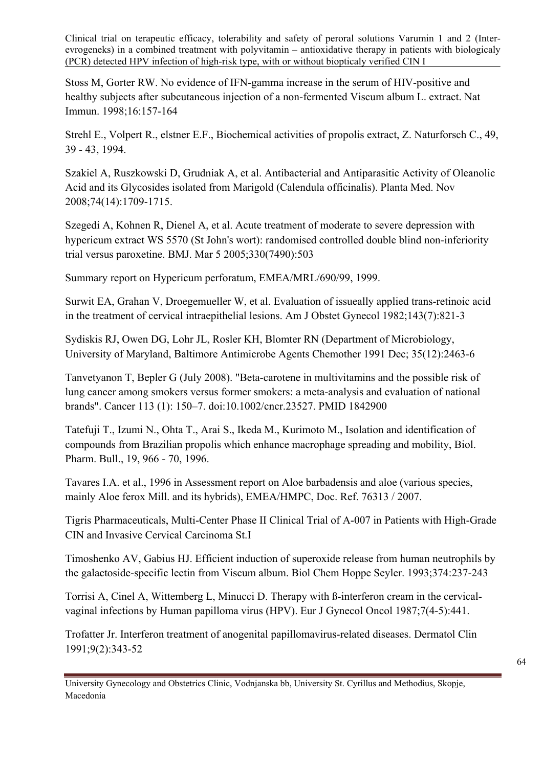Stoss M, Gorter RW. No evidence of IFN-gamma increase in the serum of HIV-positive and healthy subjects after subcutaneous injection of a non-fermented Viscum album L. extract. Nat Immun. 1998;16:157-164

Strehl E., Volpert R., elstner E.F., Biochemical activities of propolis extract, Z. Naturforsch C., 49, 39 - 43, 1994.

Szakiel A, Ruszkowski D, Grudniak A, et al. Antibacterial and Antiparasitic Activity of Oleanolic Acid and its Glycosides isolated from Marigold (Calendula officinalis). Planta Med. Nov 2008;74(14):1709-1715.

Szegedi A, Kohnen R, Dienel A, et al. Acute treatment of moderate to severe depression with hypericum extract WS 5570 (St John's wort): randomised controlled double blind non-inferiority trial versus paroxetine. BMJ. Mar 5 2005;330(7490):503

Summary report on Hypericum perforatum, EMEA/MRL/690/99, 1999.

Surwit EA, Grahan V, Droegemueller W, et al. Evaluation of issueally applied trans-retinoic acid in the treatment of cervical intraepithelial lesions. Am J Obstet Gynecol 1982;143(7):821-3

Sydiskis RJ, Owen DG, Lohr JL, Rosler KH, Blomter RN (Department of Microbiology, University of Maryland, Baltimore Antimicrobe Agents Chemother 1991 Dec; 35(12):2463-6

Tanvetyanon T, Bepler G (July 2008). "Beta-carotene in multivitamins and the possible risk of lung cancer among smokers versus former smokers: a meta-analysis and evaluation of national brands". Cancer 113 (1): 150–7. doi:10.1002/cncr.23527. PMID 1842900

Tatefuji T., Izumi N., Ohta T., Arai S., Ikeda M., Kurimoto M., Isolation and identification of compounds from Brazilian propolis which enhance macrophage spreading and mobility, Biol. Pharm. Bull., 19, 966 - 70, 1996.

Tavares I.A. et al., 1996 in Assessment report on Aloe barbadensis and aloe (various species, mainly Aloe ferox Mill. and its hybrids), EMEA/HMPC, Doc. Ref. 76313 / 2007.

Tigris Pharmaceuticals, Multi-Center Phase II Clinical Trial of A-007 in Patients with High-Grade CIN and Invasive Cervical Carcinoma St.I

Timoshenko AV, Gabius HJ. Efficient induction of superoxide release from human neutrophils by the galactoside-specific lectin from Viscum album. Biol Chem Hoppe Seyler. 1993;374:237-243

Torrisi A, Cinel A, Wittemberg L, Minucci D. Therapy with ß-interferon cream in the cervical-vaginal infections by Human papilloma virus (HPV). Eur J Gynecol Oncol 1987;7(4-5):441.

Trofatter Jr. Interferon treatment of anogenital papillomavirus-related diseases. Dermatol Clin 1991;9(2):343-52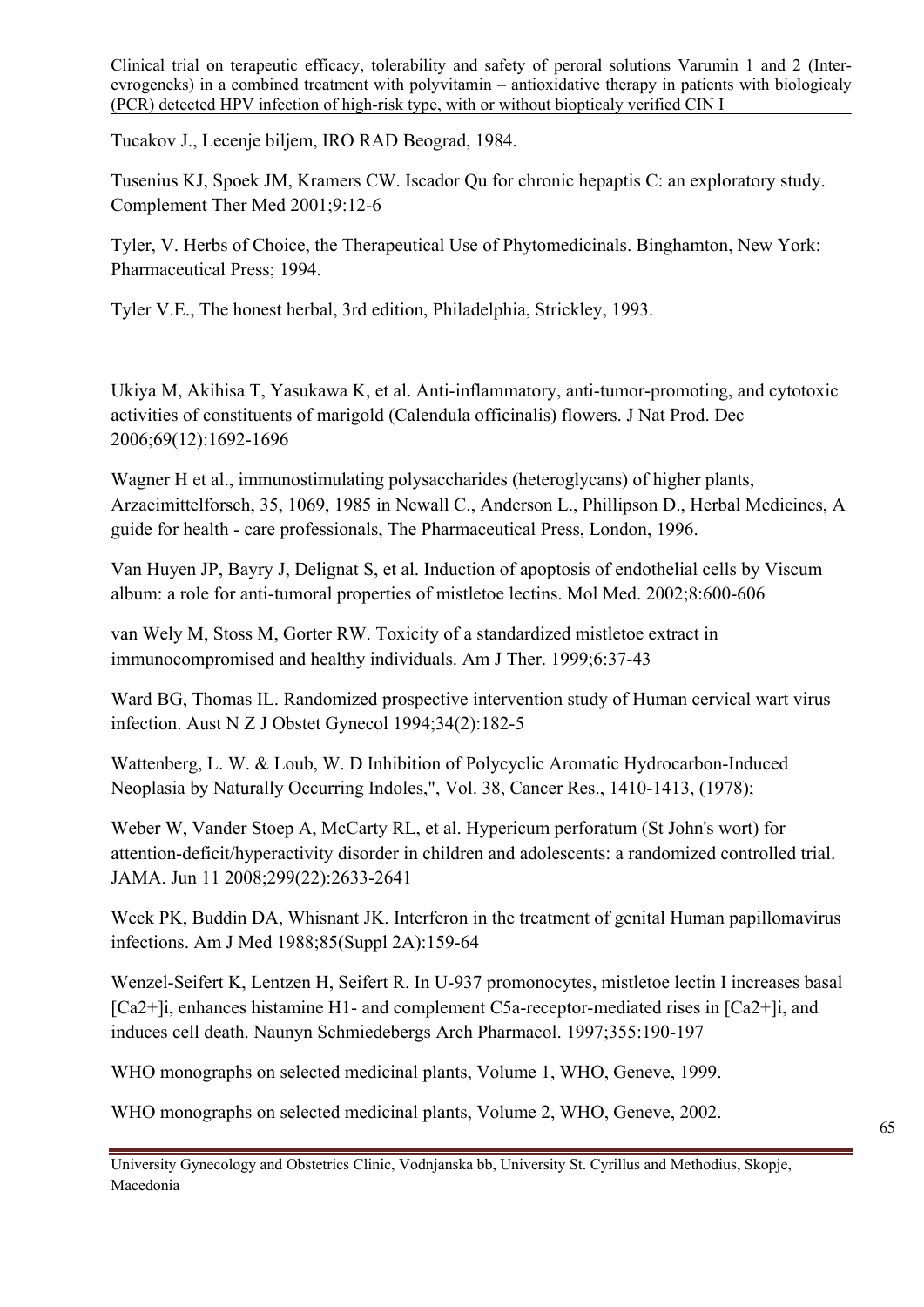Tucakov J., Lecenje biljem, IRO RAD Beograd, 1984.

Tusenius KJ, Spoek JM, Kramers CW. Iscador Qu for chronic hepaptis C: an exploratory study. Complement Ther Med 2001;9:12-6

Tyler, V. Herbs of Choice, the Therapeutical Use of Phytomedicinals. Binghamton, New York: Pharmaceutical Press; 1994.

Tyler V.E., The honest herbal, 3rd edition, Philadelphia, Strickley, 1993.

Ukiya M, Akihisa T, Yasukawa K, et al. Anti-inflammatory, anti-tumor-promoting, and cytotoxic activities of constituents of marigold (Calendula officinalis) flowers. J Nat Prod. Dec 2006;69(12):1692-1696

Wagner H et al., immunostimulating polysaccharides (heteroglycans) of higher plants, Arzaeimittelforsch, 35, 1069, 1985 in Newall C., Anderson L., Phillipson D., Herbal Medicines, A guide for health - care professionals, The Pharmaceutical Press, London, 1996.

Van Huyen JP, Bayry J, Delignat S, et al. Induction of apoptosis of endothelial cells by Viscum album: a role for anti-tumoral properties of mistletoe lectins. Mol Med. 2002;8:600-606

van Wely M, Stoss M, Gorter RW. Toxicity of a standardized mistletoe extract in immunocompromised and healthy individuals. Am J Ther. 1999;6:37-43

Ward BG, Thomas IL. Randomized prospective intervention study of Human cervical wart virus infection. Aust N Z J Obstet Gynecol 1994;34(2):182-5

Wattenberg, L. W. & Loub, W. D Inhibition of Polycyclic Aromatic Hydrocarbon-Induced Neoplasia by Naturally Occurring Indoles,", Vol. 38, Cancer Res., 1410-1413, (1978);

Weber W, Vander Stoep A, McCarty RL, et al. Hypericum perforatum (St John's wort) for attention-deficit/hyperactivity disorder in children and adolescents: a randomized controlled trial. JAMA. Jun 11 2008;299(22):2633-2641

Weck PK, Buddin DA, Whisnant JK. Interferon in the treatment of genital Human papillomavirus infections. Am J Med 1988;85(Suppl 2A):159-64

Wenzel-Seifert K, Lentzen H, Seifert R. In U-937 promonocytes, mistletoe lectin I increases basal $[Ca^{2+}]_i$, enhances histamine H1- and complement C5a-receptor-mediated rises in $[Ca^{2+}]_i$, and induces cell death. Naunyn Schmiedebergs Arch Pharmacol. 1997;355:190-197

WHO monographs on selected medicinal plants, Volume 1, WHO, Geneve, 1999.

WHO monographs on selected medicinal plants, Volume 2, WHO, Geneve, 2002.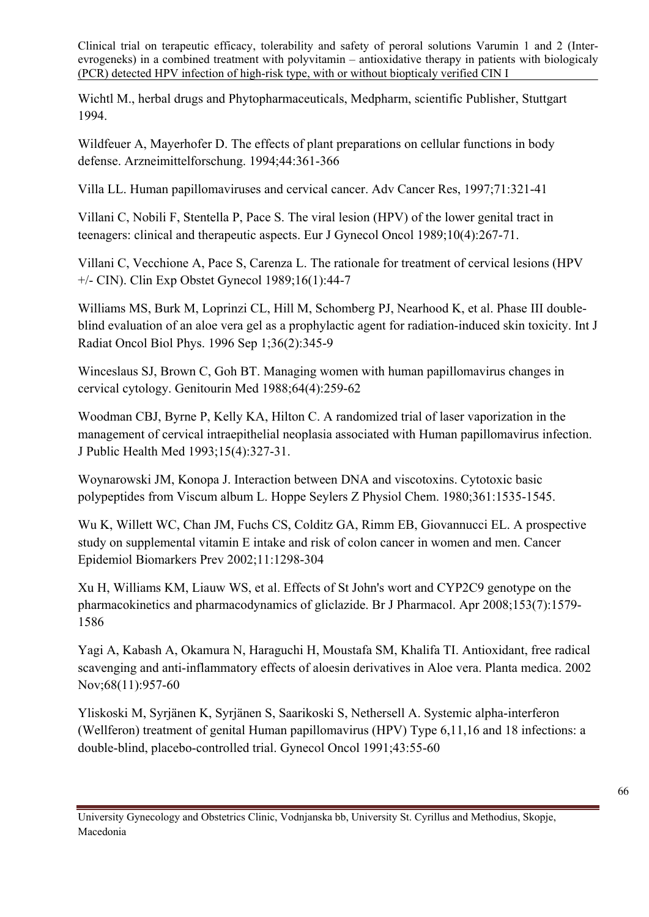Wichtl M., herbal drugs and Phytopharmaceuticals, Medpharm, scientific Publisher, Stuttgart 1994.

Wildfeuer A, Mayerhofer D. The effects of plant preparations on cellular functions in body defense. Arzneimittelforschung. 1994;44:361-366

Villa LL. Human papillomaviruses and cervical cancer. Adv Cancer Res, 1997;71:321-41

Villani C, Nobili F, Stentella P, Pace S. The viral lesion (HPV) of the lower genital tract in teenagers: clinical and therapeutic aspects. Eur J Gynecol Oncol 1989;10(4):267-71.

Villani C, Vecchione A, Pace S, Carenza L. The rationale for treatment of cervical lesions (HPV +/- CIN). Clin Exp Obstet Gynecol 1989;16(1):44-7

Williams MS, Burk M, Loprinzi CL, Hill M, Schomberg PJ, Nearhood K, et al. Phase III double-blind evaluation of an aloe vera gel as a prophylactic agent for radiation-induced skin toxicity. Int J Radiat Oncol Biol Phys. 1996 Sep 1;36(2):345-9

Winceslaus SJ, Brown C, Goh BT. Managing women with human papillomavirus changes in cervical cytology. Genitourin Med 1988;64(4):259-62

Woodman CBJ, Byrne P, Kelly KA, Hilton C. A randomized trial of laser vaporization in the management of cervical intraepithelial neoplasia associated with Human papillomavirus infection. J Public Health Med 1993;15(4):327-31.

Woynarowski JM, Konopa J. Interaction between DNA and viscotoxins. Cytotoxic basic polypeptides from Viscum album L. Hoppe Seylers Z Physiol Chem. 1980;361:1535-1545.

Wu K, Willett WC, Chan JM, Fuchs CS, Colditz GA, Rimm EB, Giovannucci EL. A prospective study on supplemental vitamin E intake and risk of colon cancer in women and men. Cancer Epidemiol Biomarkers Prev 2002;11:1298-304

Xu H, Williams KM, Liauw WS, et al. Effects of St John's wort and CYP2C9 genotype on the pharmacokinetics and pharmacodynamics of gliclazide. Br J Pharmacol. Apr 2008;153(7):1579-1586

Yagi A, Kabash A, Okamura N, Haraguchi H, Moustafa SM, Khalifa TI. Antioxidant, free radical scavenging and anti-inflammatory effects of aloesin derivatives in Aloe vera. Planta medica. 2002 Nov;68(11):957-60

Yliskoski M, Syrjänen K, Syrjänen S, Saarikoski S, Nethersell A. Systemic alpha-interferon (Wellferon) treatment of genital Human papillomavirus (HPV) Type 6,11,16 and 18 infections: a double-blind, placebo-controlled trial. Gynecol Oncol 1991;43:55-60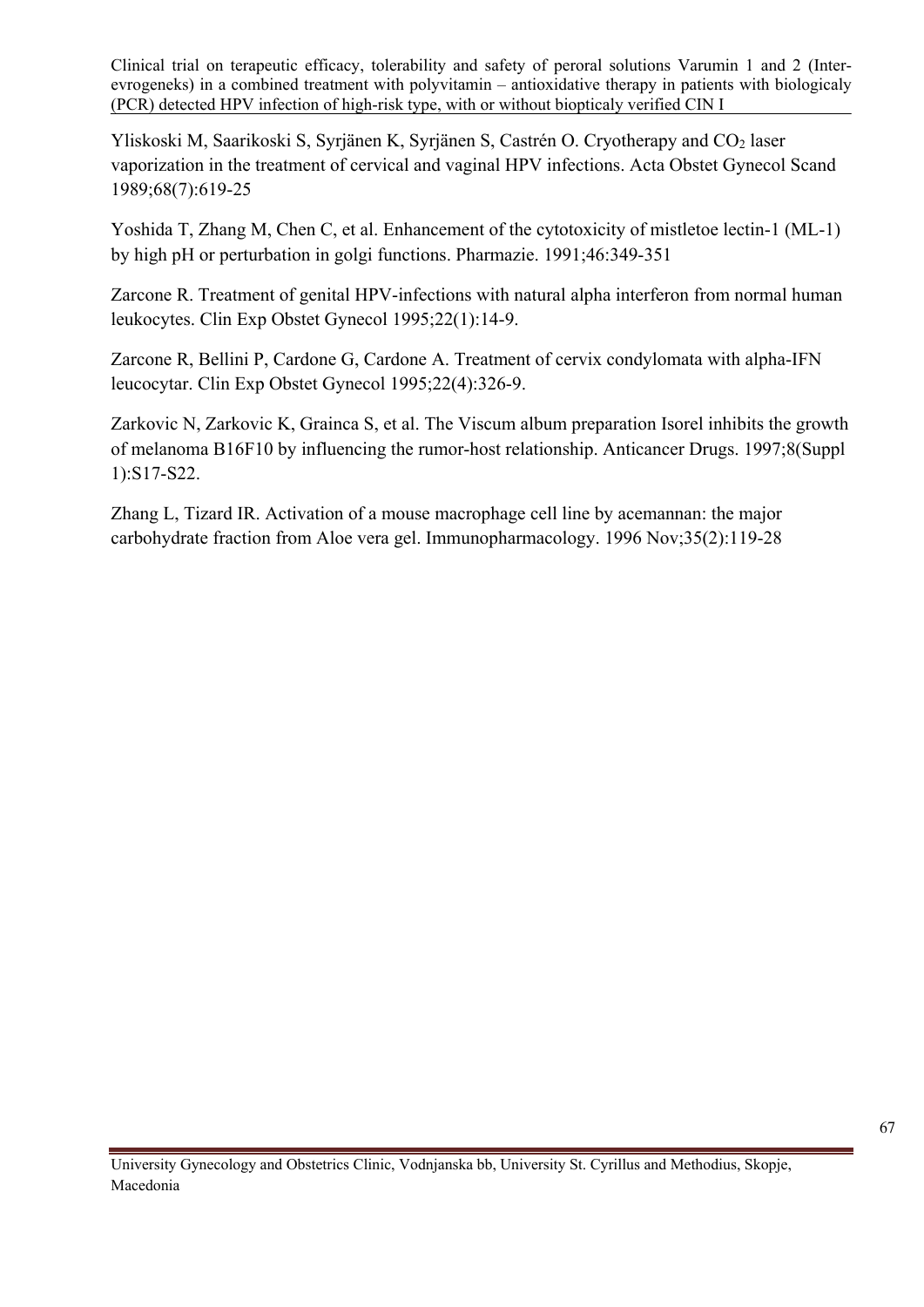Yliskoski M, Saarikoski S, Syrjänen K, Syrjänen S, Castrén O. Cryotherapy and $CO_2$ laser vaporization in the treatment of cervical and vaginal HPV infections. Acta Obstet Gynecol Scand 1989;68(7):619-25

Yoshida T, Zhang M, Chen C, et al. Enhancement of the cytotoxicity of mistletoe lectin-1 (ML-1) by high pH or perturbation in golgi functions. Pharmazie. 1991;46:349-351

Zarcone R. Treatment of genital HPV-infections with natural alpha interferon from normal human leukocytes. Clin Exp Obstet Gynecol 1995;22(1):14-9.

Zarcone R, Bellini P, Cardone G, Cardone A. Treatment of cervix condylomata with alpha-IFN leucocytar. Clin Exp Obstet Gynecol 1995;22(4):326-9.

Zarkovic N, Zarkovic K, Grainca S, et al. The Viscum album preparation Isorel inhibits the growth of melanoma B16F10 by influencing the rumor-host relationship. Anticancer Drugs. 1997;8(Suppl 1):S17-S22.

Zhang L, Tizard IR. Activation of a mouse macrophage cell line by acemannan: the major carbohydrate fraction from Aloe vera gel. Immunopharmacology. 1996 Nov;35(2):119-28